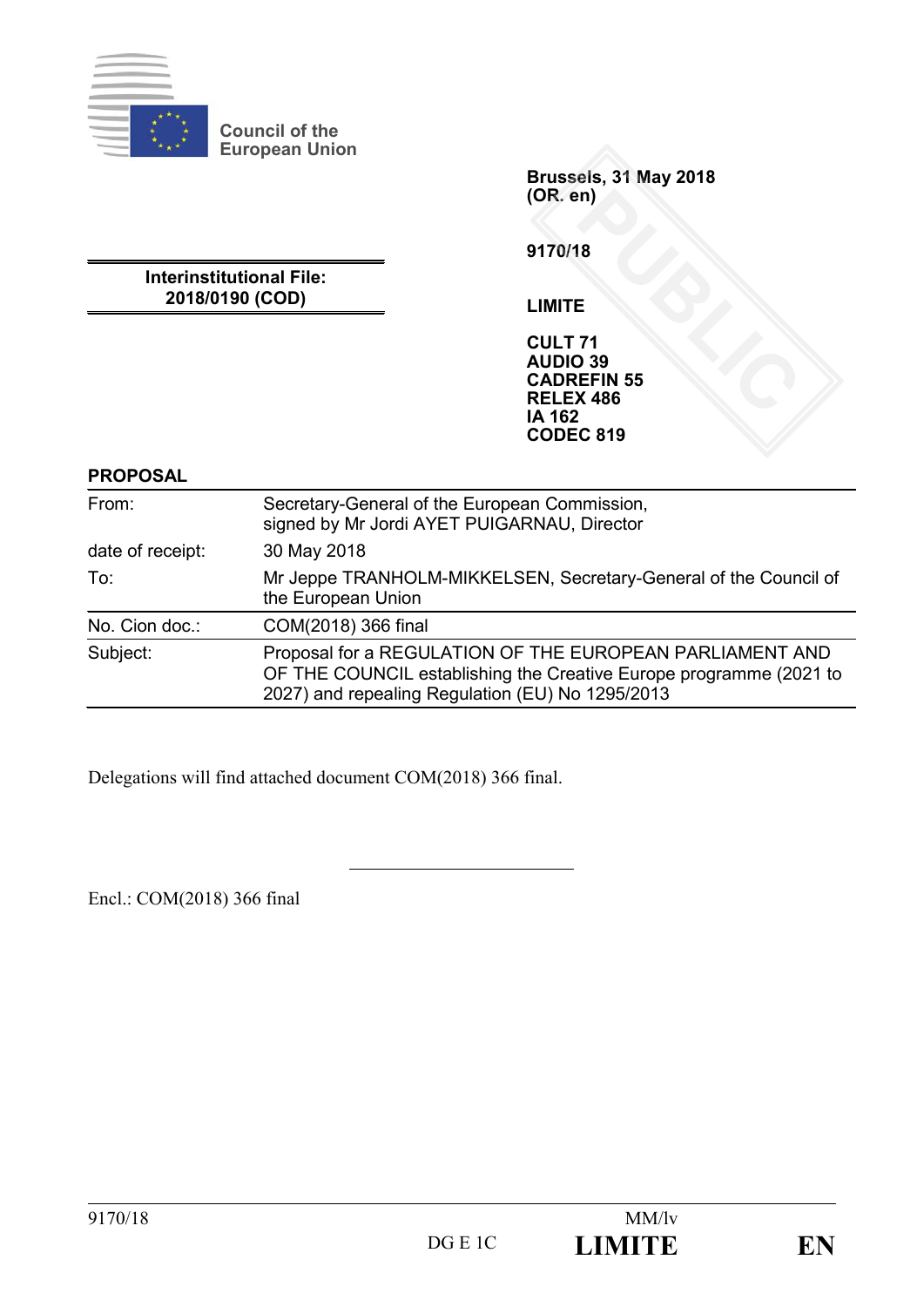**Council of the European Union**

**Brussels, 31 May 2018**
**(OR. en)**

**9170/18**

**Interinstitutional File:**
**2018/0190 (COD)**

**LIMITE**

**CULT 71**
**AUDIO 39**
**CADREFIN 55**
**RELEX 486**
**IA 162**
**CODEC 819**

**PROPOSAL**

| | |
|---|---|
| From: | Secretary-General of the European Commission, signed by Mr Jordi AYET PUIGARNAU, Director |
| date of receipt: | 30 May 2018 |
| To: | Mr Jeppe TRANHOLM-MIKKELSEN, Secretary-General of the Council of the European Union |
| No. Cion doc.: | COM(2018) 366 final |
| Subject: | Proposal for a REGULATION OF THE EUROPEAN PARLIAMENT AND OF THE COUNCIL establishing the Creative Europe programme (2021 to 2027) and repealing Regulation (EU) No 1295/2013 |

Delegations will find attached document COM(2018) 366 final.

---

Encl.: COM(2018) 366 final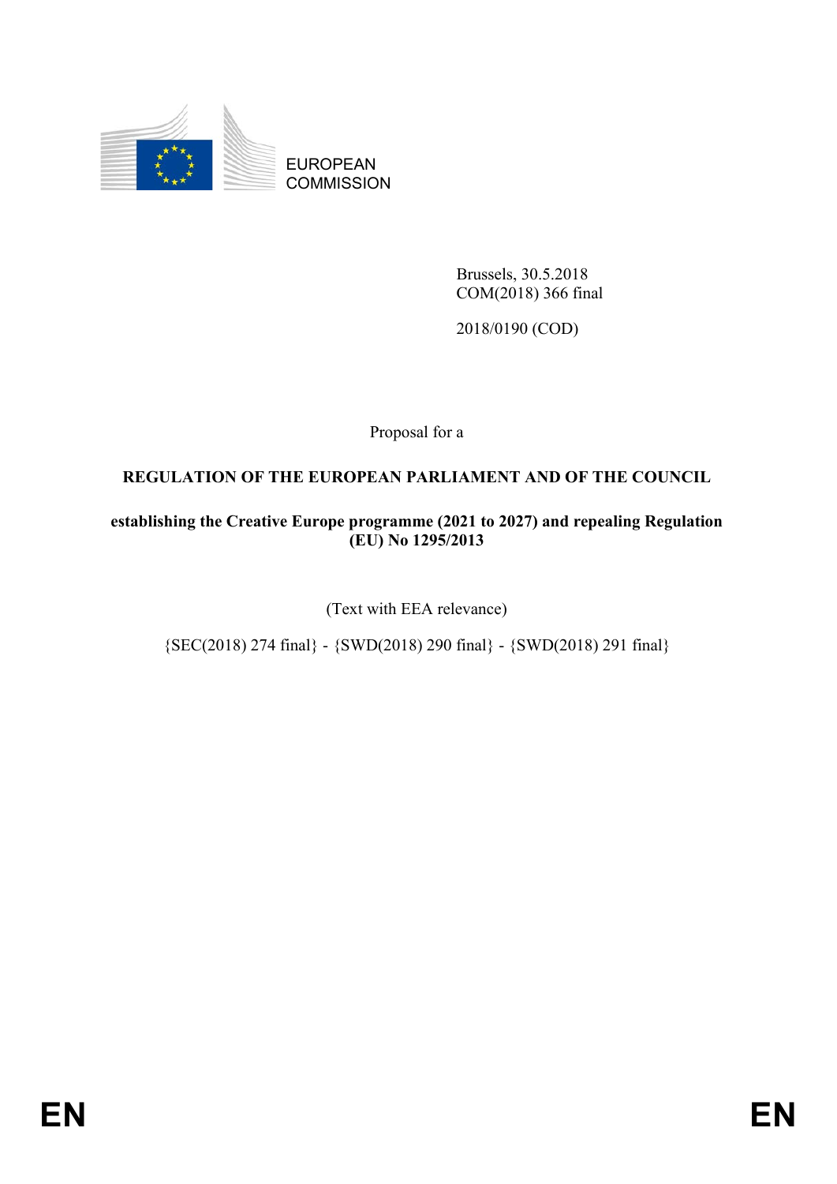EUROPEAN COMMISSION

Brussels, 30.5.2018
COM(2018) 366 final

2018/0190 (COD)

Proposal for a

**REGULATION OF THE EUROPEAN PARLIAMENT AND OF THE COUNCIL**

**establishing the Creative Europe programme (2021 to 2027) and repealing Regulation (EU) No 1295/2013**

(Text with EEA relevance)

{SEC(2018) 274 final} - {SWD(2018) 290 final} - {SWD(2018) 291 final}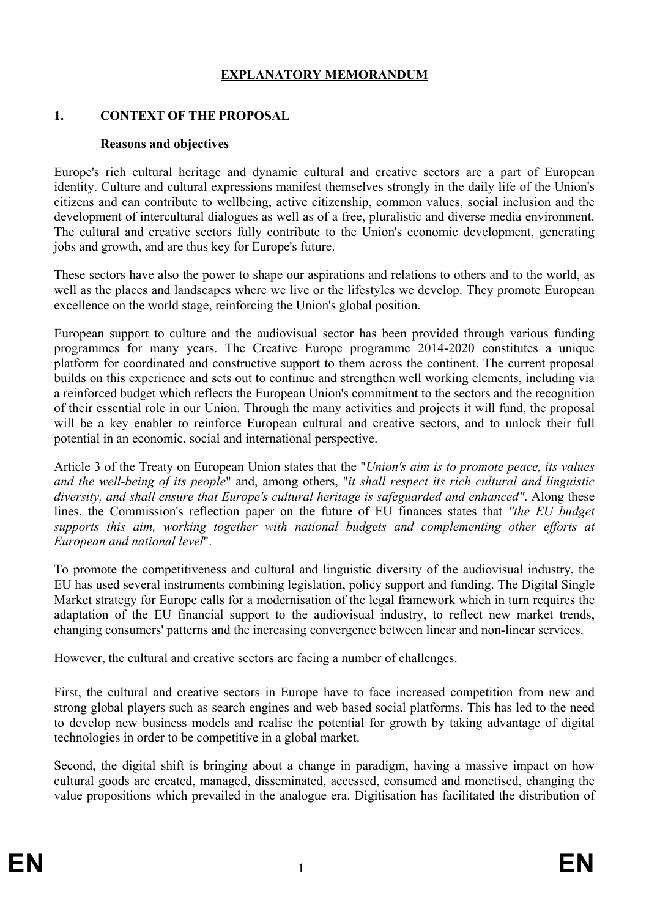# EXPLANATORY MEMORANDUM

## 1. CONTEXT OF THE PROPOSAL

### Reasons and objectives

Europe's rich cultural heritage and dynamic cultural and creative sectors are a part of European identity. Culture and cultural expressions manifest themselves strongly in the daily life of the Union's citizens and can contribute to wellbeing, active citizenship, common values, social inclusion and the development of intercultural dialogues as well as of a free, pluralistic and diverse media environment. The cultural and creative sectors fully contribute to the Union's economic development, generating jobs and growth, and are thus key for Europe's future.

These sectors have also the power to shape our aspirations and relations to others and to the world, as well as the places and landscapes where we live or the lifestyles we develop. They promote European excellence on the world stage, reinforcing the Union's global position.

European support to culture and the audiovisual sector has been provided through various funding programmes for many years. The Creative Europe programme 2014-2020 constitutes a unique platform for coordinated and constructive support to them across the continent. The current proposal builds on this experience and sets out to continue and strengthen well working elements, including via a reinforced budget which reflects the European Union's commitment to the sectors and the recognition of their essential role in our Union. Through the many activities and projects it will fund, the proposal will be a key enabler to reinforce European cultural and creative sectors, and to unlock their full potential in an economic, social and international perspective.

Article 3 of the Treaty on European Union states that the "*Union's aim is to promote peace, its values and the well-being of its people*" and, among others, "*it shall respect its rich cultural and linguistic diversity, and shall ensure that Europe's cultural heritage is safeguarded and enhanced"*. Along these lines, the Commission's reflection paper on the future of EU finances states that *"the EU budget supports this aim, working together with national budgets and complementing other efforts at European and national level*".

To promote the competitiveness and cultural and linguistic diversity of the audiovisual industry, the EU has used several instruments combining legislation, policy support and funding. The Digital Single Market strategy for Europe calls for a modernisation of the legal framework which in turn requires the adaptation of the EU financial support to the audiovisual industry, to reflect new market trends, changing consumers' patterns and the increasing convergence between linear and non-linear services.

However, the cultural and creative sectors are facing a number of challenges.

First, the cultural and creative sectors in Europe have to face increased competition from new and strong global players such as search engines and web based social platforms. This has led to the need to develop new business models and realise the potential for growth by taking advantage of digital technologies in order to be competitive in a global market.

Second, the digital shift is bringing about a change in paradigm, having a massive impact on how cultural goods are created, managed, disseminated, accessed, consumed and monetised, changing the value propositions which prevailed in the analogue era. Digitisation has facilitated the distribution of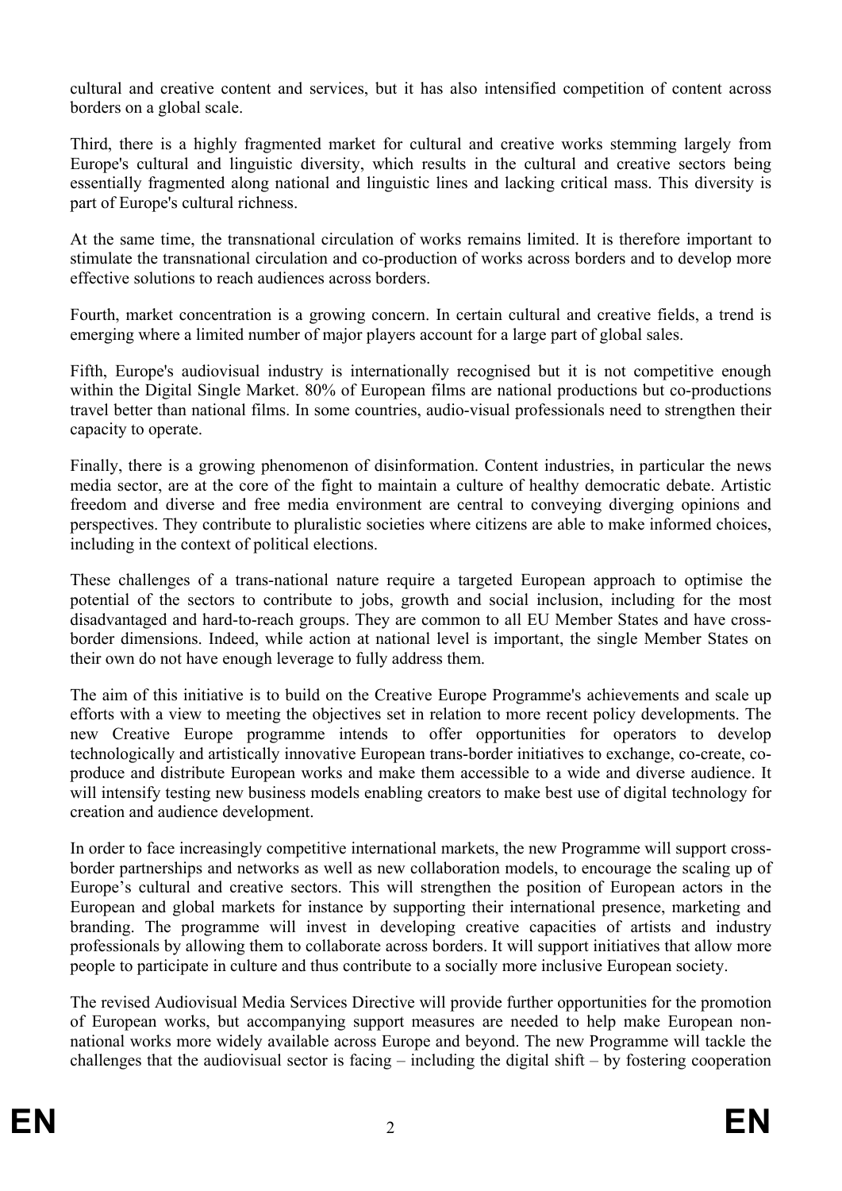cultural and creative content and services, but it has also intensified competition of content across borders on a global scale.

Third, there is a highly fragmented market for cultural and creative works stemming largely from Europe's cultural and linguistic diversity, which results in the cultural and creative sectors being essentially fragmented along national and linguistic lines and lacking critical mass. This diversity is part of Europe's cultural richness.

At the same time, the transnational circulation of works remains limited. It is therefore important to stimulate the transnational circulation and co-production of works across borders and to develop more effective solutions to reach audiences across borders.

Fourth, market concentration is a growing concern. In certain cultural and creative fields, a trend is emerging where a limited number of major players account for a large part of global sales.

Fifth, Europe's audiovisual industry is internationally recognised but it is not competitive enough within the Digital Single Market. 80% of European films are national productions but co-productions travel better than national films. In some countries, audio-visual professionals need to strengthen their capacity to operate.

Finally, there is a growing phenomenon of disinformation. Content industries, in particular the news media sector, are at the core of the fight to maintain a culture of healthy democratic debate. Artistic freedom and diverse and free media environment are central to conveying diverging opinions and perspectives. They contribute to pluralistic societies where citizens are able to make informed choices, including in the context of political elections.

These challenges of a trans-national nature require a targeted European approach to optimise the potential of the sectors to contribute to jobs, growth and social inclusion, including for the most disadvantaged and hard-to-reach groups. They are common to all EU Member States and have cross-border dimensions. Indeed, while action at national level is important, the single Member States on their own do not have enough leverage to fully address them.

The aim of this initiative is to build on the Creative Europe Programme's achievements and scale up efforts with a view to meeting the objectives set in relation to more recent policy developments. The new Creative Europe programme intends to offer opportunities for operators to develop technologically and artistically innovative European trans-border initiatives to exchange, co-create, co-produce and distribute European works and make them accessible to a wide and diverse audience. It will intensify testing new business models enabling creators to make best use of digital technology for creation and audience development.

In order to face increasingly competitive international markets, the new Programme will support cross-border partnerships and networks as well as new collaboration models, to encourage the scaling up of Europe's cultural and creative sectors. This will strengthen the position of European actors in the European and global markets for instance by supporting their international presence, marketing and branding. The programme will invest in developing creative capacities of artists and industry professionals by allowing them to collaborate across borders. It will support initiatives that allow more people to participate in culture and thus contribute to a socially more inclusive European society.

The revised Audiovisual Media Services Directive will provide further opportunities for the promotion of European works, but accompanying support measures are needed to help make European non-national works more widely available across Europe and beyond. The new Programme will tackle the challenges that the audiovisual sector is facing – including the digital shift – by fostering cooperation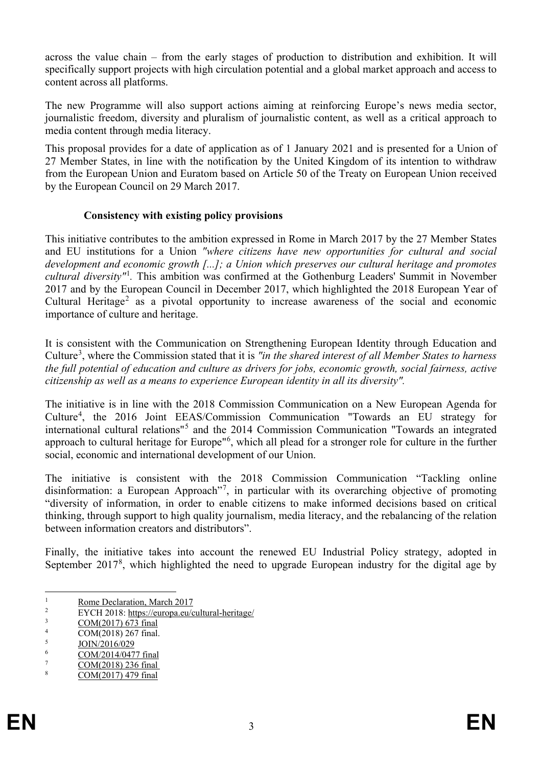across the value chain – from the early stages of production to distribution and exhibition. It will specifically support projects with high circulation potential and a global market approach and access to content across all platforms.

The new Programme will also support actions aiming at reinforcing Europe's news media sector, journalistic freedom, diversity and pluralism of journalistic content, as well as a critical approach to media content through media literacy.

This proposal provides for a date of application as of 1 January 2021 and is presented for a Union of 27 Member States, in line with the notification by the United Kingdom of its intention to withdraw from the European Union and Euratom based on Article 50 of the Treaty on European Union received by the European Council on 29 March 2017.

### Consistency with existing policy provisions

This initiative contributes to the ambition expressed in Rome in March 2017 by the 27 Member States and EU institutions for a Union *"where citizens have new opportunities for cultural and social development and economic growth [...]; a Union which preserves our cultural heritage and promotes cultural diversity"*[1]. This ambition was confirmed at the Gothenburg Leaders' Summit in November 2017 and by the European Council in December 2017, which highlighted the 2018 European Year of Cultural Heritage[2] as a pivotal opportunity to increase awareness of the social and economic importance of culture and heritage.

It is consistent with the Communication on Strengthening European Identity through Education and Culture[3], where the Commission stated that it is *"in the shared interest of all Member States to harness the full potential of education and culture as drivers for jobs, economic growth, social fairness, active citizenship as well as a means to experience European identity in all its diversity".*

The initiative is in line with the 2018 Commission Communication on a New European Agenda for Culture[4], the 2016 Joint EEAS/Commission Communication "Towards an EU strategy for international cultural relations"[5] and the 2014 Commission Communication "Towards an integrated approach to cultural heritage for Europe"[6], which all plead for a stronger role for culture in the further social, economic and international development of our Union.

The initiative is consistent with the 2018 Commission Communication "Tackling online disinformation: a European Approach"[7], in particular with its overarching objective of promoting "diversity of information, in order to enable citizens to make informed decisions based on critical thinking, through support to high quality journalism, media literacy, and the rebalancing of the relation between information creators and distributors".

Finally, the initiative takes into account the renewed EU Industrial Policy strategy, adopted in September 2017[8], which highlighted the need to upgrade European industry for the digital age by

---

[1] Rome Declaration, March 2017

[2] EYCH 2018: https://europa.eu/cultural-heritage/

[3] COM(2017) 673 final

[4] COM(2018) 267 final.

[5] JOIN/2016/029

[6] COM/2014/0477 final

[7] COM(2018) 236 final

[8] COM(2017) 479 final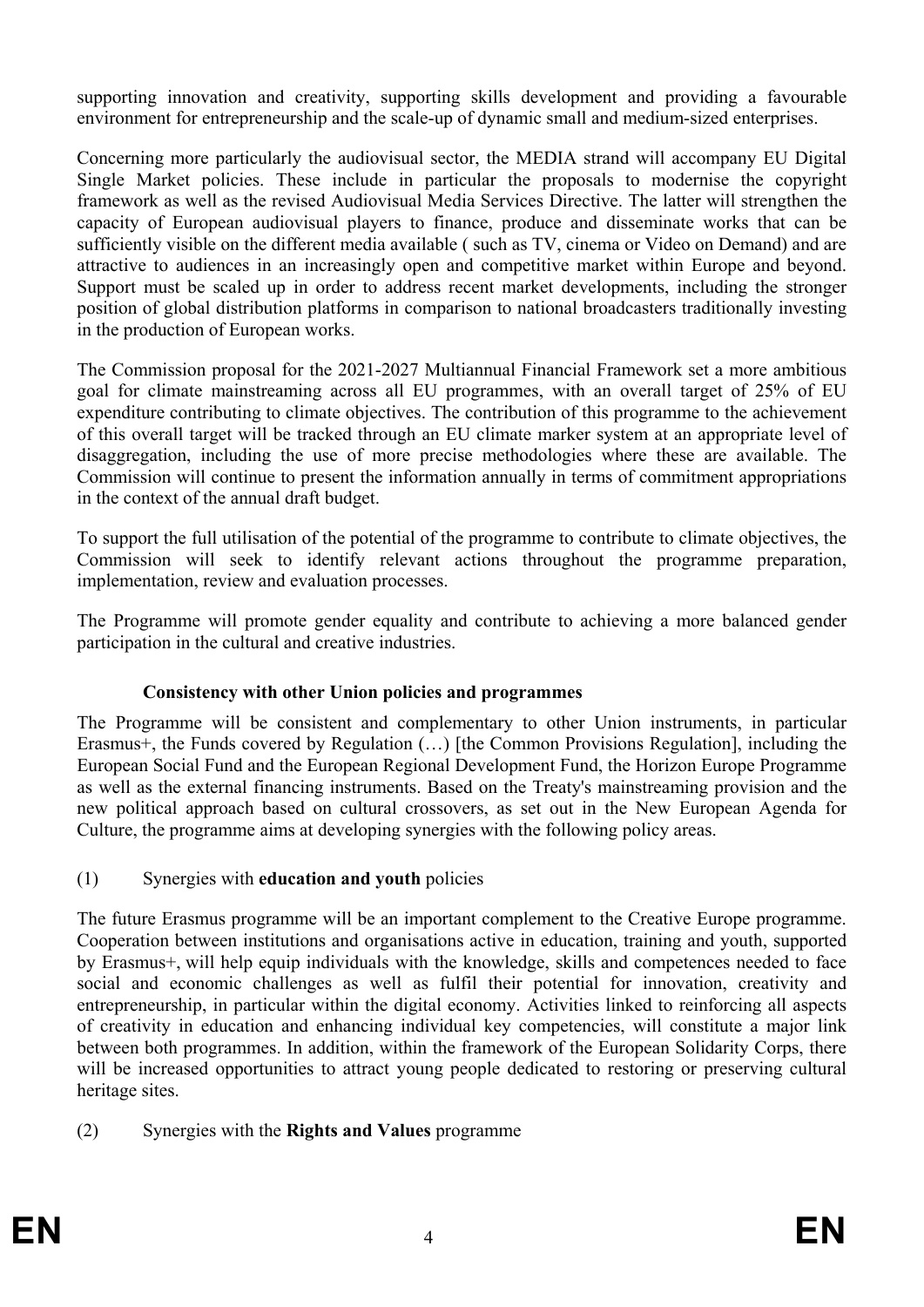supporting innovation and creativity, supporting skills development and providing a favourable environment for entrepreneurship and the scale-up of dynamic small and medium-sized enterprises.

Concerning more particularly the audiovisual sector, the MEDIA strand will accompany EU Digital Single Market policies. These include in particular the proposals to modernise the copyright framework as well as the revised Audiovisual Media Services Directive. The latter will strengthen the capacity of European audiovisual players to finance, produce and disseminate works that can be sufficiently visible on the different media available ( such as TV, cinema or Video on Demand) and are attractive to audiences in an increasingly open and competitive market within Europe and beyond. Support must be scaled up in order to address recent market developments, including the stronger position of global distribution platforms in comparison to national broadcasters traditionally investing in the production of European works.

The Commission proposal for the 2021-2027 Multiannual Financial Framework set a more ambitious goal for climate mainstreaming across all EU programmes, with an overall target of 25% of EU expenditure contributing to climate objectives. The contribution of this programme to the achievement of this overall target will be tracked through an EU climate marker system at an appropriate level of disaggregation, including the use of more precise methodologies where these are available. The Commission will continue to present the information annually in terms of commitment appropriations in the context of the annual draft budget.

To support the full utilisation of the potential of the programme to contribute to climate objectives, the Commission will seek to identify relevant actions throughout the programme preparation, implementation, review and evaluation processes.

The Programme will promote gender equality and contribute to achieving a more balanced gender participation in the cultural and creative industries.

### Consistency with other Union policies and programmes

The Programme will be consistent and complementary to other Union instruments, in particular Erasmus+, the Funds covered by Regulation (…) [the Common Provisions Regulation], including the European Social Fund and the European Regional Development Fund, the Horizon Europe Programme as well as the external financing instruments. Based on the Treaty's mainstreaming provision and the new political approach based on cultural crossovers, as set out in the New European Agenda for Culture, the programme aims at developing synergies with the following policy areas.

(1) Synergies with **education and youth** policies

The future Erasmus programme will be an important complement to the Creative Europe programme. Cooperation between institutions and organisations active in education, training and youth, supported by Erasmus+, will help equip individuals with the knowledge, skills and competences needed to face social and economic challenges as well as fulfil their potential for innovation, creativity and entrepreneurship, in particular within the digital economy. Activities linked to reinforcing all aspects of creativity in education and enhancing individual key competencies, will constitute a major link between both programmes. In addition, within the framework of the European Solidarity Corps, there will be increased opportunities to attract young people dedicated to restoring or preserving cultural heritage sites.

(2) Synergies with the **Rights and Values** programme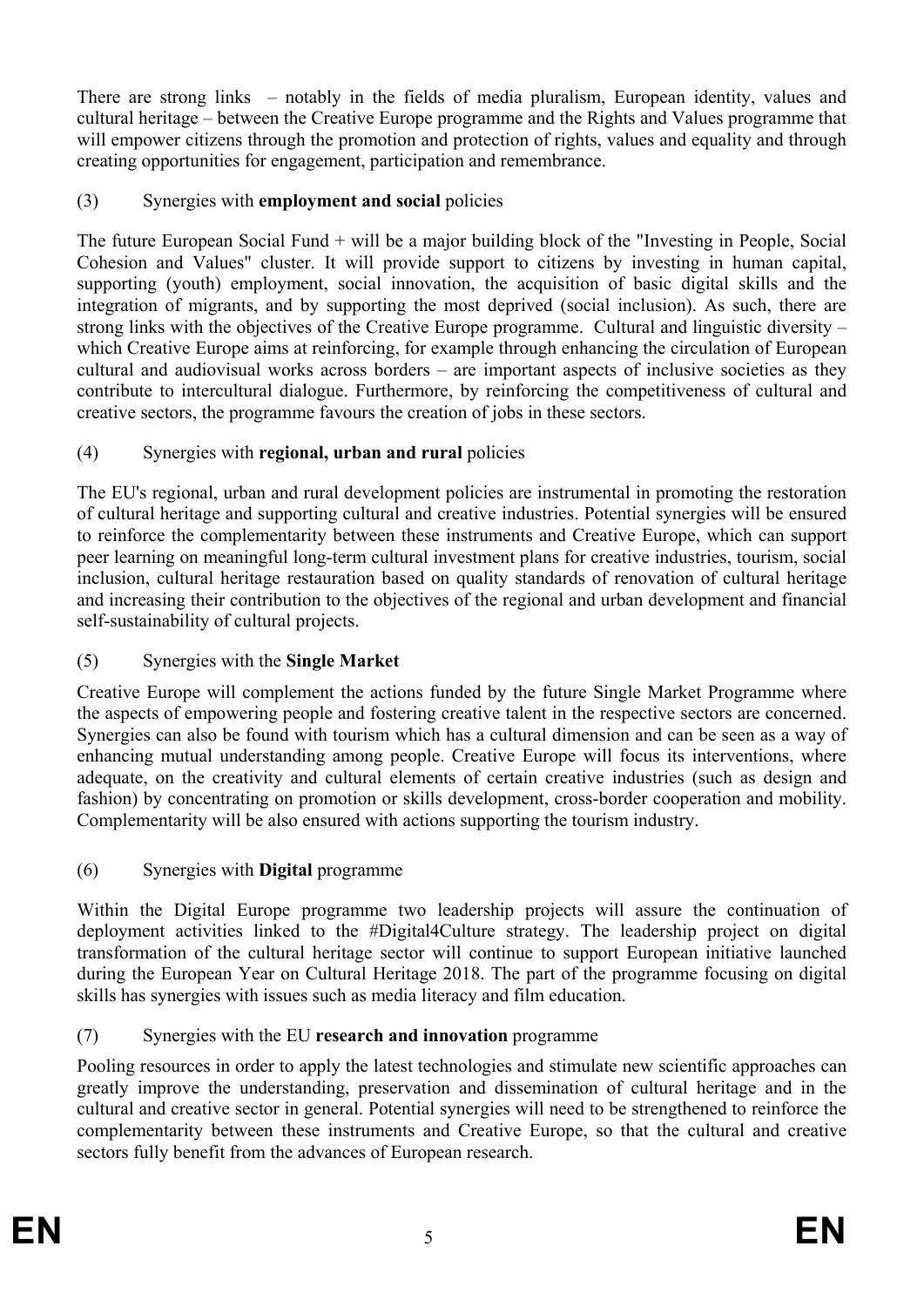There are strong links – notably in the fields of media pluralism, European identity, values and cultural heritage – between the Creative Europe programme and the Rights and Values programme that will empower citizens through the promotion and protection of rights, values and equality and through creating opportunities for engagement, participation and remembrance.

(3) Synergies with **employment and social** policies

The future European Social Fund + will be a major building block of the "Investing in People, Social Cohesion and Values" cluster. It will provide support to citizens by investing in human capital, supporting (youth) employment, social innovation, the acquisition of basic digital skills and the integration of migrants, and by supporting the most deprived (social inclusion). As such, there are strong links with the objectives of the Creative Europe programme. Cultural and linguistic diversity – which Creative Europe aims at reinforcing, for example through enhancing the circulation of European cultural and audiovisual works across borders – are important aspects of inclusive societies as they contribute to intercultural dialogue. Furthermore, by reinforcing the competitiveness of cultural and creative sectors, the programme favours the creation of jobs in these sectors.

(4) Synergies with **regional, urban and rural** policies

The EU's regional, urban and rural development policies are instrumental in promoting the restoration of cultural heritage and supporting cultural and creative industries. Potential synergies will be ensured to reinforce the complementarity between these instruments and Creative Europe, which can support peer learning on meaningful long-term cultural investment plans for creative industries, tourism, social inclusion, cultural heritage restauration based on quality standards of renovation of cultural heritage and increasing their contribution to the objectives of the regional and urban development and financial self-sustainability of cultural projects.

(5) Synergies with the **Single Market**

Creative Europe will complement the actions funded by the future Single Market Programme where the aspects of empowering people and fostering creative talent in the respective sectors are concerned. Synergies can also be found with tourism which has a cultural dimension and can be seen as a way of enhancing mutual understanding among people. Creative Europe will focus its interventions, where adequate, on the creativity and cultural elements of certain creative industries (such as design and fashion) by concentrating on promotion or skills development, cross-border cooperation and mobility. Complementarity will be also ensured with actions supporting the tourism industry.

(6) Synergies with **Digital** programme

Within the Digital Europe programme two leadership projects will assure the continuation of deployment activities linked to the #Digital4Culture strategy. The leadership project on digital transformation of the cultural heritage sector will continue to support European initiative launched during the European Year on Cultural Heritage 2018. The part of the programme focusing on digital skills has synergies with issues such as media literacy and film education.

(7) Synergies with the EU **research and innovation** programme

Pooling resources in order to apply the latest technologies and stimulate new scientific approaches can greatly improve the understanding, preservation and dissemination of cultural heritage and in the cultural and creative sector in general. Potential synergies will need to be strengthened to reinforce the complementarity between these instruments and Creative Europe, so that the cultural and creative sectors fully benefit from the advances of European research.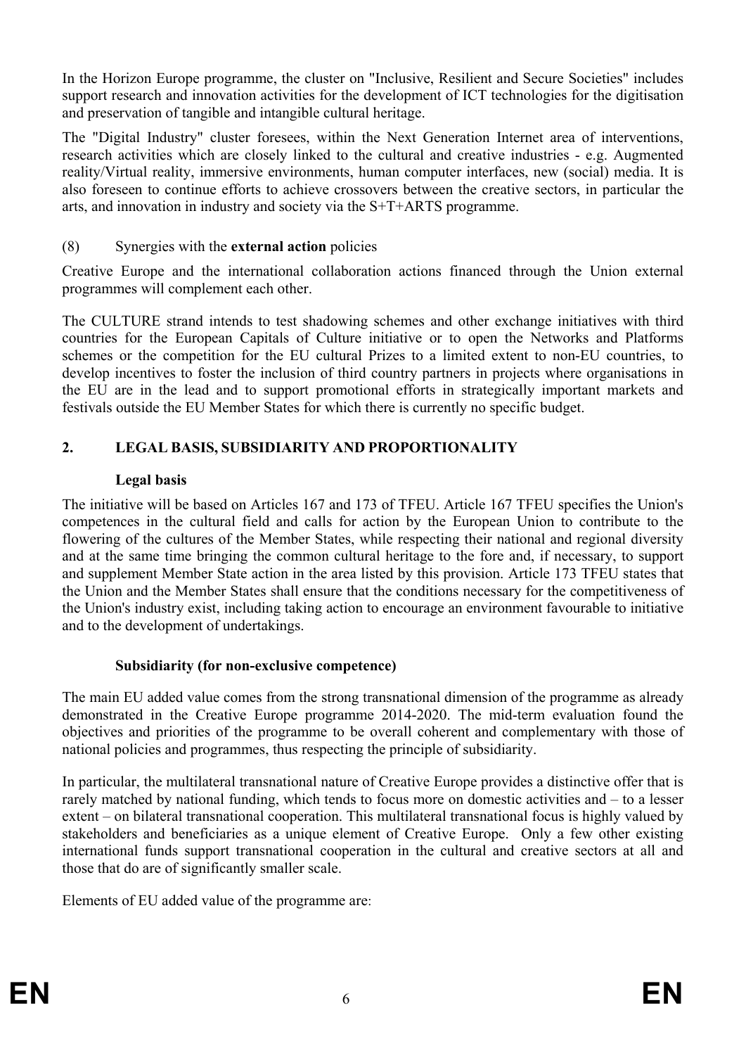In the Horizon Europe programme, the cluster on "Inclusive, Resilient and Secure Societies" includes support research and innovation activities for the development of ICT technologies for the digitisation and preservation of tangible and intangible cultural heritage.

The "Digital Industry" cluster foresees, within the Next Generation Internet area of interventions, research activities which are closely linked to the cultural and creative industries - e.g. Augmented reality/Virtual reality, immersive environments, human computer interfaces, new (social) media. It is also foreseen to continue efforts to achieve crossovers between the creative sectors, in particular the arts, and innovation in industry and society via the S+T+ARTS programme.

(8) Synergies with the **external action** policies

Creative Europe and the international collaboration actions financed through the Union external programmes will complement each other.

The CULTURE strand intends to test shadowing schemes and other exchange initiatives with third countries for the European Capitals of Culture initiative or to open the Networks and Platforms schemes or the competition for the EU cultural Prizes to a limited extent to non-EU countries, to develop incentives to foster the inclusion of third country partners in projects where organisations in the EU are in the lead and to support promotional efforts in strategically important markets and festivals outside the EU Member States for which there is currently no specific budget.

## 2. LEGAL BASIS, SUBSIDIARITY AND PROPORTIONALITY

### Legal basis

The initiative will be based on Articles 167 and 173 of TFEU. Article 167 TFEU specifies the Union's competences in the cultural field and calls for action by the European Union to contribute to the flowering of the cultures of the Member States, while respecting their national and regional diversity and at the same time bringing the common cultural heritage to the fore and, if necessary, to support and supplement Member State action in the area listed by this provision. Article 173 TFEU states that the Union and the Member States shall ensure that the conditions necessary for the competitiveness of the Union's industry exist, including taking action to encourage an environment favourable to initiative and to the development of undertakings.

### Subsidiarity (for non-exclusive competence)

The main EU added value comes from the strong transnational dimension of the programme as already demonstrated in the Creative Europe programme 2014-2020. The mid-term evaluation found the objectives and priorities of the programme to be overall coherent and complementary with those of national policies and programmes, thus respecting the principle of subsidiarity.

In particular, the multilateral transnational nature of Creative Europe provides a distinctive offer that is rarely matched by national funding, which tends to focus more on domestic activities and – to a lesser extent – on bilateral transnational cooperation. This multilateral transnational focus is highly valued by stakeholders and beneficiaries as a unique element of Creative Europe. Only a few other existing international funds support transnational cooperation in the cultural and creative sectors at all and those that do are of significantly smaller scale.

Elements of EU added value of the programme are: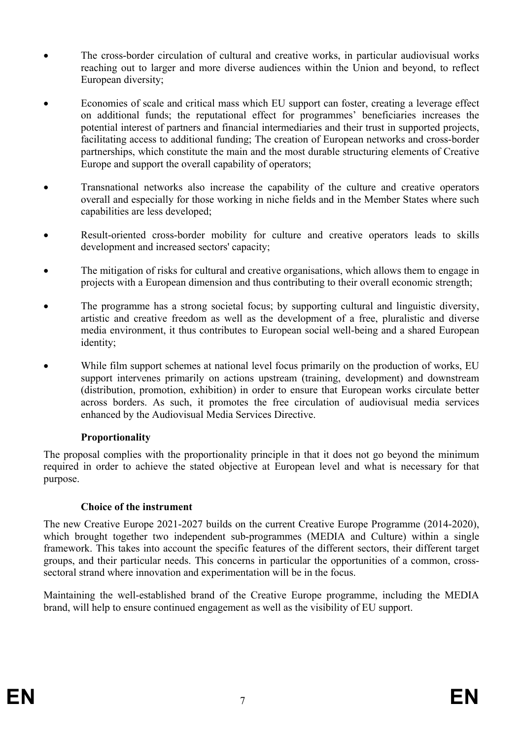- The cross-border circulation of cultural and creative works, in particular audiovisual works reaching out to larger and more diverse audiences within the Union and beyond, to reflect European diversity;
- Economies of scale and critical mass which EU support can foster, creating a leverage effect on additional funds; the reputational effect for programmes' beneficiaries increases the potential interest of partners and financial intermediaries and their trust in supported projects, facilitating access to additional funding; The creation of European networks and cross-border partnerships, which constitute the main and the most durable structuring elements of Creative Europe and support the overall capability of operators;
- Transnational networks also increase the capability of the culture and creative operators overall and especially for those working in niche fields and in the Member States where such capabilities are less developed;
- Result-oriented cross-border mobility for culture and creative operators leads to skills development and increased sectors' capacity;
- The mitigation of risks for cultural and creative organisations, which allows them to engage in projects with a European dimension and thus contributing to their overall economic strength;
- The programme has a strong societal focus; by supporting cultural and linguistic diversity, artistic and creative freedom as well as the development of a free, pluralistic and diverse media environment, it thus contributes to European social well-being and a shared European identity;
- While film support schemes at national level focus primarily on the production of works, EU support intervenes primarily on actions upstream (training, development) and downstream (distribution, promotion, exhibition) in order to ensure that European works circulate better across borders. As such, it promotes the free circulation of audiovisual media services enhanced by the Audiovisual Media Services Directive.

**Proportionality**

The proposal complies with the proportionality principle in that it does not go beyond the minimum required in order to achieve the stated objective at European level and what is necessary for that purpose.

**Choice of the instrument**

The new Creative Europe 2021-2027 builds on the current Creative Europe Programme (2014-2020), which brought together two independent sub-programmes (MEDIA and Culture) within a single framework. This takes into account the specific features of the different sectors, their different target groups, and their particular needs. This concerns in particular the opportunities of a common, cross-sectoral strand where innovation and experimentation will be in the focus.

Maintaining the well-established brand of the Creative Europe programme, including the MEDIA brand, will help to ensure continued engagement as well as the visibility of EU support.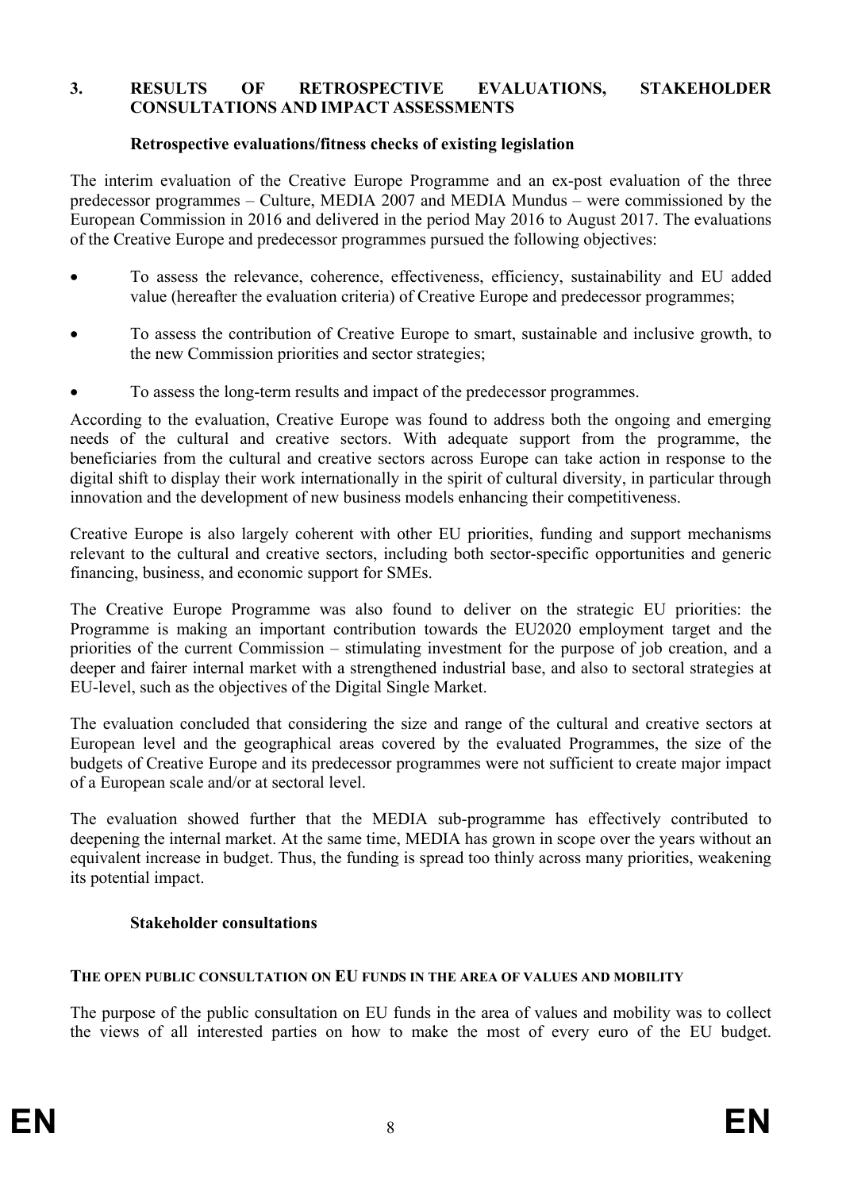## 3. RESULTS OF RETROSPECTIVE EVALUATIONS, STAKEHOLDER CONSULTATIONS AND IMPACT ASSESSMENTS

### Retrospective evaluations/fitness checks of existing legislation

The interim evaluation of the Creative Europe Programme and an ex-post evaluation of the three predecessor programmes – Culture, MEDIA 2007 and MEDIA Mundus – were commissioned by the European Commission in 2016 and delivered in the period May 2016 to August 2017. The evaluations of the Creative Europe and predecessor programmes pursued the following objectives:

- To assess the relevance, coherence, effectiveness, efficiency, sustainability and EU added value (hereafter the evaluation criteria) of Creative Europe and predecessor programmes;
- To assess the contribution of Creative Europe to smart, sustainable and inclusive growth, to the new Commission priorities and sector strategies;
- To assess the long-term results and impact of the predecessor programmes.

According to the evaluation, Creative Europe was found to address both the ongoing and emerging needs of the cultural and creative sectors. With adequate support from the programme, the beneficiaries from the cultural and creative sectors across Europe can take action in response to the digital shift to display their work internationally in the spirit of cultural diversity, in particular through innovation and the development of new business models enhancing their competitiveness.

Creative Europe is also largely coherent with other EU priorities, funding and support mechanisms relevant to the cultural and creative sectors, including both sector-specific opportunities and generic financing, business, and economic support for SMEs.

The Creative Europe Programme was also found to deliver on the strategic EU priorities: the Programme is making an important contribution towards the EU2020 employment target and the priorities of the current Commission – stimulating investment for the purpose of job creation, and a deeper and fairer internal market with a strengthened industrial base, and also to sectoral strategies at EU-level, such as the objectives of the Digital Single Market.

The evaluation concluded that considering the size and range of the cultural and creative sectors at European level and the geographical areas covered by the evaluated Programmes, the size of the budgets of Creative Europe and its predecessor programmes were not sufficient to create major impact of a European scale and/or at sectoral level.

The evaluation showed further that the MEDIA sub-programme has effectively contributed to deepening the internal market. At the same time, MEDIA has grown in scope over the years without an equivalent increase in budget. Thus, the funding is spread too thinly across many priorities, weakening its potential impact.

### Stakeholder consultations

#### THE OPEN PUBLIC CONSULTATION ON EU FUNDS IN THE AREA OF VALUES AND MOBILITY

The purpose of the public consultation on EU funds in the area of values and mobility was to collect the views of all interested parties on how to make the most of every euro of the EU budget.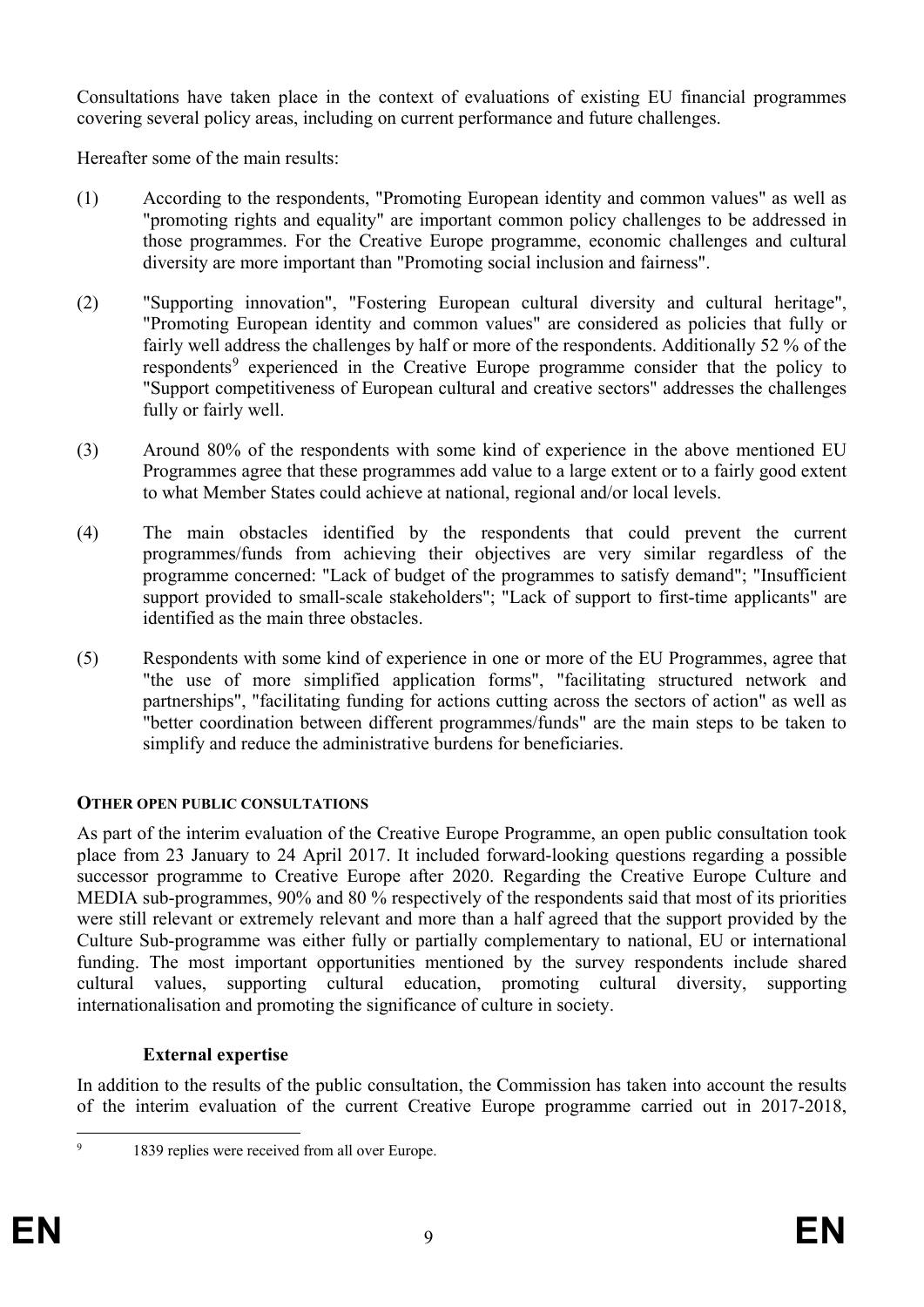Consultations have taken place in the context of evaluations of existing EU financial programmes covering several policy areas, including on current performance and future challenges.

Hereafter some of the main results:

(1) According to the respondents, "Promoting European identity and common values" as well as "promoting rights and equality" are important common policy challenges to be addressed in those programmes. For the Creative Europe programme, economic challenges and cultural diversity are more important than "Promoting social inclusion and fairness".

(2) "Supporting innovation", "Fostering European cultural diversity and cultural heritage", "Promoting European identity and common values" are considered as policies that fully or fairly well address the challenges by half or more of the respondents. Additionally 52 % of the respondents[9] experienced in the Creative Europe programme consider that the policy to "Support competitiveness of European cultural and creative sectors" addresses the challenges fully or fairly well.

(3) Around 80% of the respondents with some kind of experience in the above mentioned EU Programmes agree that these programmes add value to a large extent or to a fairly good extent to what Member States could achieve at national, regional and/or local levels.

(4) The main obstacles identified by the respondents that could prevent the current programmes/funds from achieving their objectives are very similar regardless of the programme concerned: "Lack of budget of the programmes to satisfy demand"; "Insufficient support provided to small-scale stakeholders"; "Lack of support to first-time applicants" are identified as the main three obstacles.

(5) Respondents with some kind of experience in one or more of the EU Programmes, agree that "the use of more simplified application forms", "facilitating structured network and partnerships", "facilitating funding for actions cutting across the sectors of action" as well as "better coordination between different programmes/funds" are the main steps to be taken to simplify and reduce the administrative burdens for beneficiaries.

**OTHER OPEN PUBLIC CONSULTATIONS**

As part of the interim evaluation of the Creative Europe Programme, an open public consultation took place from 23 January to 24 April 2017. It included forward-looking questions regarding a possible successor programme to Creative Europe after 2020. Regarding the Creative Europe Culture and MEDIA sub-programmes, 90% and 80 % respectively of the respondents said that most of its priorities were still relevant or extremely relevant and more than a half agreed that the support provided by the Culture Sub-programme was either fully or partially complementary to national, EU or international funding. The most important opportunities mentioned by the survey respondents include shared cultural values, supporting cultural education, promoting cultural diversity, supporting internationalisation and promoting the significance of culture in society.

**External expertise**

In addition to the results of the public consultation, the Commission has taken into account the results of the interim evaluation of the current Creative Europe programme carried out in 2017-2018,

[9] 1839 replies were received from all over Europe.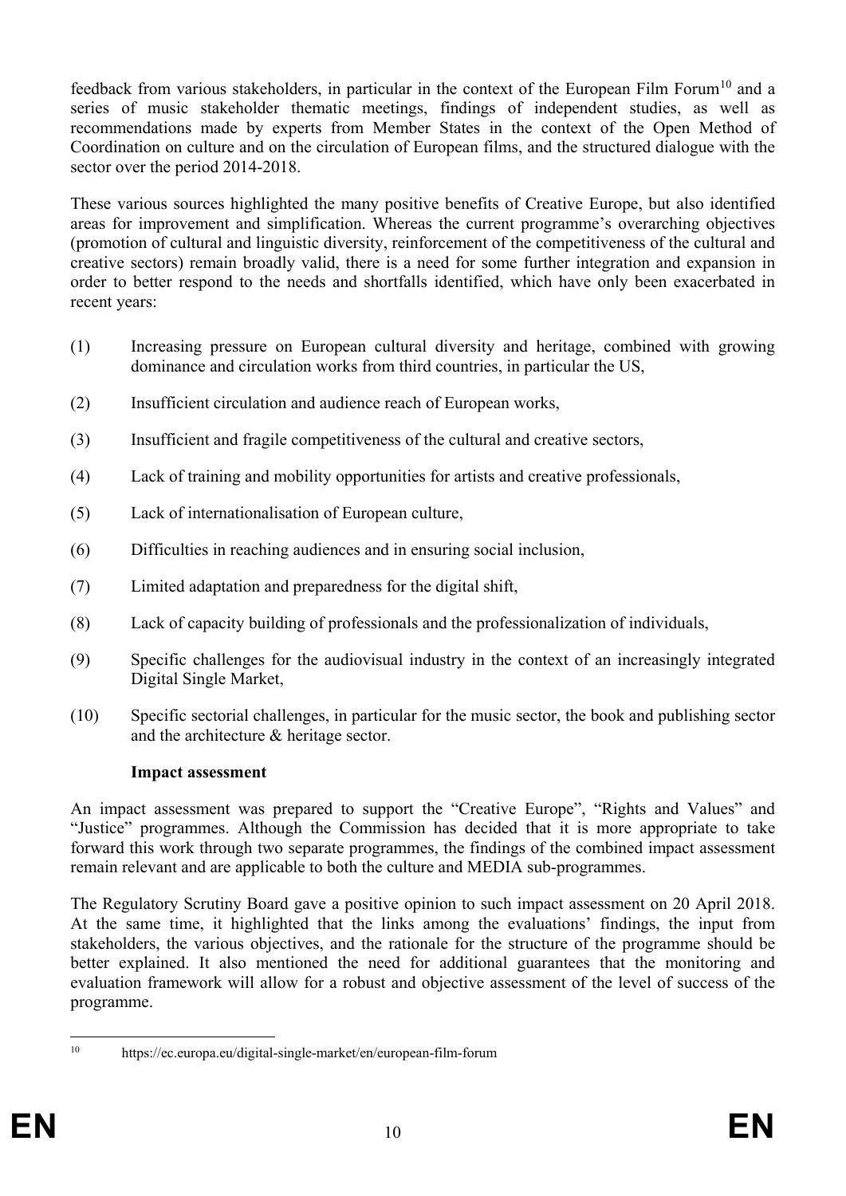feedback from various stakeholders, in particular in the context of the European Film Forum[10] and a series of music stakeholder thematic meetings, findings of independent studies, as well as recommendations made by experts from Member States in the context of the Open Method of Coordination on culture and on the circulation of European films, and the structured dialogue with the sector over the period 2014-2018.

These various sources highlighted the many positive benefits of Creative Europe, but also identified areas for improvement and simplification. Whereas the current programme's overarching objectives (promotion of cultural and linguistic diversity, reinforcement of the competitiveness of the cultural and creative sectors) remain broadly valid, there is a need for some further integration and expansion in order to better respond to the needs and shortfalls identified, which have only been exacerbated in recent years:

(1) Increasing pressure on European cultural diversity and heritage, combined with growing dominance and circulation works from third countries, in particular the US,

(2) Insufficient circulation and audience reach of European works,

(3) Insufficient and fragile competitiveness of the cultural and creative sectors,

(4) Lack of training and mobility opportunities for artists and creative professionals,

(5) Lack of internationalisation of European culture,

(6) Difficulties in reaching audiences and in ensuring social inclusion,

(7) Limited adaptation and preparedness for the digital shift,

(8) Lack of capacity building of professionals and the professionalization of individuals,

(9) Specific challenges for the audiovisual industry in the context of an increasingly integrated Digital Single Market,

(10) Specific sectorial challenges, in particular for the music sector, the book and publishing sector and the architecture & heritage sector.

**Impact assessment**

An impact assessment was prepared to support the "Creative Europe", "Rights and Values" and "Justice" programmes. Although the Commission has decided that it is more appropriate to take forward this work through two separate programmes, the findings of the combined impact assessment remain relevant and are applicable to both the culture and MEDIA sub-programmes.

The Regulatory Scrutiny Board gave a positive opinion to such impact assessment on 20 April 2018. At the same time, it highlighted that the links among the evaluations' findings, the input from stakeholders, the various objectives, and the rationale for the structure of the programme should be better explained. It also mentioned the need for additional guarantees that the monitoring and evaluation framework will allow for a robust and objective assessment of the level of success of the programme.

[10] https://ec.europa.eu/digital-single-market/en/european-film-forum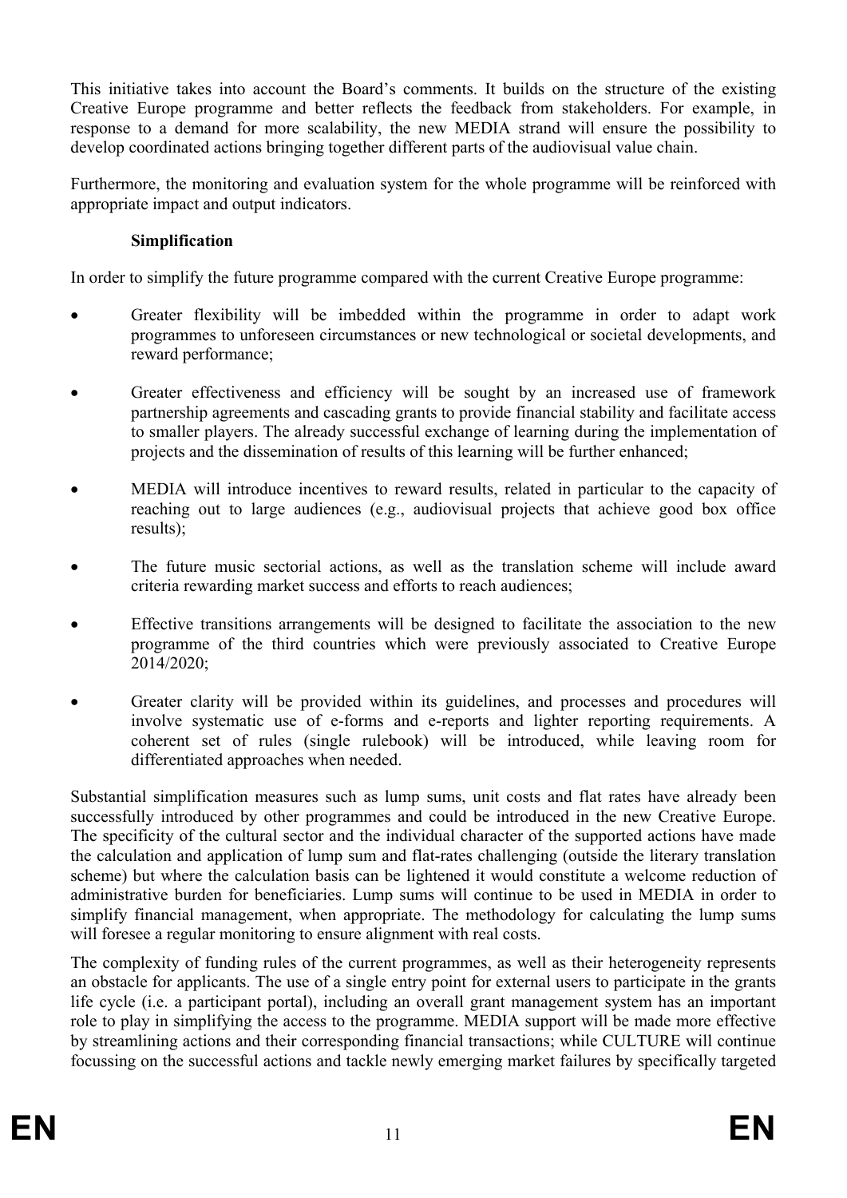This initiative takes into account the Board's comments. It builds on the structure of the existing Creative Europe programme and better reflects the feedback from stakeholders. For example, in response to a demand for more scalability, the new MEDIA strand will ensure the possibility to develop coordinated actions bringing together different parts of the audiovisual value chain.

Furthermore, the monitoring and evaluation system for the whole programme will be reinforced with appropriate impact and output indicators.

**Simplification**

In order to simplify the future programme compared with the current Creative Europe programme:

- Greater flexibility will be imbedded within the programme in order to adapt work programmes to unforeseen circumstances or new technological or societal developments, and reward performance;
- Greater effectiveness and efficiency will be sought by an increased use of framework partnership agreements and cascading grants to provide financial stability and facilitate access to smaller players. The already successful exchange of learning during the implementation of projects and the dissemination of results of this learning will be further enhanced;
- MEDIA will introduce incentives to reward results, related in particular to the capacity of reaching out to large audiences (e.g., audiovisual projects that achieve good box office results);
- The future music sectorial actions, as well as the translation scheme will include award criteria rewarding market success and efforts to reach audiences;
- Effective transitions arrangements will be designed to facilitate the association to the new programme of the third countries which were previously associated to Creative Europe 2014/2020;
- Greater clarity will be provided within its guidelines, and processes and procedures will involve systematic use of e-forms and e-reports and lighter reporting requirements. A coherent set of rules (single rulebook) will be introduced, while leaving room for differentiated approaches when needed.

Substantial simplification measures such as lump sums, unit costs and flat rates have already been successfully introduced by other programmes and could be introduced in the new Creative Europe. The specificity of the cultural sector and the individual character of the supported actions have made the calculation and application of lump sum and flat-rates challenging (outside the literary translation scheme) but where the calculation basis can be lightened it would constitute a welcome reduction of administrative burden for beneficiaries. Lump sums will continue to be used in MEDIA in order to simplify financial management, when appropriate. The methodology for calculating the lump sums will foresee a regular monitoring to ensure alignment with real costs.

The complexity of funding rules of the current programmes, as well as their heterogeneity represents an obstacle for applicants. The use of a single entry point for external users to participate in the grants life cycle (i.e. a participant portal), including an overall grant management system has an important role to play in simplifying the access to the programme. MEDIA support will be made more effective by streamlining actions and their corresponding financial transactions; while CULTURE will continue focussing on the successful actions and tackle newly emerging market failures by specifically targeted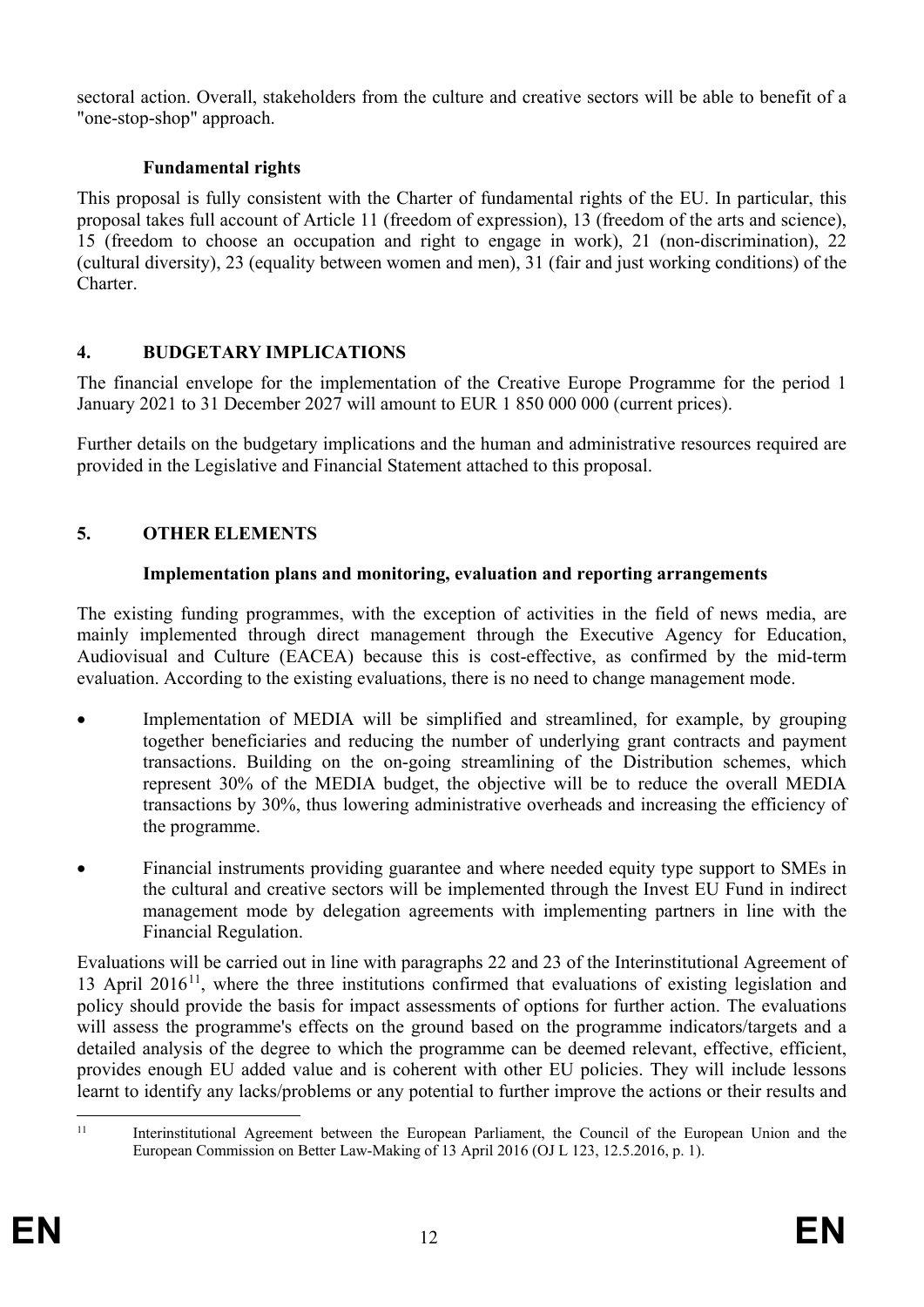sectoral action. Overall, stakeholders from the culture and creative sectors will be able to benefit of a "one-stop-shop" approach.

### Fundamental rights

This proposal is fully consistent with the Charter of fundamental rights of the EU. In particular, this proposal takes full account of Article 11 (freedom of expression), 13 (freedom of the arts and science), 15 (freedom to choose an occupation and right to engage in work), 21 (non-discrimination), 22 (cultural diversity), 23 (equality between women and men), 31 (fair and just working conditions) of the Charter.

## 4. BUDGETARY IMPLICATIONS

The financial envelope for the implementation of the Creative Europe Programme for the period 1 January 2021 to 31 December 2027 will amount to EUR 1 850 000 000 (current prices).

Further details on the budgetary implications and the human and administrative resources required are provided in the Legislative and Financial Statement attached to this proposal.

## 5. OTHER ELEMENTS

### Implementation plans and monitoring, evaluation and reporting arrangements

The existing funding programmes, with the exception of activities in the field of news media, are mainly implemented through direct management through the Executive Agency for Education, Audiovisual and Culture (EACEA) because this is cost-effective, as confirmed by the mid-term evaluation. According to the existing evaluations, there is no need to change management mode.

- Implementation of MEDIA will be simplified and streamlined, for example, by grouping together beneficiaries and reducing the number of underlying grant contracts and payment transactions. Building on the on-going streamlining of the Distribution schemes, which represent 30% of the MEDIA budget, the objective will be to reduce the overall MEDIA transactions by 30%, thus lowering administrative overheads and increasing the efficiency of the programme.
- Financial instruments providing guarantee and where needed equity type support to SMEs in the cultural and creative sectors will be implemented through the Invest EU Fund in indirect management mode by delegation agreements with implementing partners in line with the Financial Regulation.

Evaluations will be carried out in line with paragraphs 22 and 23 of the Interinstitutional Agreement of 13 April 2016[11], where the three institutions confirmed that evaluations of existing legislation and policy should provide the basis for impact assessments of options for further action. The evaluations will assess the programme's effects on the ground based on the programme indicators/targets and a detailed analysis of the degree to which the programme can be deemed relevant, effective, efficient, provides enough EU added value and is coherent with other EU policies. They will include lessons learnt to identify any lacks/problems or any potential to further improve the actions or their results and

[11] Interinstitutional Agreement between the European Parliament, the Council of the European Union and the European Commission on Better Law-Making of 13 April 2016 (OJ L 123, 12.5.2016, p. 1).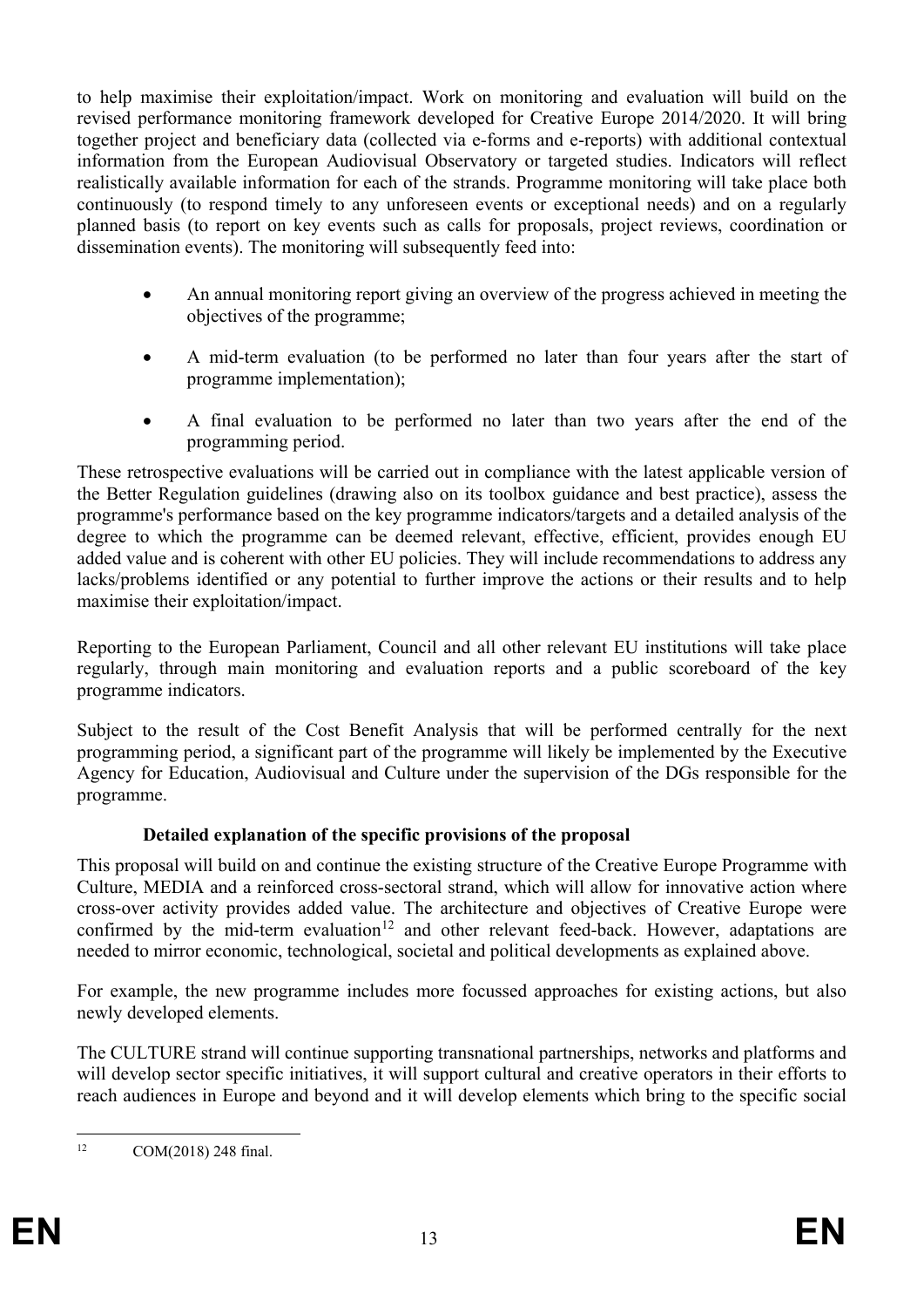to help maximise their exploitation/impact. Work on monitoring and evaluation will build on the revised performance monitoring framework developed for Creative Europe 2014/2020. It will bring together project and beneficiary data (collected via e-forms and e-reports) with additional contextual information from the European Audiovisual Observatory or targeted studies. Indicators will reflect realistically available information for each of the strands. Programme monitoring will take place both continuously (to respond timely to any unforeseen events or exceptional needs) and on a regularly planned basis (to report on key events such as calls for proposals, project reviews, coordination or dissemination events). The monitoring will subsequently feed into:

- An annual monitoring report giving an overview of the progress achieved in meeting the objectives of the programme;
- A mid-term evaluation (to be performed no later than four years after the start of programme implementation);
- A final evaluation to be performed no later than two years after the end of the programming period.

These retrospective evaluations will be carried out in compliance with the latest applicable version of the Better Regulation guidelines (drawing also on its toolbox guidance and best practice), assess the programme's performance based on the key programme indicators/targets and a detailed analysis of the degree to which the programme can be deemed relevant, effective, efficient, provides enough EU added value and is coherent with other EU policies. They will include recommendations to address any lacks/problems identified or any potential to further improve the actions or their results and to help maximise their exploitation/impact.

Reporting to the European Parliament, Council and all other relevant EU institutions will take place regularly, through main monitoring and evaluation reports and a public scoreboard of the key programme indicators.

Subject to the result of the Cost Benefit Analysis that will be performed centrally for the next programming period, a significant part of the programme will likely be implemented by the Executive Agency for Education, Audiovisual and Culture under the supervision of the DGs responsible for the programme.

**Detailed explanation of the specific provisions of the proposal**

This proposal will build on and continue the existing structure of the Creative Europe Programme with Culture, MEDIA and a reinforced cross-sectoral strand, which will allow for innovative action where cross-over activity provides added value. The architecture and objectives of Creative Europe were confirmed by the mid-term evaluation[12] and other relevant feed-back. However, adaptations are needed to mirror economic, technological, societal and political developments as explained above.

For example, the new programme includes more focussed approaches for existing actions, but also newly developed elements.

The CULTURE strand will continue supporting transnational partnerships, networks and platforms and will develop sector specific initiatives, it will support cultural and creative operators in their efforts to reach audiences in Europe and beyond and it will develop elements which bring to the specific social

[12] COM(2018) 248 final.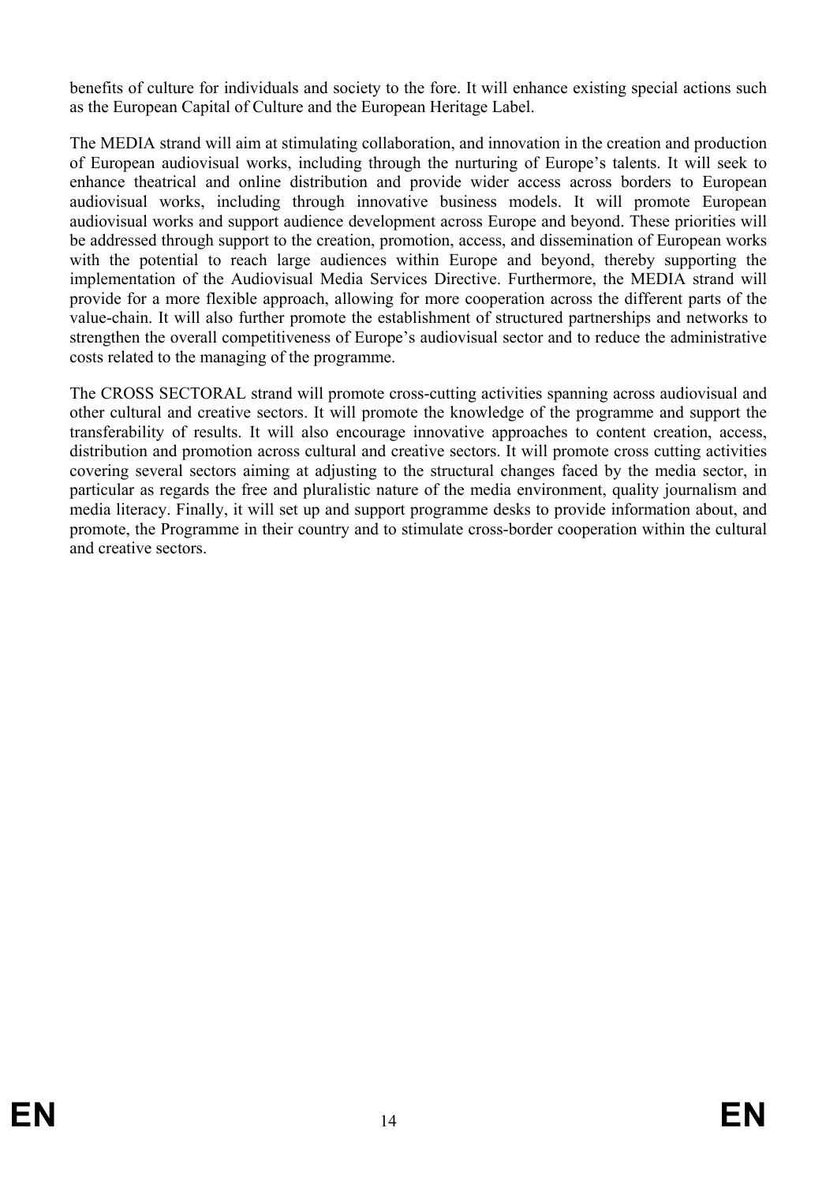benefits of culture for individuals and society to the fore. It will enhance existing special actions such as the European Capital of Culture and the European Heritage Label.

The MEDIA strand will aim at stimulating collaboration, and innovation in the creation and production of European audiovisual works, including through the nurturing of Europe's talents. It will seek to enhance theatrical and online distribution and provide wider access across borders to European audiovisual works, including through innovative business models. It will promote European audiovisual works and support audience development across Europe and beyond. These priorities will be addressed through support to the creation, promotion, access, and dissemination of European works with the potential to reach large audiences within Europe and beyond, thereby supporting the implementation of the Audiovisual Media Services Directive. Furthermore, the MEDIA strand will provide for a more flexible approach, allowing for more cooperation across the different parts of the value-chain. It will also further promote the establishment of structured partnerships and networks to strengthen the overall competitiveness of Europe's audiovisual sector and to reduce the administrative costs related to the managing of the programme.

The CROSS SECTORAL strand will promote cross-cutting activities spanning across audiovisual and other cultural and creative sectors. It will promote the knowledge of the programme and support the transferability of results. It will also encourage innovative approaches to content creation, access, distribution and promotion across cultural and creative sectors. It will promote cross cutting activities covering several sectors aiming at adjusting to the structural changes faced by the media sector, in particular as regards the free and pluralistic nature of the media environment, quality journalism and media literacy. Finally, it will set up and support programme desks to provide information about, and promote, the Programme in their country and to stimulate cross-border cooperation within the cultural and creative sectors.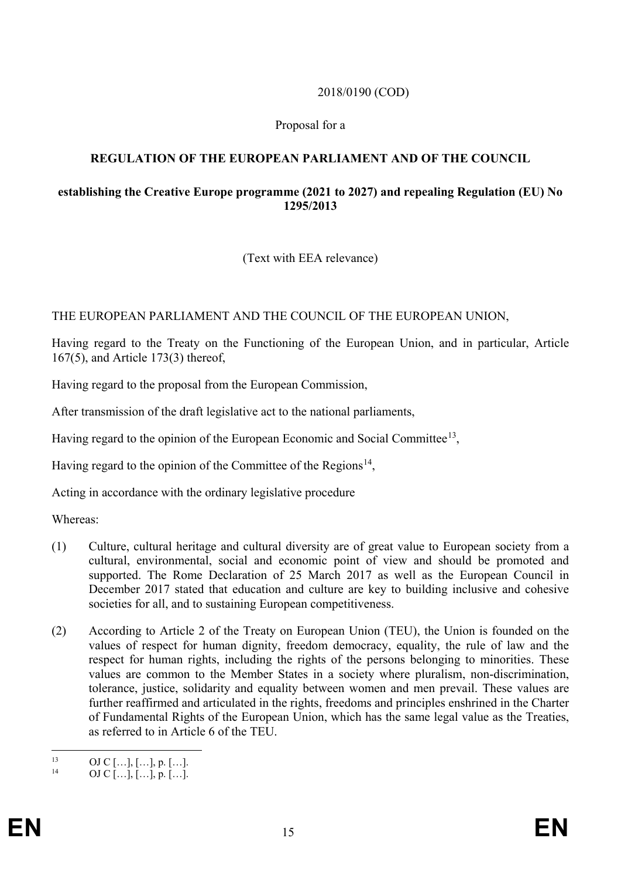2018/0190 (COD)

Proposal for a

**REGULATION OF THE EUROPEAN PARLIAMENT AND OF THE COUNCIL**

**establishing the Creative Europe programme (2021 to 2027) and repealing Regulation (EU) No 1295/2013**

(Text with EEA relevance)

THE EUROPEAN PARLIAMENT AND THE COUNCIL OF THE EUROPEAN UNION,

Having regard to the Treaty on the Functioning of the European Union, and in particular, Article 167(5), and Article 173(3) thereof,

Having regard to the proposal from the European Commission,

After transmission of the draft legislative act to the national parliaments,

Having regard to the opinion of the European Economic and Social Committee[13],

Having regard to the opinion of the Committee of the Regions[14],

Acting in accordance with the ordinary legislative procedure

Whereas:

(1) Culture, cultural heritage and cultural diversity are of great value to European society from a cultural, environmental, social and economic point of view and should be promoted and supported. The Rome Declaration of 25 March 2017 as well as the European Council in December 2017 stated that education and culture are key to building inclusive and cohesive societies for all, and to sustaining European competitiveness.

(2) According to Article 2 of the Treaty on European Union (TEU), the Union is founded on the values of respect for human dignity, freedom democracy, equality, the rule of law and the respect for human rights, including the rights of the persons belonging to minorities. These values are common to the Member States in a society where pluralism, non-discrimination, tolerance, justice, solidarity and equality between women and men prevail. These values are further reaffirmed and articulated in the rights, freedoms and principles enshrined in the Charter of Fundamental Rights of the European Union, which has the same legal value as the Treaties, as referred to in Article 6 of the TEU.

---

[13] OJ C […], […], p. […].

[14] OJ C […], […], p. […].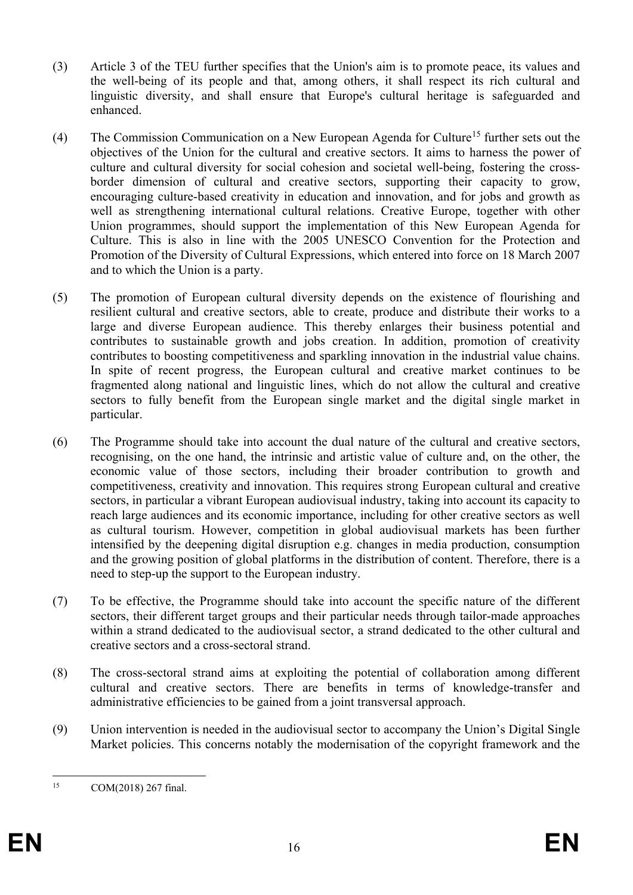(3) Article 3 of the TEU further specifies that the Union's aim is to promote peace, its values and the well-being of its people and that, among others, it shall respect its rich cultural and linguistic diversity, and shall ensure that Europe's cultural heritage is safeguarded and enhanced.

(4) The Commission Communication on a New European Agenda for Culture[15] further sets out the objectives of the Union for the cultural and creative sectors. It aims to harness the power of culture and cultural diversity for social cohesion and societal well-being, fostering the cross-border dimension of cultural and creative sectors, supporting their capacity to grow, encouraging culture-based creativity in education and innovation, and for jobs and growth as well as strengthening international cultural relations. Creative Europe, together with other Union programmes, should support the implementation of this New European Agenda for Culture. This is also in line with the 2005 UNESCO Convention for the Protection and Promotion of the Diversity of Cultural Expressions, which entered into force on 18 March 2007 and to which the Union is a party.

(5) The promotion of European cultural diversity depends on the existence of flourishing and resilient cultural and creative sectors, able to create, produce and distribute their works to a large and diverse European audience. This thereby enlarges their business potential and contributes to sustainable growth and jobs creation. In addition, promotion of creativity contributes to boosting competitiveness and sparkling innovation in the industrial value chains. In spite of recent progress, the European cultural and creative market continues to be fragmented along national and linguistic lines, which do not allow the cultural and creative sectors to fully benefit from the European single market and the digital single market in particular.

(6) The Programme should take into account the dual nature of the cultural and creative sectors, recognising, on the one hand, the intrinsic and artistic value of culture and, on the other, the economic value of those sectors, including their broader contribution to growth and competitiveness, creativity and innovation. This requires strong European cultural and creative sectors, in particular a vibrant European audiovisual industry, taking into account its capacity to reach large audiences and its economic importance, including for other creative sectors as well as cultural tourism. However, competition in global audiovisual markets has been further intensified by the deepening digital disruption e.g. changes in media production, consumption and the growing position of global platforms in the distribution of content. Therefore, there is a need to step-up the support to the European industry.

(7) To be effective, the Programme should take into account the specific nature of the different sectors, their different target groups and their particular needs through tailor-made approaches within a strand dedicated to the audiovisual sector, a strand dedicated to the other cultural and creative sectors and a cross-sectoral strand.

(8) The cross-sectoral strand aims at exploiting the potential of collaboration among different cultural and creative sectors. There are benefits in terms of knowledge-transfer and administrative efficiencies to be gained from a joint transversal approach.

(9) Union intervention is needed in the audiovisual sector to accompany the Union's Digital Single Market policies. This concerns notably the modernisation of the copyright framework and the

[15] COM(2018) 267 final.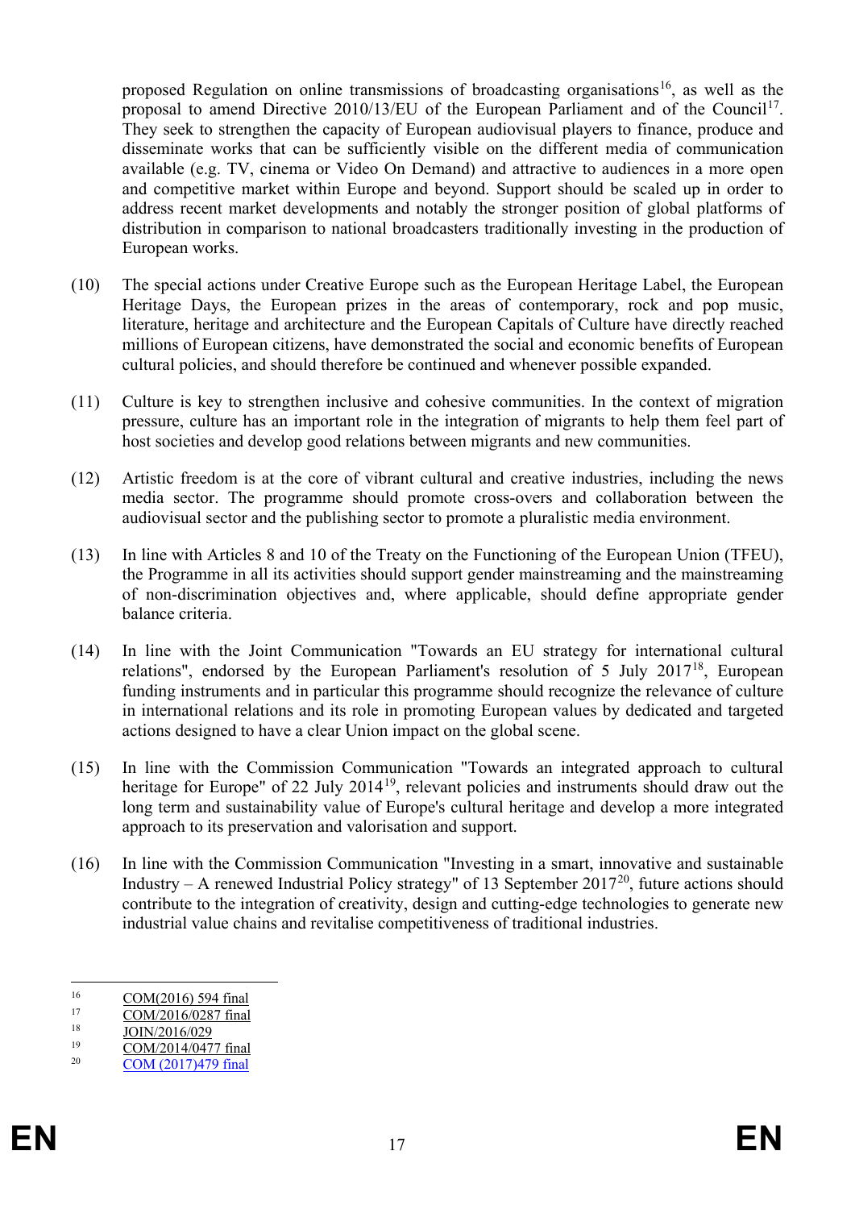proposed Regulation on online transmissions of broadcasting organisations[16], as well as the proposal to amend Directive 2010/13/EU of the European Parliament and of the Council[17]. They seek to strengthen the capacity of European audiovisual players to finance, produce and disseminate works that can be sufficiently visible on the different media of communication available (e.g. TV, cinema or Video On Demand) and attractive to audiences in a more open and competitive market within Europe and beyond. Support should be scaled up in order to address recent market developments and notably the stronger position of global platforms of distribution in comparison to national broadcasters traditionally investing in the production of European works.

(10) The special actions under Creative Europe such as the European Heritage Label, the European Heritage Days, the European prizes in the areas of contemporary, rock and pop music, literature, heritage and architecture and the European Capitals of Culture have directly reached millions of European citizens, have demonstrated the social and economic benefits of European cultural policies, and should therefore be continued and whenever possible expanded.

(11) Culture is key to strengthen inclusive and cohesive communities. In the context of migration pressure, culture has an important role in the integration of migrants to help them feel part of host societies and develop good relations between migrants and new communities.

(12) Artistic freedom is at the core of vibrant cultural and creative industries, including the news media sector. The programme should promote cross-overs and collaboration between the audiovisual sector and the publishing sector to promote a pluralistic media environment.

(13) In line with Articles 8 and 10 of the Treaty on the Functioning of the European Union (TFEU), the Programme in all its activities should support gender mainstreaming and the mainstreaming of non-discrimination objectives and, where applicable, should define appropriate gender balance criteria.

(14) In line with the Joint Communication "Towards an EU strategy for international cultural relations", endorsed by the European Parliament's resolution of 5 July 2017[18], European funding instruments and in particular this programme should recognize the relevance of culture in international relations and its role in promoting European values by dedicated and targeted actions designed to have a clear Union impact on the global scene.

(15) In line with the Commission Communication "Towards an integrated approach to cultural heritage for Europe" of 22 July 2014[19], relevant policies and instruments should draw out the long term and sustainability value of Europe's cultural heritage and develop a more integrated approach to its preservation and valorisation and support.

(16) In line with the Commission Communication "Investing in a smart, innovative and sustainable Industry – A renewed Industrial Policy strategy" of 13 September 2017[20], future actions should contribute to the integration of creativity, design and cutting-edge technologies to generate new industrial value chains and revitalise competitiveness of traditional industries.

---

[16] COM(2016) 594 final

[17] COM/2016/0287 final

[18] JOIN/2016/029

[19] COM/2014/0477 final

[20] COM (2017)479 final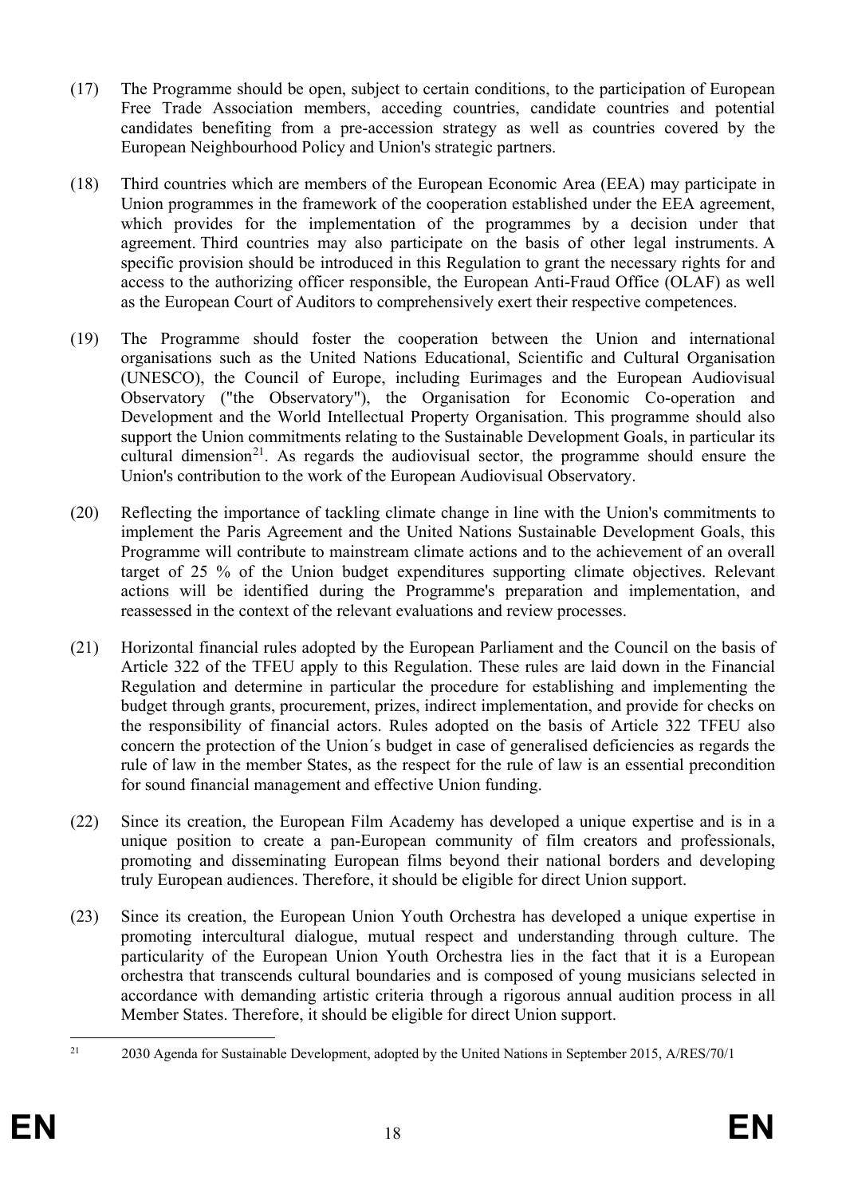(17) The Programme should be open, subject to certain conditions, to the participation of European Free Trade Association members, acceding countries, candidate countries and potential candidates benefiting from a pre-accession strategy as well as countries covered by the European Neighbourhood Policy and Union's strategic partners.

(18) Third countries which are members of the European Economic Area (EEA) may participate in Union programmes in the framework of the cooperation established under the EEA agreement, which provides for the implementation of the programmes by a decision under that agreement. Third countries may also participate on the basis of other legal instruments. A specific provision should be introduced in this Regulation to grant the necessary rights for and access to the authorizing officer responsible, the European Anti-Fraud Office (OLAF) as well as the European Court of Auditors to comprehensively exert their respective competences.

(19) The Programme should foster the cooperation between the Union and international organisations such as the United Nations Educational, Scientific and Cultural Organisation (UNESCO), the Council of Europe, including Eurimages and the European Audiovisual Observatory ("the Observatory"), the Organisation for Economic Co-operation and Development and the World Intellectual Property Organisation. This programme should also support the Union commitments relating to the Sustainable Development Goals, in particular its cultural dimension[21]. As regards the audiovisual sector, the programme should ensure the Union's contribution to the work of the European Audiovisual Observatory.

(20) Reflecting the importance of tackling climate change in line with the Union's commitments to implement the Paris Agreement and the United Nations Sustainable Development Goals, this Programme will contribute to mainstream climate actions and to the achievement of an overall target of 25 % of the Union budget expenditures supporting climate objectives. Relevant actions will be identified during the Programme's preparation and implementation, and reassessed in the context of the relevant evaluations and review processes.

(21) Horizontal financial rules adopted by the European Parliament and the Council on the basis of Article 322 of the TFEU apply to this Regulation. These rules are laid down in the Financial Regulation and determine in particular the procedure for establishing and implementing the budget through grants, procurement, prizes, indirect implementation, and provide for checks on the responsibility of financial actors. Rules adopted on the basis of Article 322 TFEU also concern the protection of the Union´s budget in case of generalised deficiencies as regards the rule of law in the member States, as the respect for the rule of law is an essential precondition for sound financial management and effective Union funding.

(22) Since its creation, the European Film Academy has developed a unique expertise and is in a unique position to create a pan-European community of film creators and professionals, promoting and disseminating European films beyond their national borders and developing truly European audiences. Therefore, it should be eligible for direct Union support.

(23) Since its creation, the European Union Youth Orchestra has developed a unique expertise in promoting intercultural dialogue, mutual respect and understanding through culture. The particularity of the European Union Youth Orchestra lies in the fact that it is a European orchestra that transcends cultural boundaries and is composed of young musicians selected in accordance with demanding artistic criteria through a rigorous annual audition process in all Member States. Therefore, it should be eligible for direct Union support.

---

[21] 2030 Agenda for Sustainable Development, adopted by the United Nations in September 2015, A/RES/70/1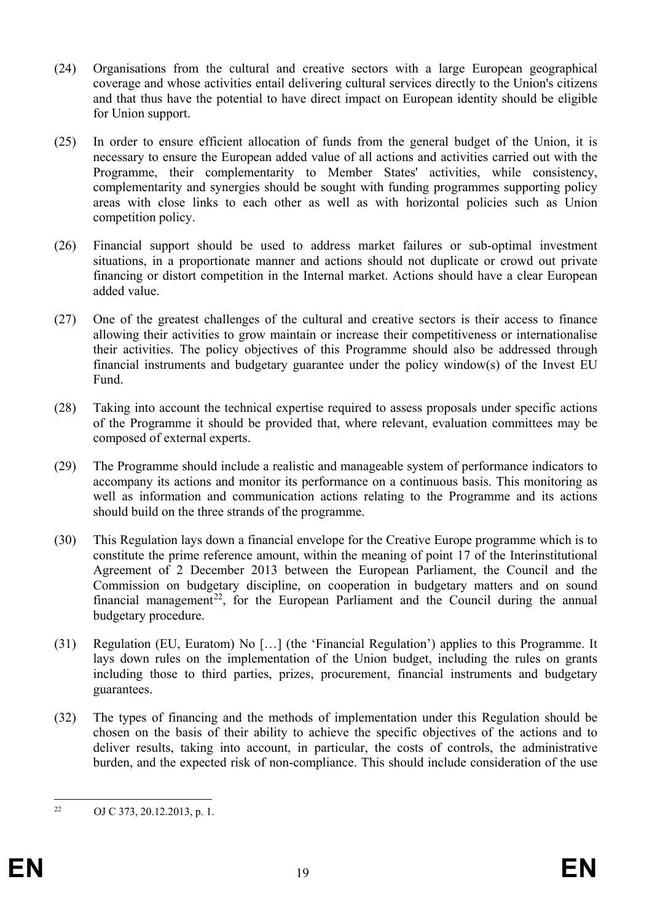(24) Organisations from the cultural and creative sectors with a large European geographical coverage and whose activities entail delivering cultural services directly to the Union's citizens and that thus have the potential to have direct impact on European identity should be eligible for Union support.

(25) In order to ensure efficient allocation of funds from the general budget of the Union, it is necessary to ensure the European added value of all actions and activities carried out with the Programme, their complementarity to Member States' activities, while consistency, complementarity and synergies should be sought with funding programmes supporting policy areas with close links to each other as well as with horizontal policies such as Union competition policy.

(26) Financial support should be used to address market failures or sub-optimal investment situations, in a proportionate manner and actions should not duplicate or crowd out private financing or distort competition in the Internal market. Actions should have a clear European added value.

(27) One of the greatest challenges of the cultural and creative sectors is their access to finance allowing their activities to grow maintain or increase their competitiveness or internationalise their activities. The policy objectives of this Programme should also be addressed through financial instruments and budgetary guarantee under the policy window(s) of the Invest EU Fund.

(28) Taking into account the technical expertise required to assess proposals under specific actions of the Programme it should be provided that, where relevant, evaluation committees may be composed of external experts.

(29) The Programme should include a realistic and manageable system of performance indicators to accompany its actions and monitor its performance on a continuous basis. This monitoring as well as information and communication actions relating to the Programme and its actions should build on the three strands of the programme.

(30) This Regulation lays down a financial envelope for the Creative Europe programme which is to constitute the prime reference amount, within the meaning of point 17 of the Interinstitutional Agreement of 2 December 2013 between the European Parliament, the Council and the Commission on budgetary discipline, on cooperation in budgetary matters and on sound financial management[22], for the European Parliament and the Council during the annual budgetary procedure.

(31) Regulation (EU, Euratom) No […] (the 'Financial Regulation') applies to this Programme. It lays down rules on the implementation of the Union budget, including the rules on grants including those to third parties, prizes, procurement, financial instruments and budgetary guarantees.

(32) The types of financing and the methods of implementation under this Regulation should be chosen on the basis of their ability to achieve the specific objectives of the actions and to deliver results, taking into account, in particular, the costs of controls, the administrative burden, and the expected risk of non-compliance. This should include consideration of the use

[22] OJ C 373, 20.12.2013, p. 1.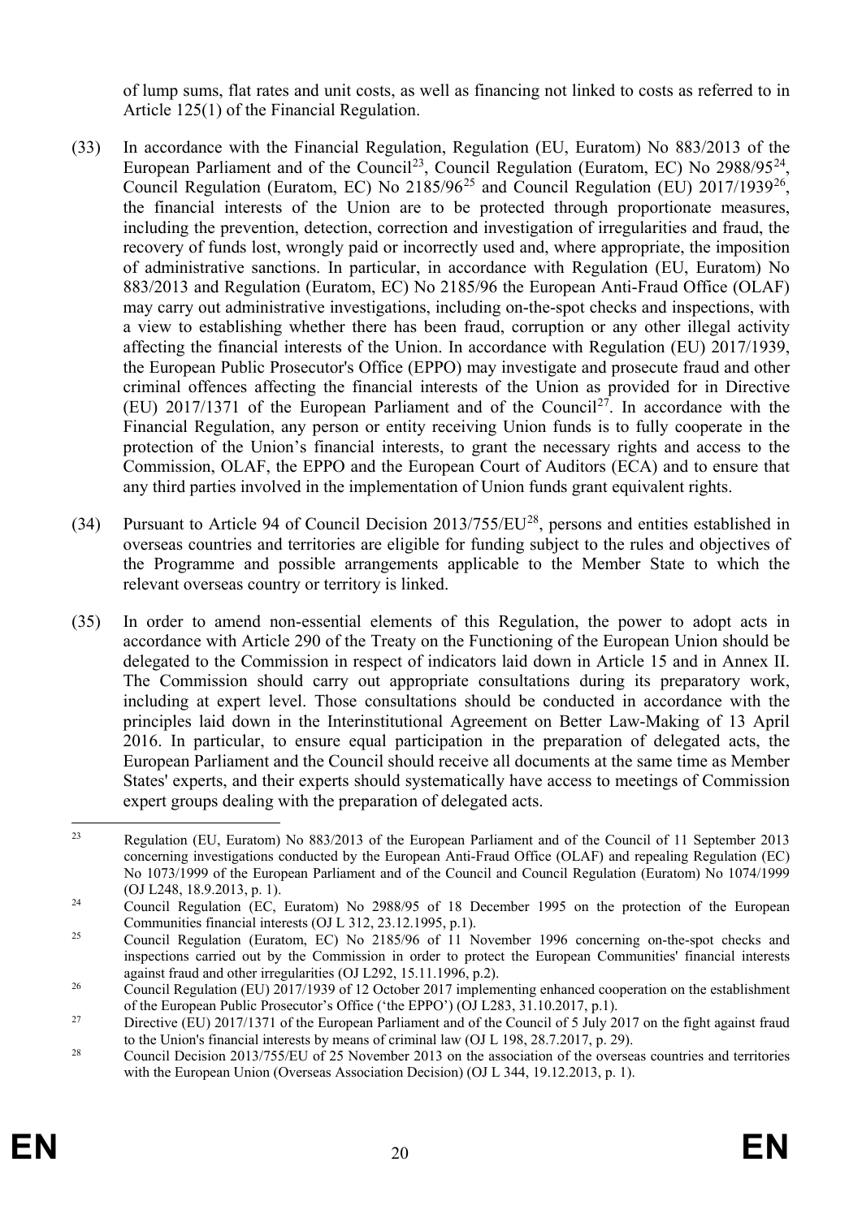of lump sums, flat rates and unit costs, as well as financing not linked to costs as referred to in Article 125(1) of the Financial Regulation.

(33) In accordance with the Financial Regulation, Regulation (EU, Euratom) No 883/2013 of the European Parliament and of the Council[23], Council Regulation (Euratom, EC) No 2988/95[24], Council Regulation (Euratom, EC) No 2185/96[25] and Council Regulation (EU) 2017/1939[26], the financial interests of the Union are to be protected through proportionate measures, including the prevention, detection, correction and investigation of irregularities and fraud, the recovery of funds lost, wrongly paid or incorrectly used and, where appropriate, the imposition of administrative sanctions. In particular, in accordance with Regulation (EU, Euratom) No 883/2013 and Regulation (Euratom, EC) No 2185/96 the European Anti-Fraud Office (OLAF) may carry out administrative investigations, including on-the-spot checks and inspections, with a view to establishing whether there has been fraud, corruption or any other illegal activity affecting the financial interests of the Union. In accordance with Regulation (EU) 2017/1939, the European Public Prosecutor's Office (EPPO) may investigate and prosecute fraud and other criminal offences affecting the financial interests of the Union as provided for in Directive (EU) 2017/1371 of the European Parliament and of the Council[27]. In accordance with the Financial Regulation, any person or entity receiving Union funds is to fully cooperate in the protection of the Union's financial interests, to grant the necessary rights and access to the Commission, OLAF, the EPPO and the European Court of Auditors (ECA) and to ensure that any third parties involved in the implementation of Union funds grant equivalent rights.

(34) Pursuant to Article 94 of Council Decision 2013/755/EU[28], persons and entities established in overseas countries and territories are eligible for funding subject to the rules and objectives of the Programme and possible arrangements applicable to the Member State to which the relevant overseas country or territory is linked.

(35) In order to amend non-essential elements of this Regulation, the power to adopt acts in accordance with Article 290 of the Treaty on the Functioning of the European Union should be delegated to the Commission in respect of indicators laid down in Article 15 and in Annex II. The Commission should carry out appropriate consultations during its preparatory work, including at expert level. Those consultations should be conducted in accordance with the principles laid down in the Interinstitutional Agreement on Better Law-Making of 13 April 2016. In particular, to ensure equal participation in the preparation of delegated acts, the European Parliament and the Council should receive all documents at the same time as Member States' experts, and their experts should systematically have access to meetings of Commission expert groups dealing with the preparation of delegated acts.

---

[23] Regulation (EU, Euratom) No 883/2013 of the European Parliament and of the Council of 11 September 2013 concerning investigations conducted by the European Anti-Fraud Office (OLAF) and repealing Regulation (EC) No 1073/1999 of the European Parliament and of the Council and Council Regulation (Euratom) No 1074/1999 (OJ L248, 18.9.2013, p. 1).

[24] Council Regulation (EC, Euratom) No 2988/95 of 18 December 1995 on the protection of the European Communities financial interests (OJ L 312, 23.12.1995, p.1).

[25] Council Regulation (Euratom, EC) No 2185/96 of 11 November 1996 concerning on-the-spot checks and inspections carried out by the Commission in order to protect the European Communities' financial interests against fraud and other irregularities (OJ L292, 15.11.1996, p.2).

[26] Council Regulation (EU) 2017/1939 of 12 October 2017 implementing enhanced cooperation on the establishment of the European Public Prosecutor's Office ('the EPPO') (OJ L283, 31.10.2017, p.1).

[27] Directive (EU) 2017/1371 of the European Parliament and of the Council of 5 July 2017 on the fight against fraud to the Union's financial interests by means of criminal law (OJ L 198, 28.7.2017, p. 29).

[28] Council Decision 2013/755/EU of 25 November 2013 on the association of the overseas countries and territories with the European Union (Overseas Association Decision) (OJ L 344, 19.12.2013, p. 1).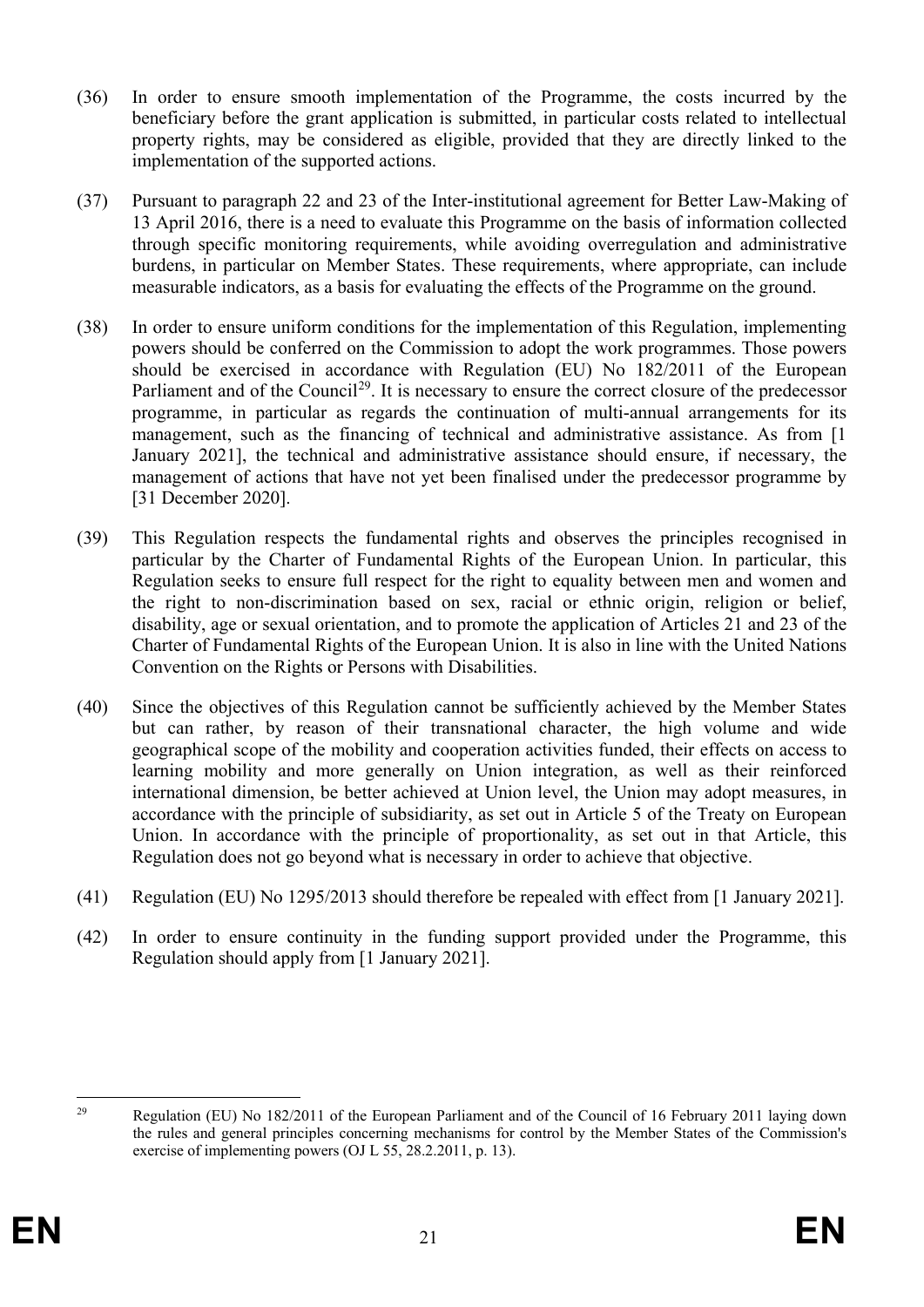(36) In order to ensure smooth implementation of the Programme, the costs incurred by the beneficiary before the grant application is submitted, in particular costs related to intellectual property rights, may be considered as eligible, provided that they are directly linked to the implementation of the supported actions.

(37) Pursuant to paragraph 22 and 23 of the Inter-institutional agreement for Better Law-Making of 13 April 2016, there is a need to evaluate this Programme on the basis of information collected through specific monitoring requirements, while avoiding overregulation and administrative burdens, in particular on Member States. These requirements, where appropriate, can include measurable indicators, as a basis for evaluating the effects of the Programme on the ground.

(38) In order to ensure uniform conditions for the implementation of this Regulation, implementing powers should be conferred on the Commission to adopt the work programmes. Those powers should be exercised in accordance with Regulation (EU) No 182/2011 of the European Parliament and of the Council[29]. It is necessary to ensure the correct closure of the predecessor programme, in particular as regards the continuation of multi-annual arrangements for its management, such as the financing of technical and administrative assistance. As from [1 January 2021], the technical and administrative assistance should ensure, if necessary, the management of actions that have not yet been finalised under the predecessor programme by [31 December 2020].

(39) This Regulation respects the fundamental rights and observes the principles recognised in particular by the Charter of Fundamental Rights of the European Union. In particular, this Regulation seeks to ensure full respect for the right to equality between men and women and the right to non-discrimination based on sex, racial or ethnic origin, religion or belief, disability, age or sexual orientation, and to promote the application of Articles 21 and 23 of the Charter of Fundamental Rights of the European Union. It is also in line with the United Nations Convention on the Rights or Persons with Disabilities.

(40) Since the objectives of this Regulation cannot be sufficiently achieved by the Member States but can rather, by reason of their transnational character, the high volume and wide geographical scope of the mobility and cooperation activities funded, their effects on access to learning mobility and more generally on Union integration, as well as their reinforced international dimension, be better achieved at Union level, the Union may adopt measures, in accordance with the principle of subsidiarity, as set out in Article 5 of the Treaty on European Union. In accordance with the principle of proportionality, as set out in that Article, this Regulation does not go beyond what is necessary in order to achieve that objective.

(41) Regulation (EU) No 1295/2013 should therefore be repealed with effect from [1 January 2021].

(42) In order to ensure continuity in the funding support provided under the Programme, this Regulation should apply from [1 January 2021].

---

[29] Regulation (EU) No 182/2011 of the European Parliament and of the Council of 16 February 2011 laying down the rules and general principles concerning mechanisms for control by the Member States of the Commission's exercise of implementing powers (OJ L 55, 28.2.2011, p. 13).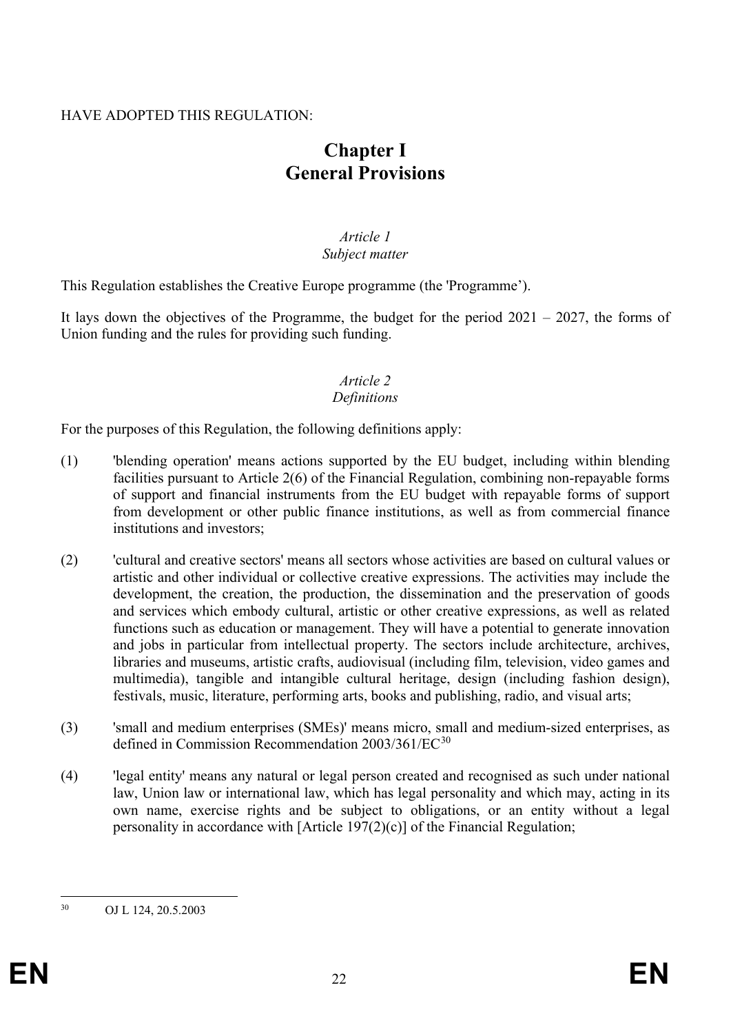HAVE ADOPTED THIS REGULATION:

# Chapter I
# General Provisions

*Article 1*
*Subject matter*

This Regulation establishes the Creative Europe programme (the 'Programme’).

It lays down the objectives of the Programme, the budget for the period 2021 – 2027, the forms of Union funding and the rules for providing such funding.

*Article 2*
*Definitions*

For the purposes of this Regulation, the following definitions apply:

(1) 'blending operation' means actions supported by the EU budget, including within blending facilities pursuant to Article 2(6) of the Financial Regulation, combining non-repayable forms of support and financial instruments from the EU budget with repayable forms of support from development or other public finance institutions, as well as from commercial finance institutions and investors;

(2) 'cultural and creative sectors' means all sectors whose activities are based on cultural values or artistic and other individual or collective creative expressions. The activities may include the development, the creation, the production, the dissemination and the preservation of goods and services which embody cultural, artistic or other creative expressions, as well as related functions such as education or management. They will have a potential to generate innovation and jobs in particular from intellectual property. The sectors include architecture, archives, libraries and museums, artistic crafts, audiovisual (including film, television, video games and multimedia), tangible and intangible cultural heritage, design (including fashion design), festivals, music, literature, performing arts, books and publishing, radio, and visual arts;

(3) 'small and medium enterprises (SMEs)' means micro, small and medium-sized enterprises, as defined in Commission Recommendation 2003/361/EC[30]

(4) 'legal entity' means any natural or legal person created and recognised as such under national law, Union law or international law, which has legal personality and which may, acting in its own name, exercise rights and be subject to obligations, or an entity without a legal personality in accordance with [Article 197(2)(c)] of the Financial Regulation;

---

[30] OJ L 124, 20.5.2003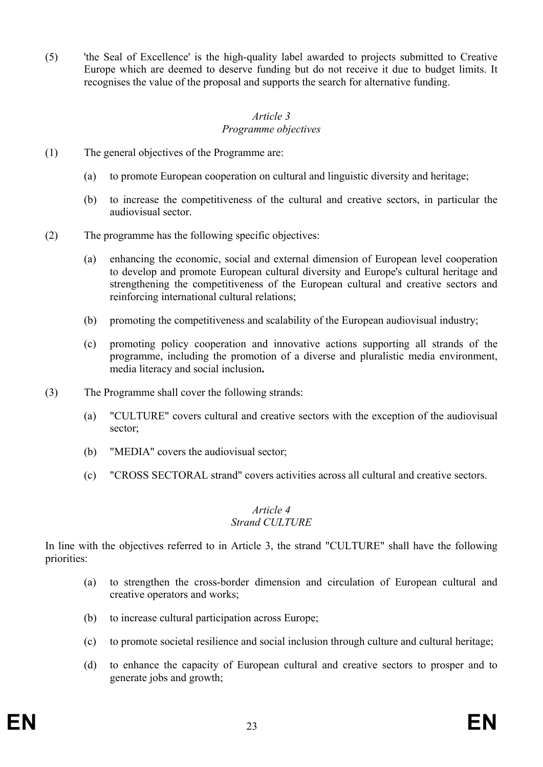(5) 'the Seal of Excellence' is the high-quality label awarded to projects submitted to Creative Europe which are deemed to deserve funding but do not receive it due to budget limits. It recognises the value of the proposal and supports the search for alternative funding.

*Article 3*
*Programme objectives*

(1) The general objectives of the Programme are:

(a) to promote European cooperation on cultural and linguistic diversity and heritage;

(b) to increase the competitiveness of the cultural and creative sectors, in particular the audiovisual sector.

(2) The programme has the following specific objectives:

(a) enhancing the economic, social and external dimension of European level cooperation to develop and promote European cultural diversity and Europe's cultural heritage and strengthening the competitiveness of the European cultural and creative sectors and reinforcing international cultural relations;

(b) promoting the competitiveness and scalability of the European audiovisual industry;

(c) promoting policy cooperation and innovative actions supporting all strands of the programme, including the promotion of a diverse and pluralistic media environment, media literacy and social inclusion**.**

(3) The Programme shall cover the following strands:

(a) "CULTURE" covers cultural and creative sectors with the exception of the audiovisual sector;

(b) "MEDIA" covers the audiovisual sector;

(c) "CROSS SECTORAL strand" covers activities across all cultural and creative sectors.

*Article 4*
*Strand CULTURE*

In line with the objectives referred to in Article 3, the strand "CULTURE" shall have the following priorities:

(a) to strengthen the cross-border dimension and circulation of European cultural and creative operators and works;

(b) to increase cultural participation across Europe;

(c) to promote societal resilience and social inclusion through culture and cultural heritage;

(d) to enhance the capacity of European cultural and creative sectors to prosper and to generate jobs and growth;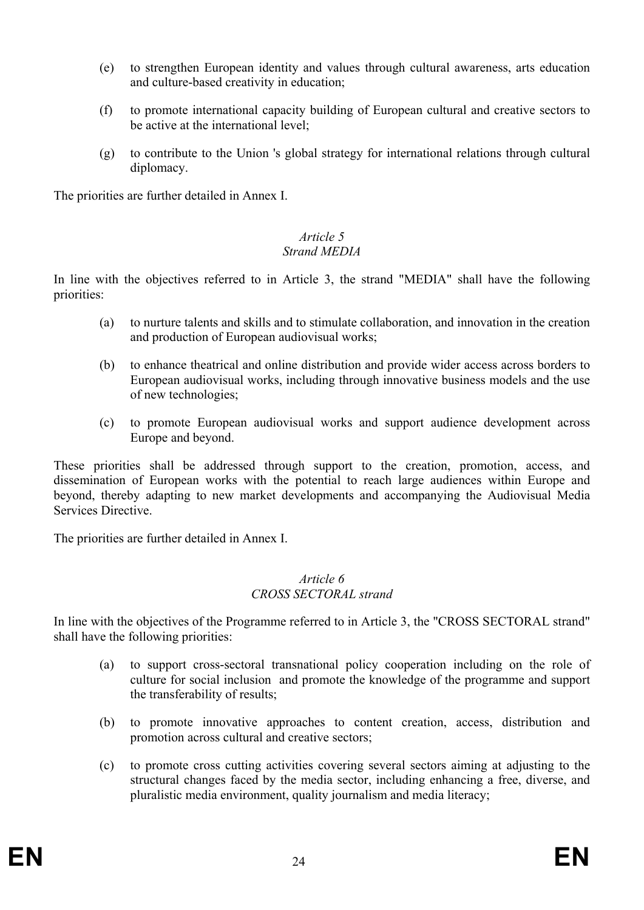(e) to strengthen European identity and values through cultural awareness, arts education and culture-based creativity in education;

(f) to promote international capacity building of European cultural and creative sectors to be active at the international level;

(g) to contribute to the Union 's global strategy for international relations through cultural diplomacy.

The priorities are further detailed in Annex I.

*Article 5*
*Strand MEDIA*

In line with the objectives referred to in Article 3, the strand "MEDIA" shall have the following priorities:

(a) to nurture talents and skills and to stimulate collaboration, and innovation in the creation and production of European audiovisual works;

(b) to enhance theatrical and online distribution and provide wider access across borders to European audiovisual works, including through innovative business models and the use of new technologies;

(c) to promote European audiovisual works and support audience development across Europe and beyond.

These priorities shall be addressed through support to the creation, promotion, access, and dissemination of European works with the potential to reach large audiences within Europe and beyond, thereby adapting to new market developments and accompanying the Audiovisual Media Services Directive.

The priorities are further detailed in Annex I.

*Article 6*
*CROSS SECTORAL strand*

In line with the objectives of the Programme referred to in Article 3, the "CROSS SECTORAL strand" shall have the following priorities:

(a) to support cross-sectoral transnational policy cooperation including on the role of culture for social inclusion and promote the knowledge of the programme and support the transferability of results;

(b) to promote innovative approaches to content creation, access, distribution and promotion across cultural and creative sectors;

(c) to promote cross cutting activities covering several sectors aiming at adjusting to the structural changes faced by the media sector, including enhancing a free, diverse, and pluralistic media environment, quality journalism and media literacy;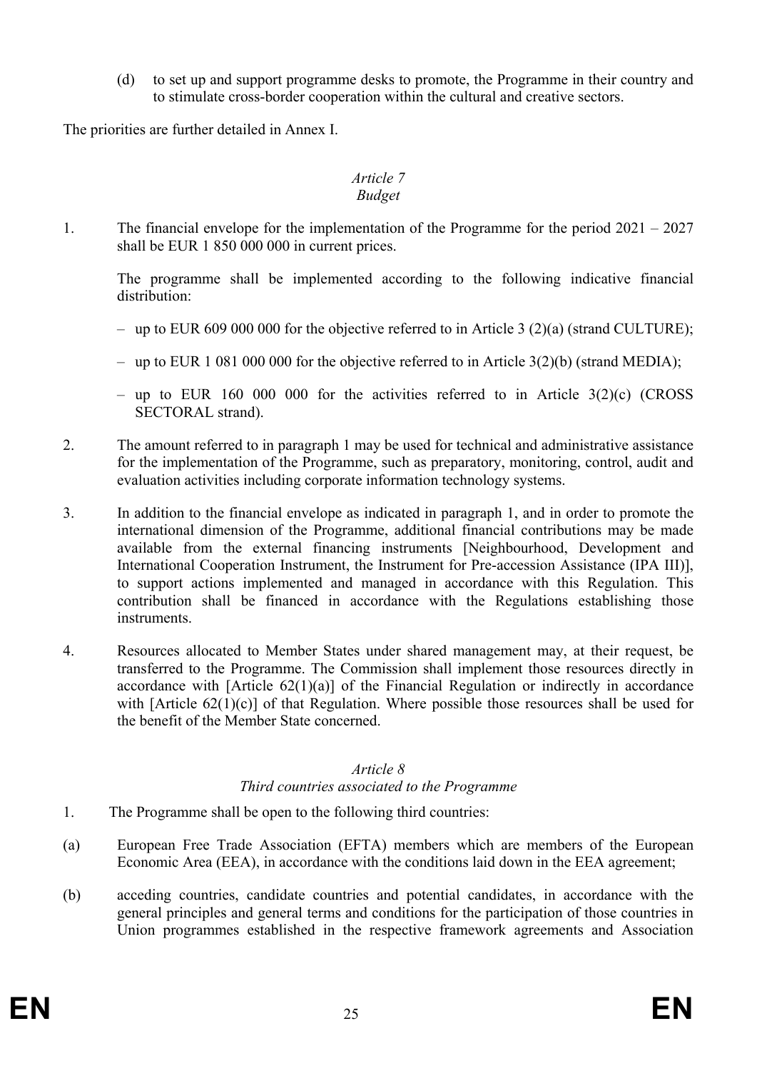(d) to set up and support programme desks to promote, the Programme in their country and to stimulate cross-border cooperation within the cultural and creative sectors.

The priorities are further detailed in Annex I.

*Article 7*
*Budget*

1. The financial envelope for the implementation of the Programme for the period 2021 – 2027 shall be EUR 1 850 000 000 in current prices.

   The programme shall be implemented according to the following indicative financial distribution:

   – up to EUR 609 000 000 for the objective referred to in Article 3 (2)(a) (strand CULTURE);

   – up to EUR 1 081 000 000 for the objective referred to in Article 3(2)(b) (strand MEDIA);

   – up to EUR 160 000 000 for the activities referred to in Article 3(2)(c) (CROSS SECTORAL strand).

2. The amount referred to in paragraph 1 may be used for technical and administrative assistance for the implementation of the Programme, such as preparatory, monitoring, control, audit and evaluation activities including corporate information technology systems.

3. In addition to the financial envelope as indicated in paragraph 1, and in order to promote the international dimension of the Programme, additional financial contributions may be made available from the external financing instruments [Neighbourhood, Development and International Cooperation Instrument, the Instrument for Pre-accession Assistance (IPA III)], to support actions implemented and managed in accordance with this Regulation. This contribution shall be financed in accordance with the Regulations establishing those instruments.

4. Resources allocated to Member States under shared management may, at their request, be transferred to the Programme. The Commission shall implement those resources directly in accordance with [Article 62(1)(a)] of the Financial Regulation or indirectly in accordance with [Article 62(1)(c)] of that Regulation. Where possible those resources shall be used for the benefit of the Member State concerned.

*Article 8*
*Third countries associated to the Programme*

1. The Programme shall be open to the following third countries:

(a) European Free Trade Association (EFTA) members which are members of the European Economic Area (EEA), in accordance with the conditions laid down in the EEA agreement;

(b) acceding countries, candidate countries and potential candidates, in accordance with the general principles and general terms and conditions for the participation of those countries in Union programmes established in the respective framework agreements and Association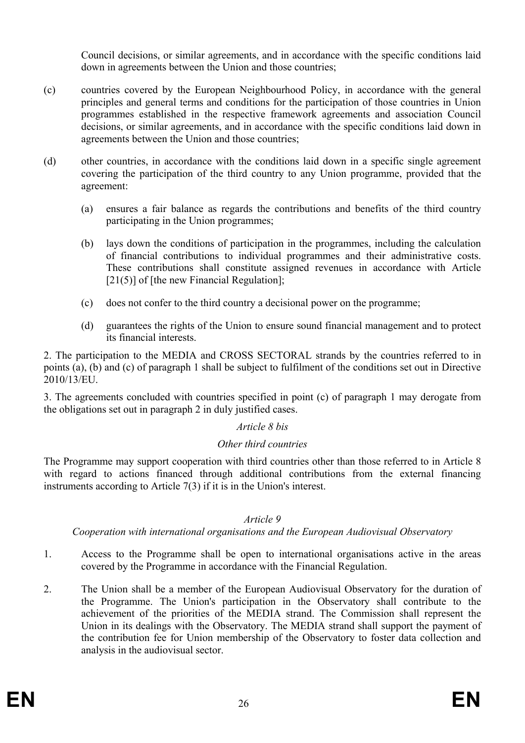Council decisions, or similar agreements, and in accordance with the specific conditions laid down in agreements between the Union and those countries;

(c) countries covered by the European Neighbourhood Policy, in accordance with the general principles and general terms and conditions for the participation of those countries in Union programmes established in the respective framework agreements and association Council decisions, or similar agreements, and in accordance with the specific conditions laid down in agreements between the Union and those countries;

(d) other countries, in accordance with the conditions laid down in a specific single agreement covering the participation of the third country to any Union programme, provided that the agreement:

   (a) ensures a fair balance as regards the contributions and benefits of the third country participating in the Union programmes;

   (b) lays down the conditions of participation in the programmes, including the calculation of financial contributions to individual programmes and their administrative costs. These contributions shall constitute assigned revenues in accordance with Article [21(5)] of [the new Financial Regulation];

   (c) does not confer to the third country a decisional power on the programme;

   (d) guarantees the rights of the Union to ensure sound financial management and to protect its financial interests.

2. The participation to the MEDIA and CROSS SECTORAL strands by the countries referred to in points (a), (b) and (c) of paragraph 1 shall be subject to fulfilment of the conditions set out in Directive 2010/13/EU.

3. The agreements concluded with countries specified in point (c) of paragraph 1 may derogate from the obligations set out in paragraph 2 in duly justified cases.

*Article 8 bis*

*Other third countries*

The Programme may support cooperation with third countries other than those referred to in Article 8 with regard to actions financed through additional contributions from the external financing instruments according to Article 7(3) if it is in the Union's interest.

*Article 9*

*Cooperation with international organisations and the European Audiovisual Observatory*

1. Access to the Programme shall be open to international organisations active in the areas covered by the Programme in accordance with the Financial Regulation.

2. The Union shall be a member of the European Audiovisual Observatory for the duration of the Programme. The Union's participation in the Observatory shall contribute to the achievement of the priorities of the MEDIA strand. The Commission shall represent the Union in its dealings with the Observatory. The MEDIA strand shall support the payment of the contribution fee for Union membership of the Observatory to foster data collection and analysis in the audiovisual sector.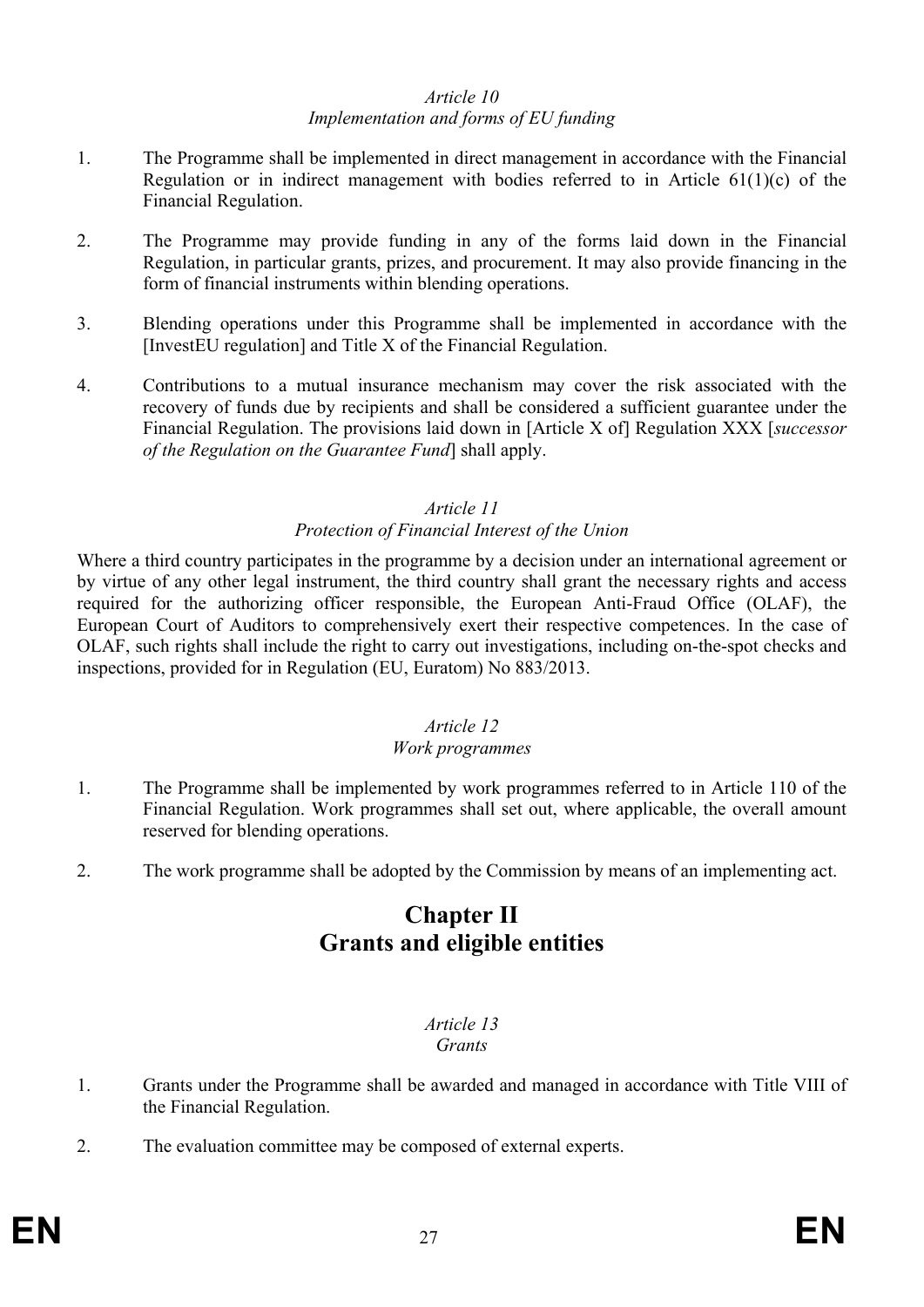*Article 10*
*Implementation and forms of EU funding*

1. The Programme shall be implemented in direct management in accordance with the Financial Regulation or in indirect management with bodies referred to in Article 61(1)(c) of the Financial Regulation.

2. The Programme may provide funding in any of the forms laid down in the Financial Regulation, in particular grants, prizes, and procurement. It may also provide financing in the form of financial instruments within blending operations.

3. Blending operations under this Programme shall be implemented in accordance with the [InvestEU regulation] and Title X of the Financial Regulation.

4. Contributions to a mutual insurance mechanism may cover the risk associated with the recovery of funds due by recipients and shall be considered a sufficient guarantee under the Financial Regulation. The provisions laid down in [Article X of] Regulation XXX [*successor of the Regulation on the Guarantee Fund*] shall apply.

*Article 11*
*Protection of Financial Interest of the Union*

Where a third country participates in the programme by a decision under an international agreement or by virtue of any other legal instrument, the third country shall grant the necessary rights and access required for the authorizing officer responsible, the European Anti-Fraud Office (OLAF), the European Court of Auditors to comprehensively exert their respective competences. In the case of OLAF, such rights shall include the right to carry out investigations, including on-the-spot checks and inspections, provided for in Regulation (EU, Euratom) No 883/2013.

*Article 12*
*Work programmes*

1. The Programme shall be implemented by work programmes referred to in Article 110 of the Financial Regulation. Work programmes shall set out, where applicable, the overall amount reserved for blending operations.

2. The work programme shall be adopted by the Commission by means of an implementing act.

# Chapter II
# Grants and eligible entities

*Article 13*
*Grants*

1. Grants under the Programme shall be awarded and managed in accordance with Title VIII of the Financial Regulation.

2. The evaluation committee may be composed of external experts.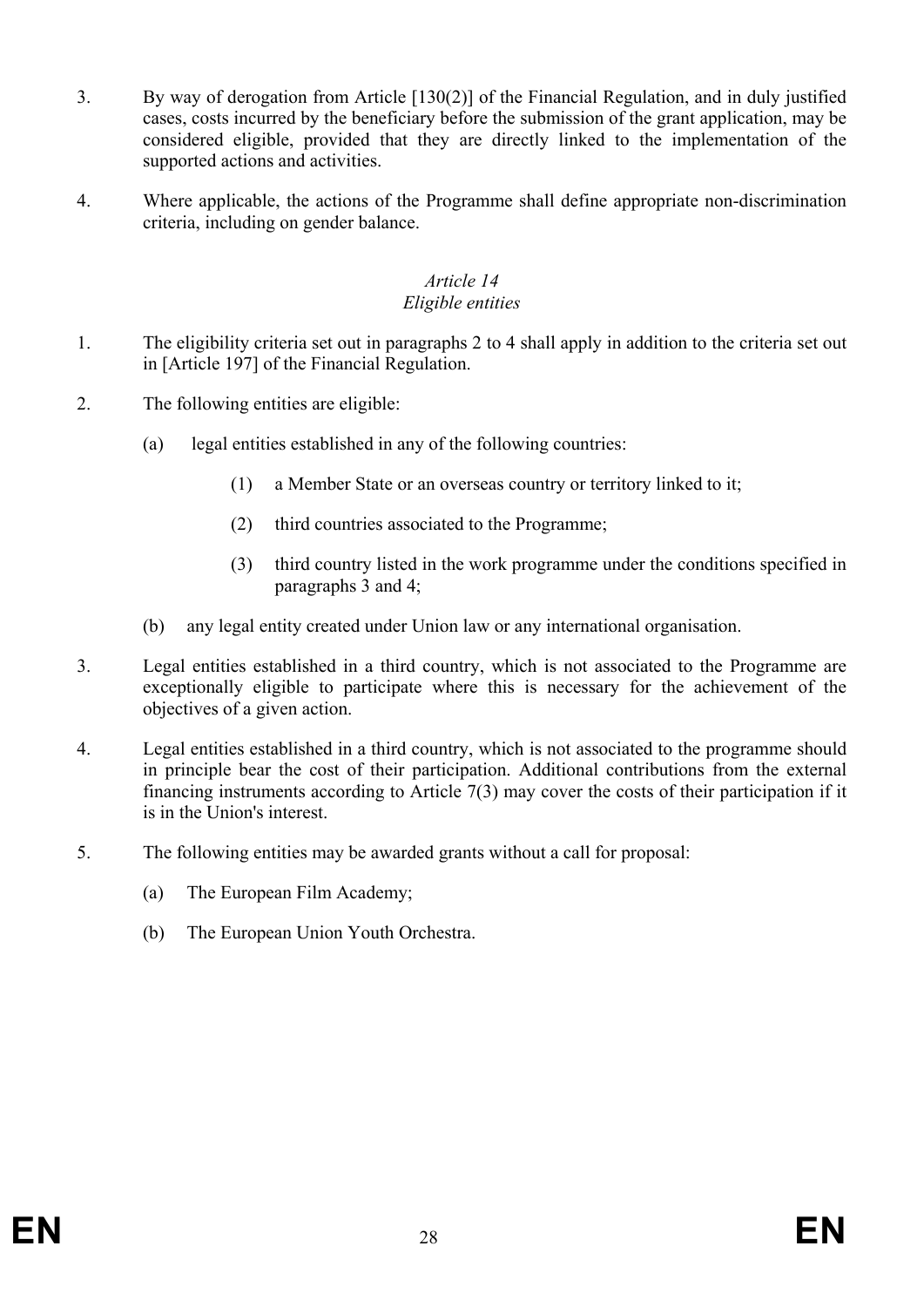3. By way of derogation from Article [130(2)] of the Financial Regulation, and in duly justified cases, costs incurred by the beneficiary before the submission of the grant application, may be considered eligible, provided that they are directly linked to the implementation of the supported actions and activities.

4. Where applicable, the actions of the Programme shall define appropriate non-discrimination criteria, including on gender balance.

### *Article 14*
### *Eligible entities*

1. The eligibility criteria set out in paragraphs 2 to 4 shall apply in addition to the criteria set out in [Article 197] of the Financial Regulation.

2. The following entities are eligible:

   (a) legal entities established in any of the following countries:

      (1) a Member State or an overseas country or territory linked to it;

      (2) third countries associated to the Programme;

      (3) third country listed in the work programme under the conditions specified in paragraphs 3 and 4;

   (b) any legal entity created under Union law or any international organisation.

3. Legal entities established in a third country, which is not associated to the Programme are exceptionally eligible to participate where this is necessary for the achievement of the objectives of a given action.

4. Legal entities established in a third country, which is not associated to the programme should in principle bear the cost of their participation. Additional contributions from the external financing instruments according to Article 7(3) may cover the costs of their participation if it is in the Union's interest.

5. The following entities may be awarded grants without a call for proposal:

   (a) The European Film Academy;

   (b) The European Union Youth Orchestra.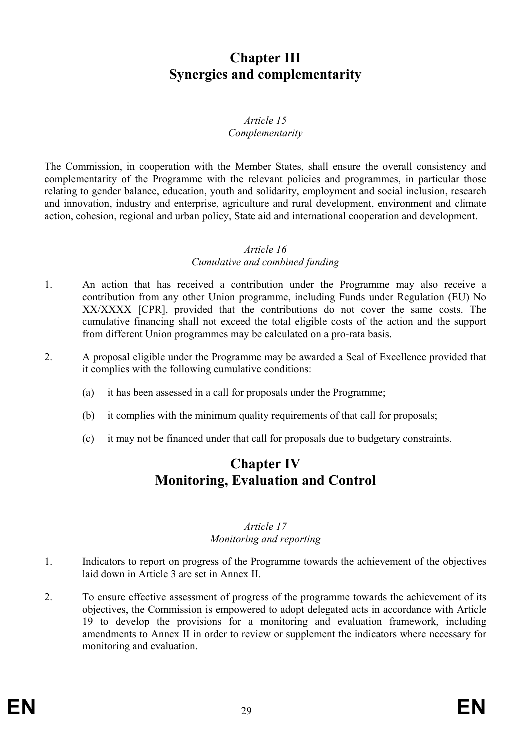# Chapter III
# Synergies and complementarity

### *Article 15*
### *Complementarity*

The Commission, in cooperation with the Member States, shall ensure the overall consistency and complementarity of the Programme with the relevant policies and programmes, in particular those relating to gender balance, education, youth and solidarity, employment and social inclusion, research and innovation, industry and enterprise, agriculture and rural development, environment and climate action, cohesion, regional and urban policy, State aid and international cooperation and development.

### *Article 16*
### *Cumulative and combined funding*

1. An action that has received a contribution under the Programme may also receive a contribution from any other Union programme, including Funds under Regulation (EU) No XX/XXXX [CPR], provided that the contributions do not cover the same costs. The cumulative financing shall not exceed the total eligible costs of the action and the support from different Union programmes may be calculated on a pro-rata basis.

2. A proposal eligible under the Programme may be awarded a Seal of Excellence provided that it complies with the following cumulative conditions:

   (a) it has been assessed in a call for proposals under the Programme;

   (b) it complies with the minimum quality requirements of that call for proposals;

   (c) it may not be financed under that call for proposals due to budgetary constraints.

# Chapter IV
# Monitoring, Evaluation and Control

### *Article 17*
### *Monitoring and reporting*

1. Indicators to report on progress of the Programme towards the achievement of the objectives laid down in Article 3 are set in Annex II.

2. To ensure effective assessment of progress of the programme towards the achievement of its objectives, the Commission is empowered to adopt delegated acts in accordance with Article 19 to develop the provisions for a monitoring and evaluation framework, including amendments to Annex II in order to review or supplement the indicators where necessary for monitoring and evaluation.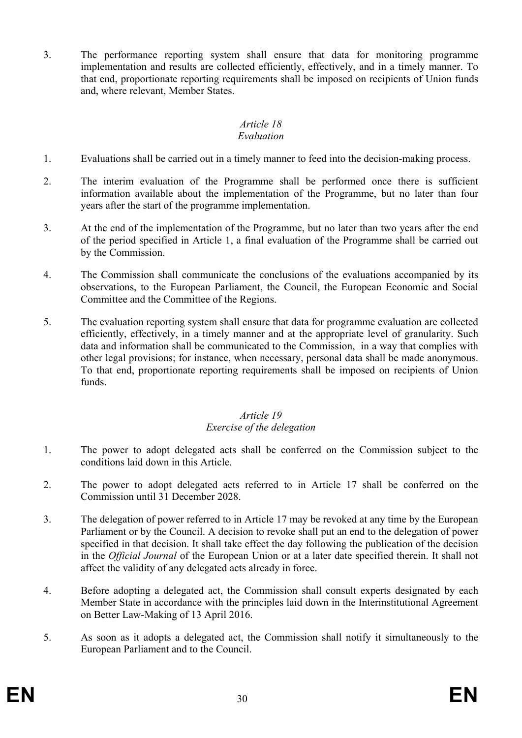3. The performance reporting system shall ensure that data for monitoring programme implementation and results are collected efficiently, effectively, and in a timely manner. To that end, proportionate reporting requirements shall be imposed on recipients of Union funds and, where relevant, Member States.

### *Article 18*
### *Evaluation*

1. Evaluations shall be carried out in a timely manner to feed into the decision-making process.

2. The interim evaluation of the Programme shall be performed once there is sufficient information available about the implementation of the Programme, but no later than four years after the start of the programme implementation.

3. At the end of the implementation of the Programme, but no later than two years after the end of the period specified in Article 1, a final evaluation of the Programme shall be carried out by the Commission.

4. The Commission shall communicate the conclusions of the evaluations accompanied by its observations, to the European Parliament, the Council, the European Economic and Social Committee and the Committee of the Regions.

5. The evaluation reporting system shall ensure that data for programme evaluation are collected efficiently, effectively, in a timely manner and at the appropriate level of granularity. Such data and information shall be communicated to the Commission, in a way that complies with other legal provisions; for instance, when necessary, personal data shall be made anonymous. To that end, proportionate reporting requirements shall be imposed on recipients of Union funds.

### *Article 19*
### *Exercise of the delegation*

1. The power to adopt delegated acts shall be conferred on the Commission subject to the conditions laid down in this Article.

2. The power to adopt delegated acts referred to in Article 17 shall be conferred on the Commission until 31 December 2028.

3. The delegation of power referred to in Article 17 may be revoked at any time by the European Parliament or by the Council. A decision to revoke shall put an end to the delegation of power specified in that decision. It shall take effect the day following the publication of the decision in the *Official Journal* of the European Union or at a later date specified therein. It shall not affect the validity of any delegated acts already in force.

4. Before adopting a delegated act, the Commission shall consult experts designated by each Member State in accordance with the principles laid down in the Interinstitutional Agreement on Better Law-Making of 13 April 2016.

5. As soon as it adopts a delegated act, the Commission shall notify it simultaneously to the European Parliament and to the Council.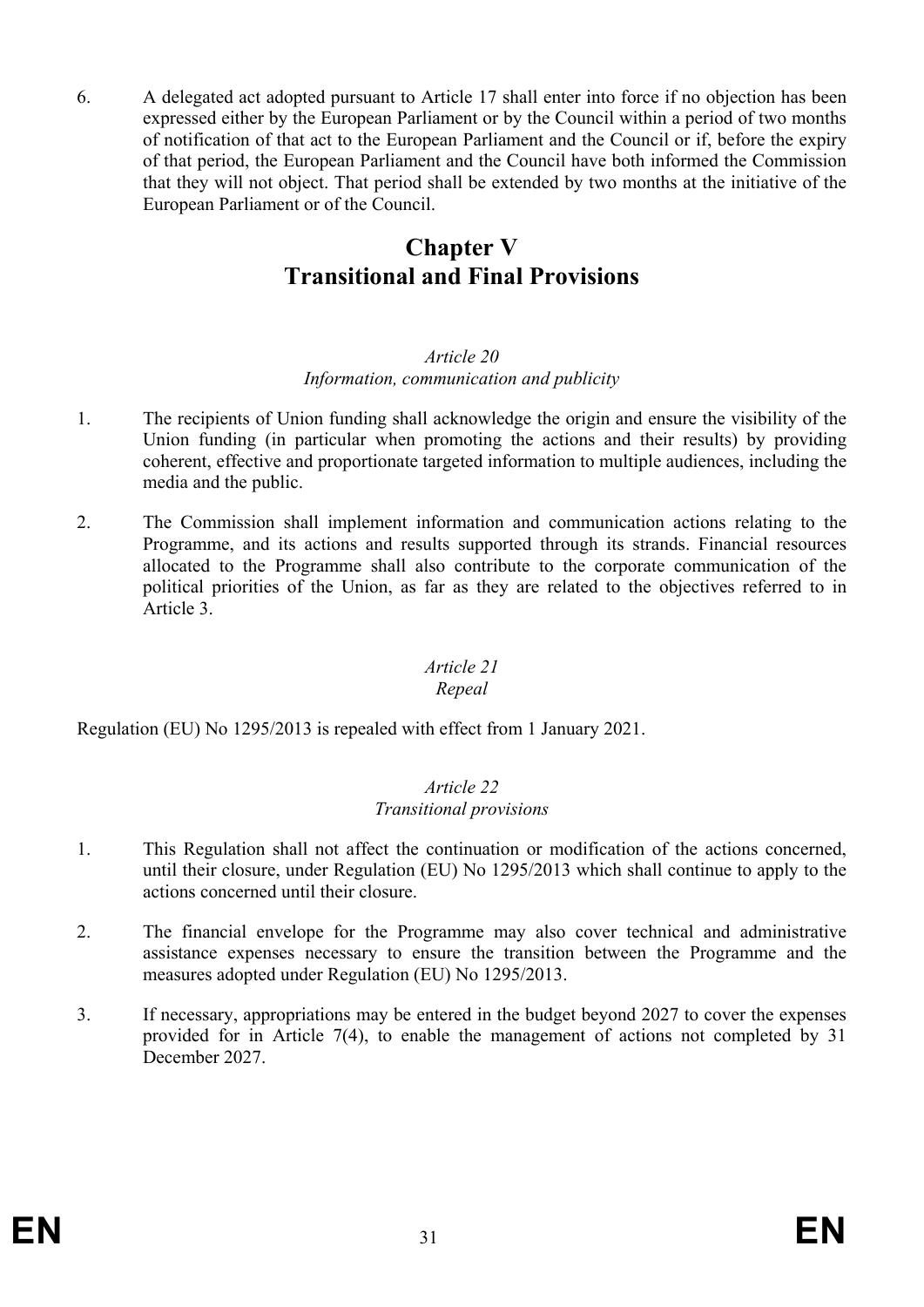6. A delegated act adopted pursuant to Article 17 shall enter into force if no objection has been expressed either by the European Parliament or by the Council within a period of two months of notification of that act to the European Parliament and the Council or if, before the expiry of that period, the European Parliament and the Council have both informed the Commission that they will not object. That period shall be extended by two months at the initiative of the European Parliament or of the Council.

# Chapter V
# Transitional and Final Provisions

*Article 20*
*Information, communication and publicity*

1. The recipients of Union funding shall acknowledge the origin and ensure the visibility of the Union funding (in particular when promoting the actions and their results) by providing coherent, effective and proportionate targeted information to multiple audiences, including the media and the public.

2. The Commission shall implement information and communication actions relating to the Programme, and its actions and results supported through its strands. Financial resources allocated to the Programme shall also contribute to the corporate communication of the political priorities of the Union, as far as they are related to the objectives referred to in Article 3.

*Article 21*
*Repeal*

Regulation (EU) No 1295/2013 is repealed with effect from 1 January 2021.

*Article 22*
*Transitional provisions*

1. This Regulation shall not affect the continuation or modification of the actions concerned, until their closure, under Regulation (EU) No 1295/2013 which shall continue to apply to the actions concerned until their closure.

2. The financial envelope for the Programme may also cover technical and administrative assistance expenses necessary to ensure the transition between the Programme and the measures adopted under Regulation (EU) No 1295/2013.

3. If necessary, appropriations may be entered in the budget beyond 2027 to cover the expenses provided for in Article 7(4), to enable the management of actions not completed by 31 December 2027.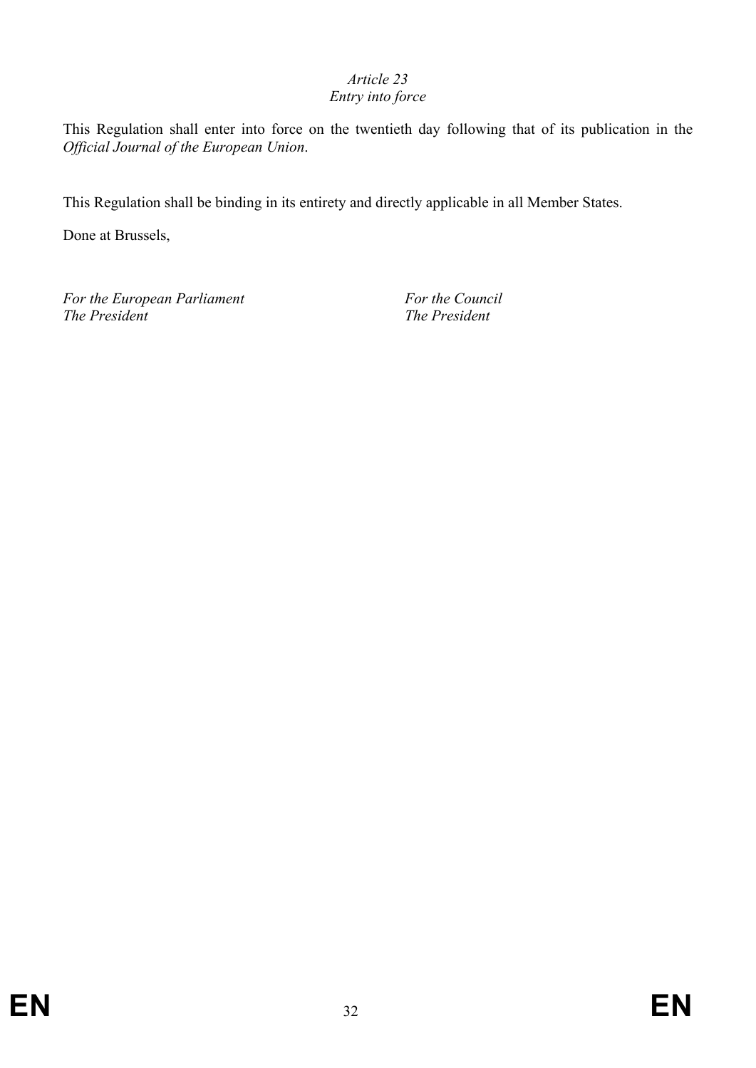*Article 23*
*Entry into force*

This Regulation shall enter into force on the twentieth day following that of its publication in the *Official Journal of the European Union*.

This Regulation shall be binding in its entirety and directly applicable in all Member States.

Done at Brussels,

*For the European Parliament*
*The President*

*For the Council*
*The President*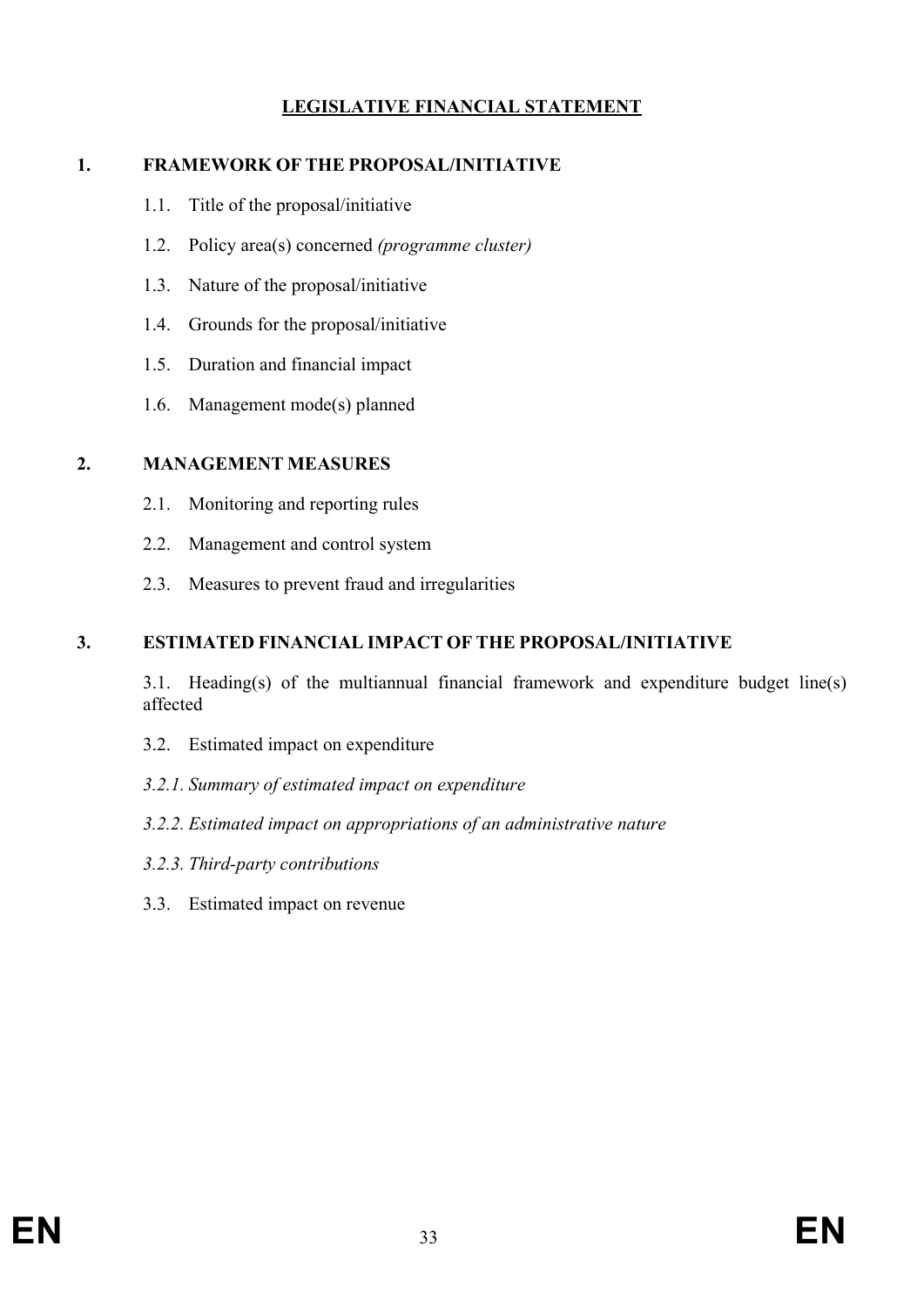# LEGISLATIVE FINANCIAL STATEMENT

## 1. FRAMEWORK OF THE PROPOSAL/INITIATIVE

1.1. Title of the proposal/initiative

1.2. Policy area(s) concerned *(programme cluster)*

1.3. Nature of the proposal/initiative

1.4. Grounds for the proposal/initiative

1.5. Duration and financial impact

1.6. Management mode(s) planned

## 2. MANAGEMENT MEASURES

2.1. Monitoring and reporting rules

2.2. Management and control system

2.3. Measures to prevent fraud and irregularities

## 3. ESTIMATED FINANCIAL IMPACT OF THE PROPOSAL/INITIATIVE

3.1. Heading(s) of the multiannual financial framework and expenditure budget line(s) affected

3.2. Estimated impact on expenditure

*3.2.1. Summary of estimated impact on expenditure*

*3.2.2. Estimated impact on appropriations of an administrative nature*

*3.2.3. Third-party contributions*

3.3. Estimated impact on revenue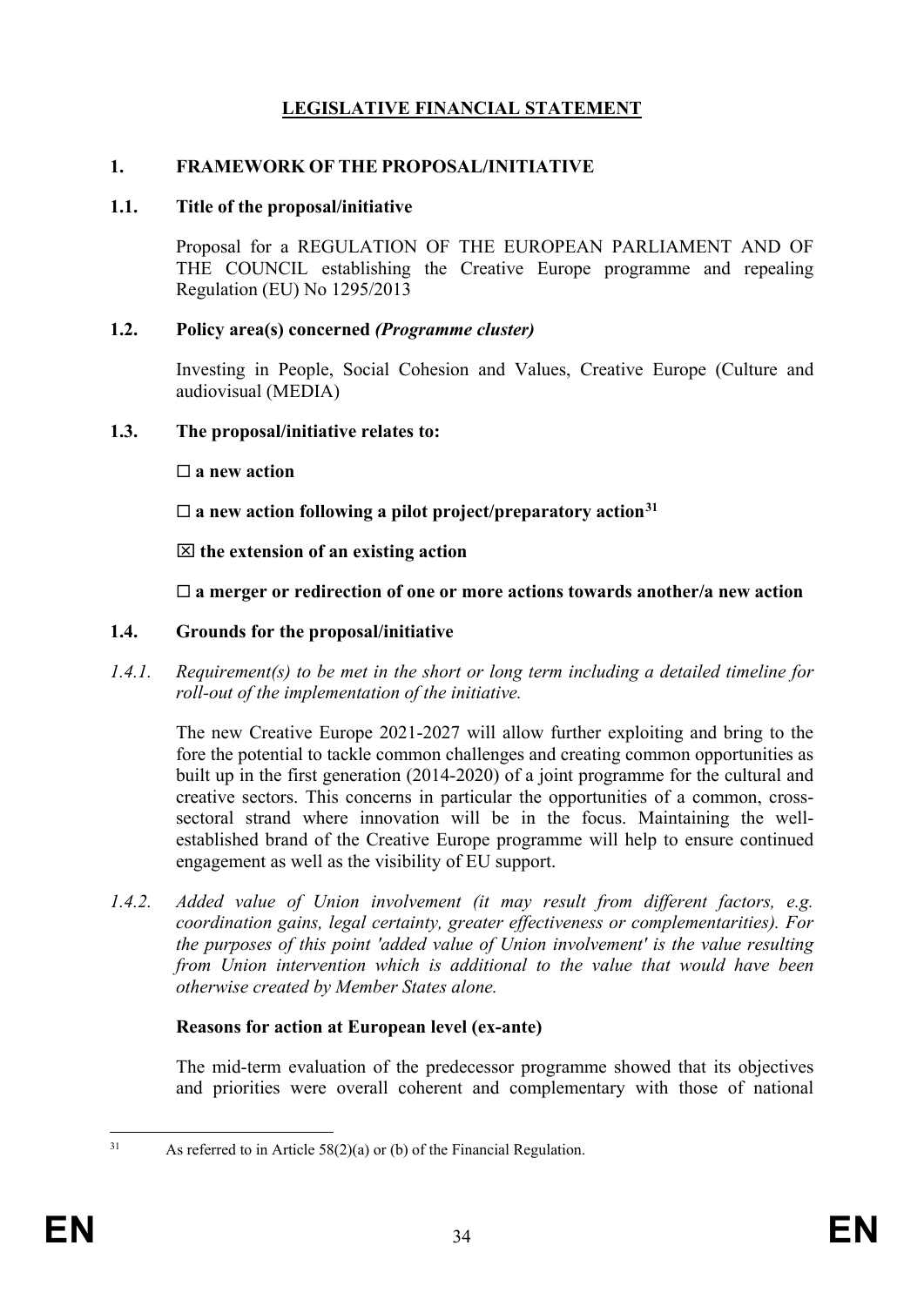# LEGISLATIVE FINANCIAL STATEMENT

## 1. FRAMEWORK OF THE PROPOSAL/INITIATIVE

### 1.1. Title of the proposal/initiative

Proposal for a REGULATION OF THE EUROPEAN PARLIAMENT AND OF THE COUNCIL establishing the Creative Europe programme and repealing Regulation (EU) No 1295/2013

### 1.2. Policy area(s) concerned *(Programme cluster)*

Investing in People, Social Cohesion and Values, Creative Europe (Culture and audiovisual (MEDIA)

### 1.3. The proposal/initiative relates to:

☐ **a new action**

☐ **a new action following a pilot project/preparatory action**[31]

☒ **the extension of an existing action**

☐ **a merger or redirection of one or more actions towards another/a new action**

### 1.4. Grounds for the proposal/initiative

*1.4.1. Requirement(s) to be met in the short or long term including a detailed timeline for roll-out of the implementation of the initiative.*

The new Creative Europe 2021-2027 will allow further exploiting and bring to the fore the potential to tackle common challenges and creating common opportunities as built up in the first generation (2014-2020) of a joint programme for the cultural and creative sectors. This concerns in particular the opportunities of a common, cross-sectoral strand where innovation will be in the focus. Maintaining the well-established brand of the Creative Europe programme will help to ensure continued engagement as well as the visibility of EU support.

*1.4.2. Added value of Union involvement (it may result from different factors, e.g. coordination gains, legal certainty, greater effectiveness or complementarities). For the purposes of this point 'added value of Union involvement' is the value resulting from Union intervention which is additional to the value that would have been otherwise created by Member States alone.*

**Reasons for action at European level (ex-ante)**

The mid-term evaluation of the predecessor programme showed that its objectives and priorities were overall coherent and complementary with those of national

[31] As referred to in Article 58(2)(a) or (b) of the Financial Regulation.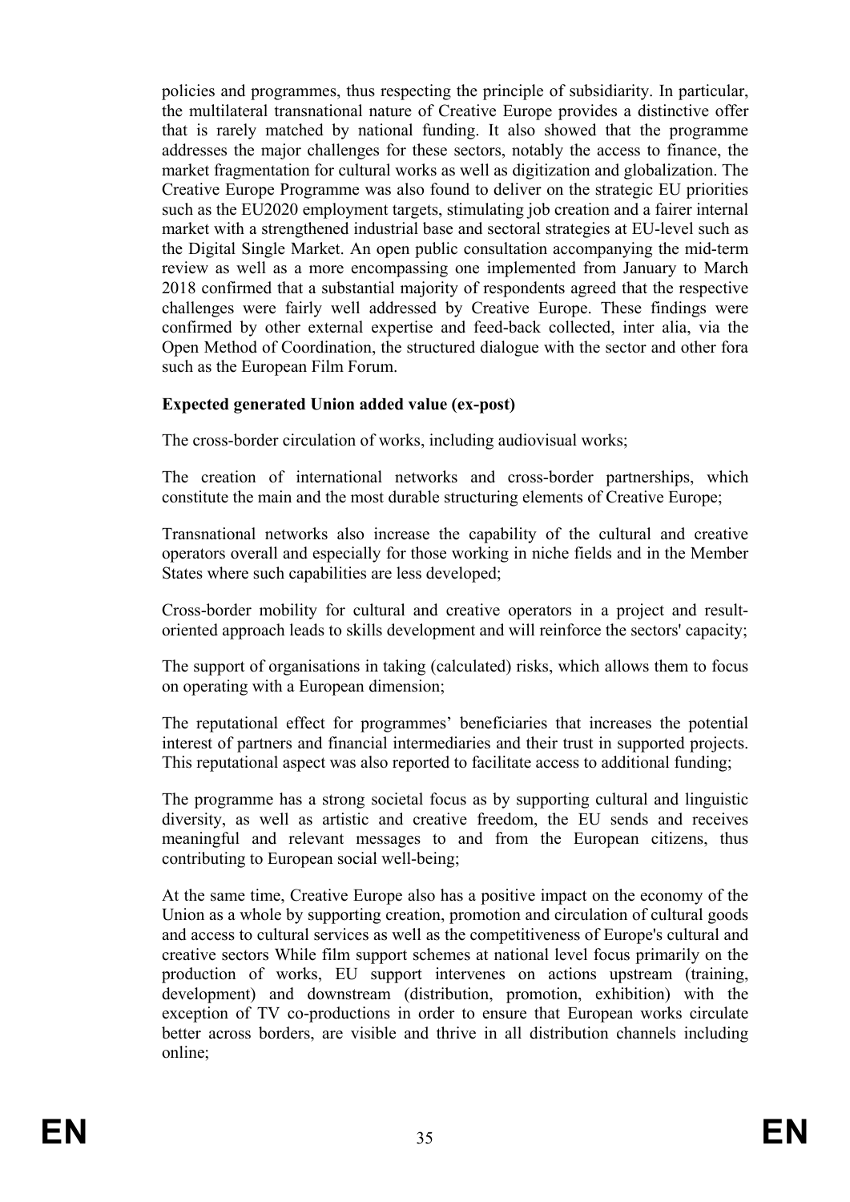policies and programmes, thus respecting the principle of subsidiarity. In particular, the multilateral transnational nature of Creative Europe provides a distinctive offer that is rarely matched by national funding. It also showed that the programme addresses the major challenges for these sectors, notably the access to finance, the market fragmentation for cultural works as well as digitization and globalization. The Creative Europe Programme was also found to deliver on the strategic EU priorities such as the EU2020 employment targets, stimulating job creation and a fairer internal market with a strengthened industrial base and sectoral strategies at EU-level such as the Digital Single Market. An open public consultation accompanying the mid-term review as well as a more encompassing one implemented from January to March 2018 confirmed that a substantial majority of respondents agreed that the respective challenges were fairly well addressed by Creative Europe. These findings were confirmed by other external expertise and feed-back collected, inter alia, via the Open Method of Coordination, the structured dialogue with the sector and other fora such as the European Film Forum.

**Expected generated Union added value (ex-post)**

The cross-border circulation of works, including audiovisual works;

The creation of international networks and cross-border partnerships, which constitute the main and the most durable structuring elements of Creative Europe;

Transnational networks also increase the capability of the cultural and creative operators overall and especially for those working in niche fields and in the Member States where such capabilities are less developed;

Cross-border mobility for cultural and creative operators in a project and result-oriented approach leads to skills development and will reinforce the sectors' capacity;

The support of organisations in taking (calculated) risks, which allows them to focus on operating with a European dimension;

The reputational effect for programmes' beneficiaries that increases the potential interest of partners and financial intermediaries and their trust in supported projects. This reputational aspect was also reported to facilitate access to additional funding;

The programme has a strong societal focus as by supporting cultural and linguistic diversity, as well as artistic and creative freedom, the EU sends and receives meaningful and relevant messages to and from the European citizens, thus contributing to European social well-being;

At the same time, Creative Europe also has a positive impact on the economy of the Union as a whole by supporting creation, promotion and circulation of cultural goods and access to cultural services as well as the competitiveness of Europe's cultural and creative sectors While film support schemes at national level focus primarily on the production of works, EU support intervenes on actions upstream (training, development) and downstream (distribution, promotion, exhibition) with the exception of TV co-productions in order to ensure that European works circulate better across borders, are visible and thrive in all distribution channels including online;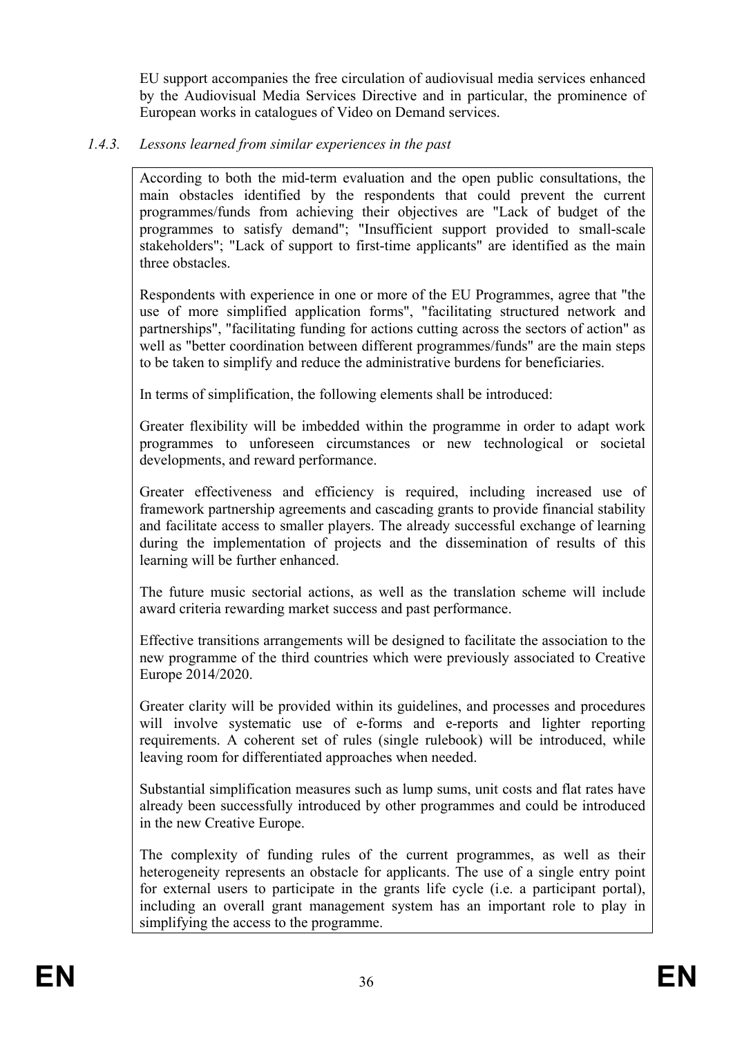EU support accompanies the free circulation of audiovisual media services enhanced by the Audiovisual Media Services Directive and in particular, the prominence of European works in catalogues of Video on Demand services.

### *1.4.3. Lessons learned from similar experiences in the past*

According to both the mid-term evaluation and the open public consultations, the main obstacles identified by the respondents that could prevent the current programmes/funds from achieving their objectives are "Lack of budget of the programmes to satisfy demand"; "Insufficient support provided to small-scale stakeholders"; "Lack of support to first-time applicants" are identified as the main three obstacles.

Respondents with experience in one or more of the EU Programmes, agree that "the use of more simplified application forms", "facilitating structured network and partnerships", "facilitating funding for actions cutting across the sectors of action" as well as "better coordination between different programmes/funds" are the main steps to be taken to simplify and reduce the administrative burdens for beneficiaries.

In terms of simplification, the following elements shall be introduced:

Greater flexibility will be imbedded within the programme in order to adapt work programmes to unforeseen circumstances or new technological or societal developments, and reward performance.

Greater effectiveness and efficiency is required, including increased use of framework partnership agreements and cascading grants to provide financial stability and facilitate access to smaller players. The already successful exchange of learning during the implementation of projects and the dissemination of results of this learning will be further enhanced.

The future music sectorial actions, as well as the translation scheme will include award criteria rewarding market success and past performance.

Effective transitions arrangements will be designed to facilitate the association to the new programme of the third countries which were previously associated to Creative Europe 2014/2020.

Greater clarity will be provided within its guidelines, and processes and procedures will involve systematic use of e-forms and e-reports and lighter reporting requirements. A coherent set of rules (single rulebook) will be introduced, while leaving room for differentiated approaches when needed.

Substantial simplification measures such as lump sums, unit costs and flat rates have already been successfully introduced by other programmes and could be introduced in the new Creative Europe.

The complexity of funding rules of the current programmes, as well as their heterogeneity represents an obstacle for applicants. The use of a single entry point for external users to participate in the grants life cycle (i.e. a participant portal), including an overall grant management system has an important role to play in simplifying the access to the programme.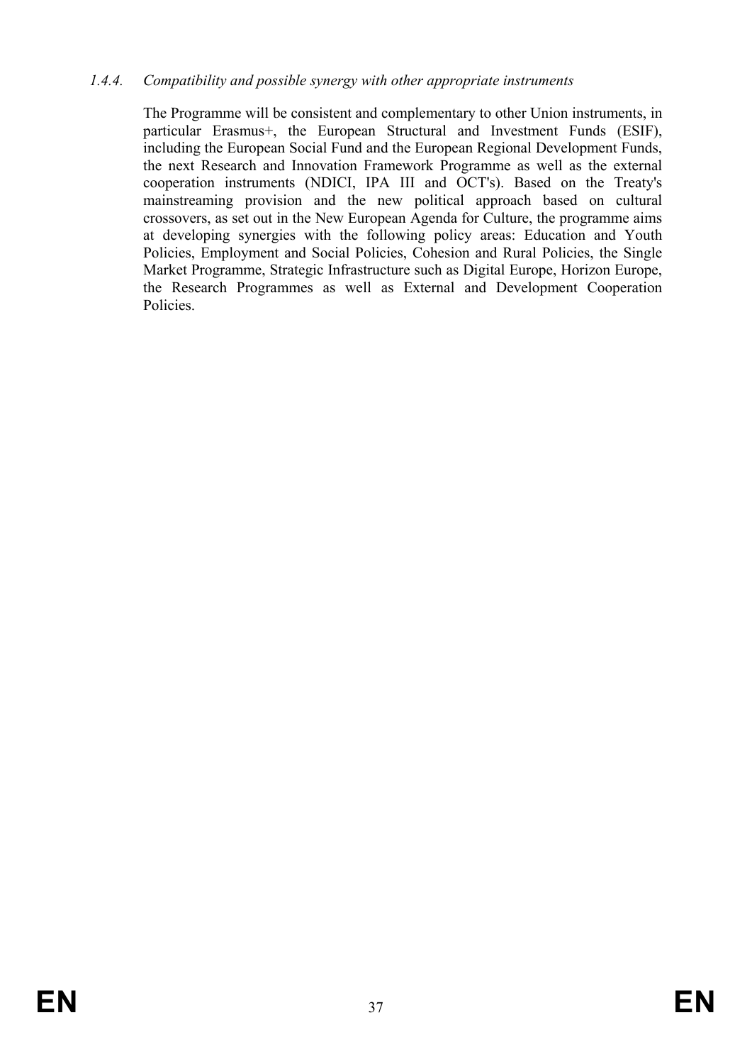#### *1.4.4. Compatibility and possible synergy with other appropriate instruments*

The Programme will be consistent and complementary to other Union instruments, in particular Erasmus+, the European Structural and Investment Funds (ESIF), including the European Social Fund and the European Regional Development Funds, the next Research and Innovation Framework Programme as well as the external cooperation instruments (NDICI, IPA III and OCT's). Based on the Treaty's mainstreaming provision and the new political approach based on cultural crossovers, as set out in the New European Agenda for Culture, the programme aims at developing synergies with the following policy areas: Education and Youth Policies, Employment and Social Policies, Cohesion and Rural Policies, the Single Market Programme, Strategic Infrastructure such as Digital Europe, Horizon Europe, the Research Programmes as well as External and Development Cooperation Policies.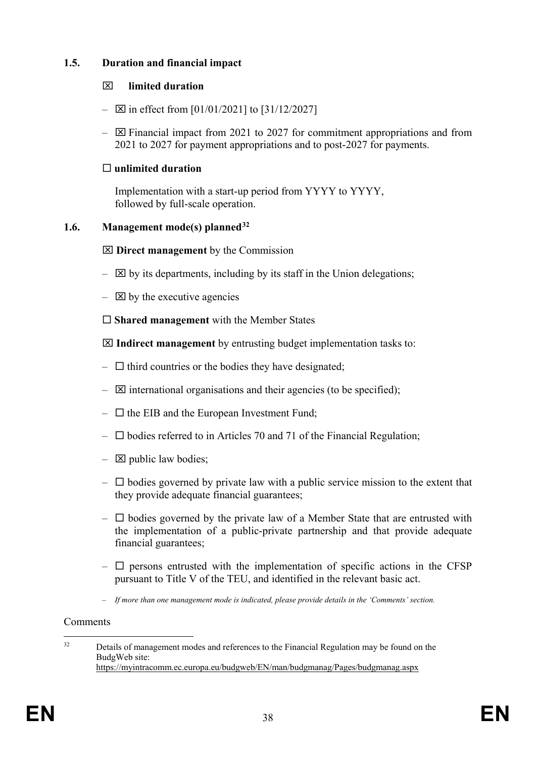### 1.5. Duration and financial impact

☒ **limited duration**

- ☒ in effect from [01/01/2021] to [31/12/2027]
- ☒ Financial impact from 2021 to 2027 for commitment appropriations and from 2021 to 2027 for payment appropriations and to post-2027 for payments.

☐ **unlimited duration**

Implementation with a start-up period from YYYY to YYYY,
followed by full-scale operation.

### 1.6. Management mode(s) planned[32]

☒ **Direct management** by the Commission

- ☒ by its departments, including by its staff in the Union delegations;
- ☒ by the executive agencies

☐ **Shared management** with the Member States

☒ **Indirect management** by entrusting budget implementation tasks to:

- ☐ third countries or the bodies they have designated;
- ☒ international organisations and their agencies (to be specified);
- ☐ the EIB and the European Investment Fund;
- ☐ bodies referred to in Articles 70 and 71 of the Financial Regulation;
- ☒ public law bodies;
- ☐ bodies governed by private law with a public service mission to the extent that they provide adequate financial guarantees;
- ☐ bodies governed by the private law of a Member State that are entrusted with the implementation of a public-private partnership and that provide adequate financial guarantees;
- ☐ persons entrusted with the implementation of specific actions in the CFSP pursuant to Title V of the TEU, and identified in the relevant basic act.
- *If more than one management mode is indicated, please provide details in the 'Comments' section.*

Comments

---

[32] Details of management modes and references to the Financial Regulation may be found on the BudgWeb site: https://myintracomm.ec.europa.eu/budgweb/EN/man/budgmanag/Pages/budgmanag.aspx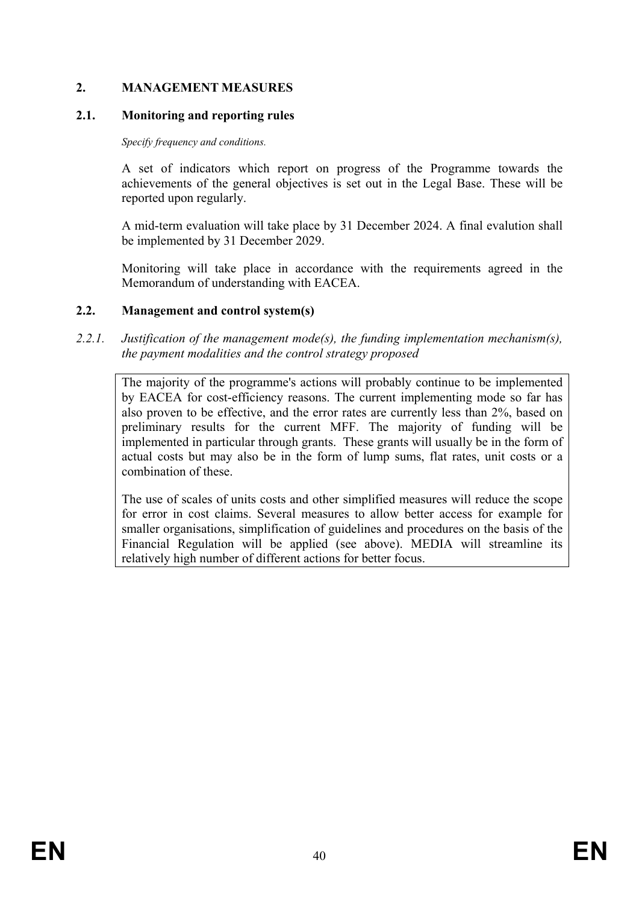## 2. MANAGEMENT MEASURES

### 2.1. Monitoring and reporting rules

*Specify frequency and conditions.*

A set of indicators which report on progress of the Programme towards the achievements of the general objectives is set out in the Legal Base. These will be reported upon regularly.

A mid-term evaluation will take place by 31 December 2024. A final evalution shall be implemented by 31 December 2029.

Monitoring will take place in accordance with the requirements agreed in the Memorandum of understanding with EACEA.

### 2.2. Management and control system(s)

#### *2.2.1. Justification of the management mode(s), the funding implementation mechanism(s), the payment modalities and the control strategy proposed*

The majority of the programme's actions will probably continue to be implemented by EACEA for cost-efficiency reasons. The current implementing mode so far has also proven to be effective, and the error rates are currently less than 2%, based on preliminary results for the current MFF. The majority of funding will be implemented in particular through grants. These grants will usually be in the form of actual costs but may also be in the form of lump sums, flat rates, unit costs or a combination of these.

The use of scales of units costs and other simplified measures will reduce the scope for error in cost claims. Several measures to allow better access for example for smaller organisations, simplification of guidelines and procedures on the basis of the Financial Regulation will be applied (see above). MEDIA will streamline its relatively high number of different actions for better focus.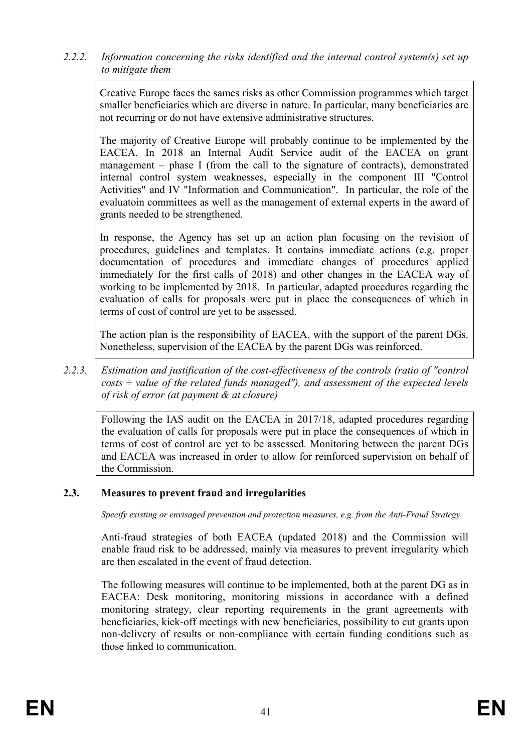*2.2.2. Information concerning the risks identified and the internal control system(s) set up to mitigate them*

Creative Europe faces the sames risks as other Commission programmes which target smaller beneficiaries which are diverse in nature. In particular, many beneficiaries are not recurring or do not have extensive administrative structures.

The majority of Creative Europe will probably continue to be implemented by the EACEA. In 2018 an Internal Audit Service audit of the EACEA on grant management – phase I (from the call to the signature of contracts), demonstrated internal control system weaknesses, especially in the component III "Control Activities" and IV "Information and Communication". In particular, the role of the evaluatoin committees as well as the management of external experts in the award of grants needed to be strengthened.

In response, the Agency has set up an action plan focusing on the revision of procedures, guidelines and templates. It contains immediate actions (e.g. proper documentation of procedures and immediate changes of procedures applied immediately for the first calls of 2018) and other changes in the EACEA way of working to be implemented by 2018. In particular, adapted procedures regarding the evaluation of calls for proposals were put in place the consequences of which in terms of cost of control are yet to be assessed.

The action plan is the responsibility of EACEA, with the support of the parent DGs. Nonetheless, supervision of the EACEA by the parent DGs was reinforced.

*2.2.3. Estimation and justification of the cost-effectiveness of the controls (ratio of "control costs ÷ value of the related funds managed"), and assessment of the expected levels of risk of error (at payment & at closure)*

Following the IAS audit on the EACEA in 2017/18, adapted procedures regarding the evaluation of calls for proposals were put in place the consequences of which in terms of cost of control are yet to be assessed. Monitoring between the parent DGs and EACEA was increased in order to allow for reinforced supervision on behalf of the Commission.

## 2.3. Measures to prevent fraud and irregularities

*Specify existing or envisaged prevention and protection measures, e.g. from the Anti-Fraud Strategy.*

Anti-fraud strategies of both EACEA (updated 2018) and the Commission will enable fraud risk to be addressed, mainly via measures to prevent irregularity which are then escalated in the event of fraud detection.

The following measures will continue to be implemented, both at the parent DG as in EACEA: Desk monitoring, monitoring missions in accordance with a defined monitoring strategy, clear reporting requirements in the grant agreements with beneficiaries, kick-off meetings with new beneficiaries, possibility to cut grants upon non-delivery of results or non-compliance with certain funding conditions such as those linked to communication.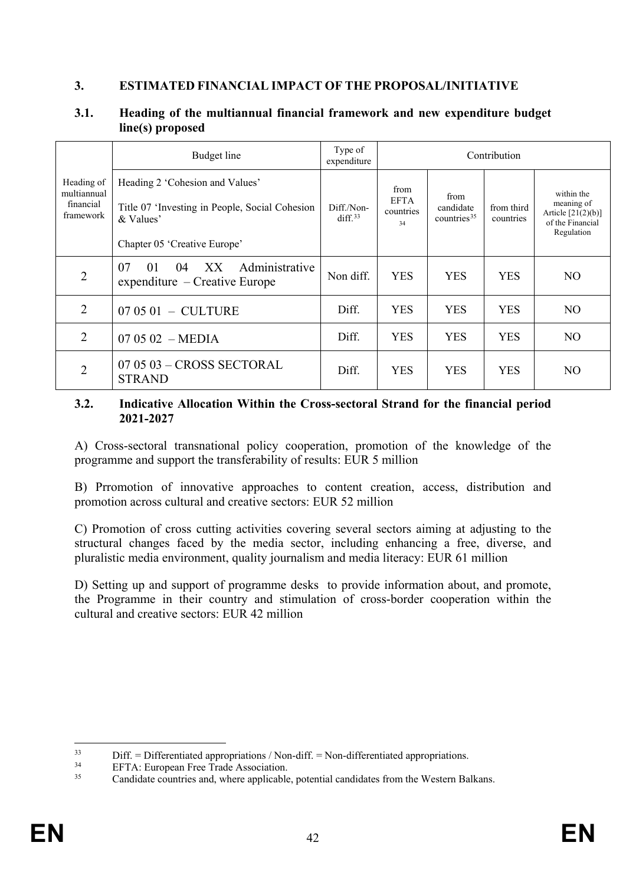## 3. ESTIMATED FINANCIAL IMPACT OF THE PROPOSAL/INITIATIVE

### 3.1. Heading of the multiannual financial framework and new expenditure budget line(s) proposed

| Heading of multiannual financial framework | Budget line | Type of expenditure | Contribution | | | |
|---|---|---|---|---|---|---|
| | Heading 2 'Cohesion and Values'<br><br>Title 07 'Investing in People, Social Cohesion & Values'<br><br>Chapter 05 'Creative Europe' | Diff./Non-diff.[33] | from EFTA countries[34] | from candidate countries[35] | from third countries | within the meaning of Article [21(2)(b)] of the Financial Regulation |
| 2 | 07 01 04 XX Administrative expenditure – Creative Europe | Non diff. | YES | YES | YES | NO |
| 2 | 07 05 01 – CULTURE | Diff. | YES | YES | YES | NO |
| 2 | 07 05 02 – MEDIA | Diff. | YES | YES | YES | NO |
| 2 | 07 05 03 – CROSS SECTORAL STRAND | Diff. | YES | YES | YES | NO |

### 3.2. Indicative Allocation Within the Cross-sectoral Strand for the financial period 2021-2027

A) Cross-sectoral transnational policy cooperation, promotion of the knowledge of the programme and support the transferability of results: EUR 5 million

B) Prromotion of innovative approaches to content creation, access, distribution and promotion across cultural and creative sectors: EUR 52 million

C) Promotion of cross cutting activities covering several sectors aiming at adjusting to the structural changes faced by the media sector, including enhancing a free, diverse, and pluralistic media environment, quality journalism and media literacy: EUR 61 million

D) Setting up and support of programme desks to provide information about, and promote, the Programme in their country and stimulation of cross-border cooperation within the cultural and creative sectors: EUR 42 million

---

[33] Diff. = Differentiated appropriations / Non-diff. = Non-differentiated appropriations.

[34] EFTA: European Free Trade Association.

[35] Candidate countries and, where applicable, potential candidates from the Western Balkans.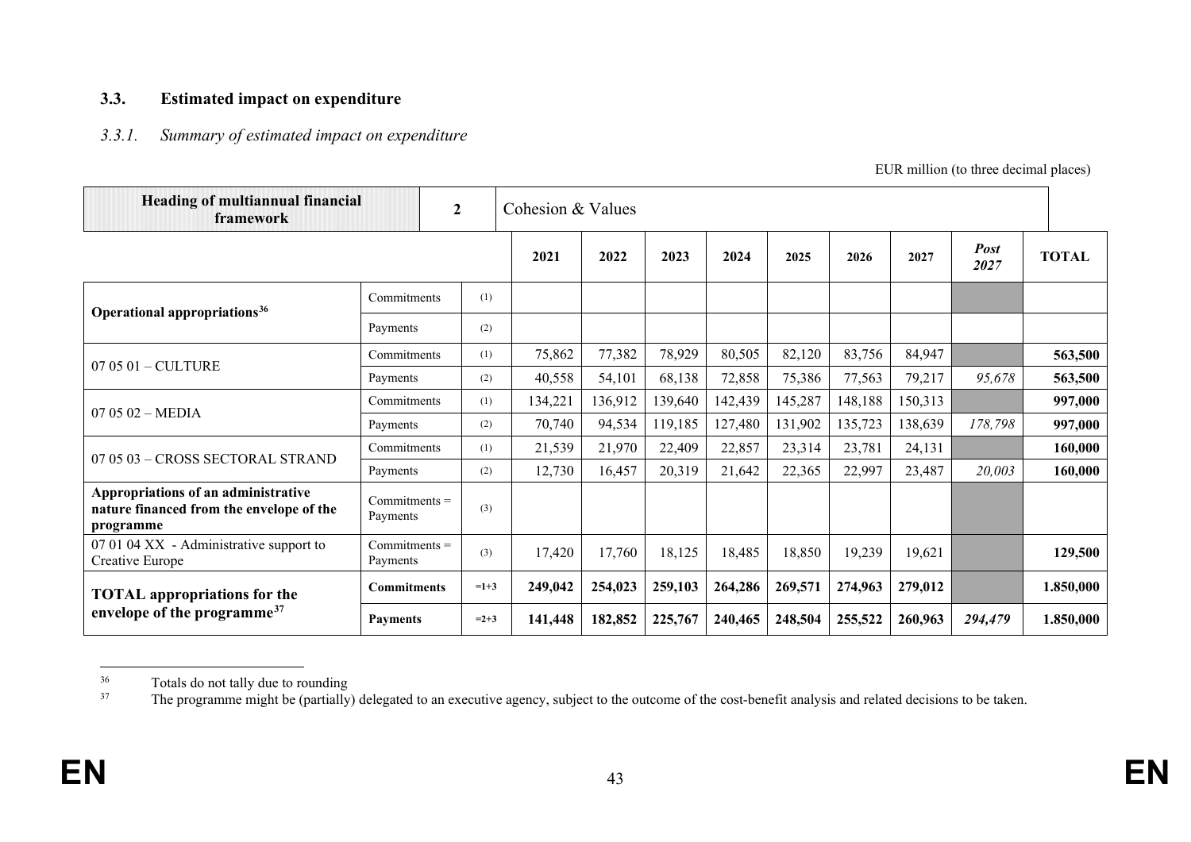### 3.3. Estimated impact on expenditure

#### *3.3.1. Summary of estimated impact on expenditure*

EUR million (to three decimal places)

| Heading of multiannual financial framework | | 2 | Cohesion & Values | | | | | | | | |
|---|---|---|---|---|---|---|---|---|---|---|---|
| | | | **2021** | **2022** | **2023** | **2024** | **2025** | **2026** | **2027** | ***Post 2027*** | **TOTAL** |
| **Operational appropriations**[36] | Commitments | (1) | | | | | | | | | |
| | Payments | (2) | | | | | | | | | |
| 07 05 01 – CULTURE | Commitments | (1) | 75,862 | 77,382 | 78,929 | 80,505 | 82,120 | 83,756 | 84,947 | | **563,500** |
| | Payments | (2) | 40,558 | 54,101 | 68,138 | 72,858 | 75,386 | 77,563 | 79,217 | *95,678* | **563,500** |
| 07 05 02 – MEDIA | Commitments | (1) | 134,221 | 136,912 | 139,640 | 142,439 | 145,287 | 148,188 | 150,313 | | **997,000** |
| | Payments | (2) | 70,740 | 94,534 | 119,185 | 127,480 | 131,902 | 135,723 | 138,639 | *178,798* | **997,000** |
| 07 05 03 – CROSS SECTORAL STRAND | Commitments | (1) | 21,539 | 21,970 | 22,409 | 22,857 | 23,314 | 23,781 | 24,131 | | **160,000** |
| | Payments | (2) | 12,730 | 16,457 | 20,319 | 21,642 | 22,365 | 22,997 | 23,487 | *20,003* | **160,000** |
| **Appropriations of an administrative nature financed from the envelope of the programme** | Commitments = Payments | (3) | | | | | | | | | |
| 07 01 04 XX - Administrative support to Creative Europe | Commitments = Payments | (3) | 17,420 | 17,760 | 18,125 | 18,485 | 18,850 | 19,239 | 19,621 | | **129,500** |
| **TOTAL appropriations for the envelope of the programme**[37] | **Commitments** | =1+3 | **249,042** | **254,023** | **259,103** | **264,286** | **269,571** | **274,963** | **279,012** | | **1.850,000** |
| | **Payments** | =2+3 | **141,448** | **182,852** | **225,767** | **240,465** | **248,504** | **255,522** | **260,963** | ***294,479*** | **1.850,000** |

[36] Totals do not tally due to rounding

[37] The programme might be (partially) delegated to an executive agency, subject to the outcome of the cost-benefit analysis and related decisions to be taken.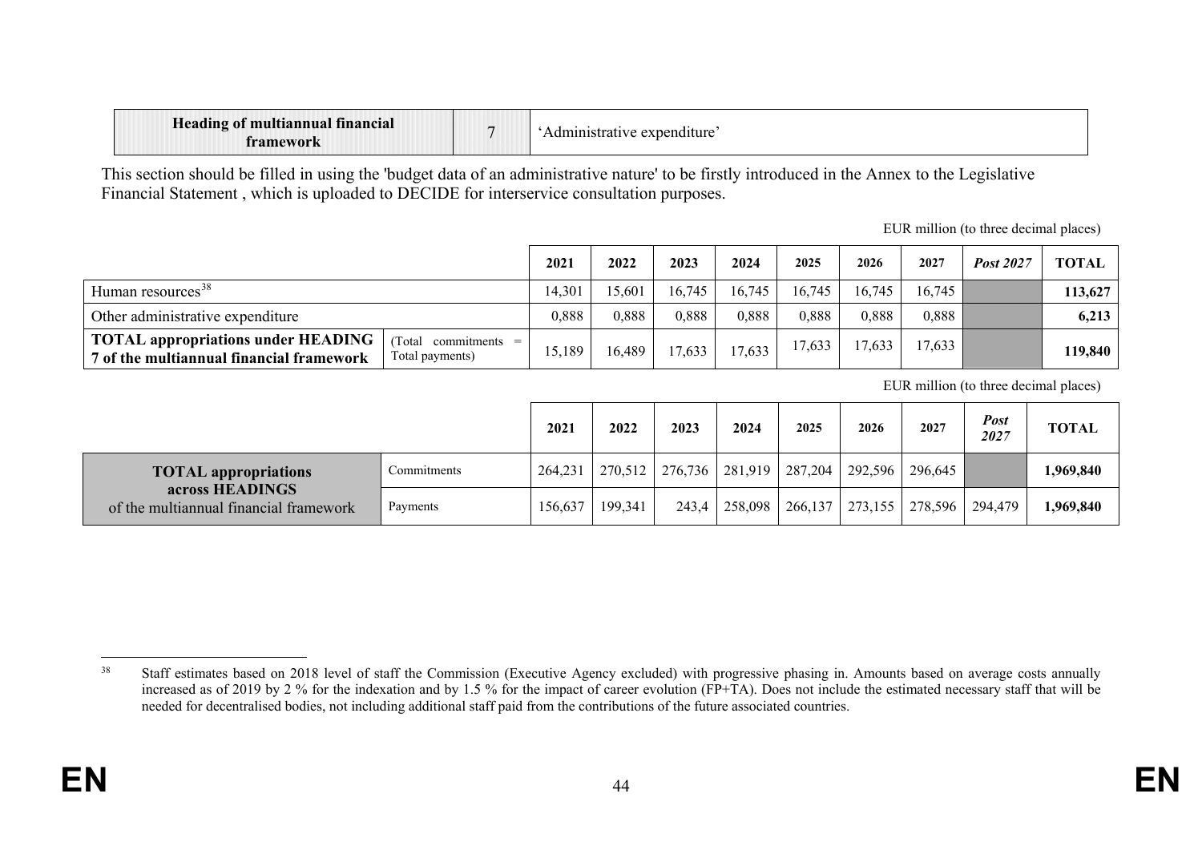| **Heading of multiannual financial framework** | 7 | 'Administrative expenditure' |
|---|---|---|

This section should be filled in using the 'budget data of an administrative nature' to be firstly introduced in the Annex to the Legislative Financial Statement , which is uploaded to DECIDE for interservice consultation purposes.

EUR million (to three decimal places)

| | | 2021 | 2022 | 2023 | 2024 | 2025 | 2026 | 2027 | *Post 2027* | TOTAL |
|---|---|---|---|---|---|---|---|---|---|---|
| Human resources[38] | | 14,301 | 15,601 | 16,745 | 16,745 | 16,745 | 16,745 | 16,745 | | **113,627** |
| Other administrative expenditure | | 0,888 | 0,888 | 0,888 | 0,888 | 0,888 | 0,888 | 0,888 | | **6,213** |
| **TOTAL appropriations under HEADING 7 of the multiannual financial framework** | (Total commitments = Total payments) | 15,189 | 16,489 | 17,633 | 17,633 | 17,633 | 17,633 | 17,633 | | **119,840** |

EUR million (to three decimal places)

| | | 2021 | 2022 | 2023 | 2024 | 2025 | 2026 | 2027 | *Post 2027* | TOTAL |
|---|---|---|---|---|---|---|---|---|---|---|
| **TOTAL appropriations across HEADINGS** of the multiannual financial framework | Commitments | 264,231 | 270,512 | 276,736 | 281,919 | 287,204 | 292,596 | 296,645 | | **1,969,840** |
| | Payments | 156,637 | 199,341 | 243,4 | 258,098 | 266,137 | 273,155 | 278,596 | 294,479 | **1,969,840** |

[38] Staff estimates based on 2018 level of staff the Commission (Executive Agency excluded) with progressive phasing in. Amounts based on average costs annually increased as of 2019 by 2 % for the indexation and by 1.5 % for the impact of career evolution (FP+TA). Does not include the estimated necessary staff that will be needed for decentralised bodies, not including additional staff paid from the contributions of the future associated countries.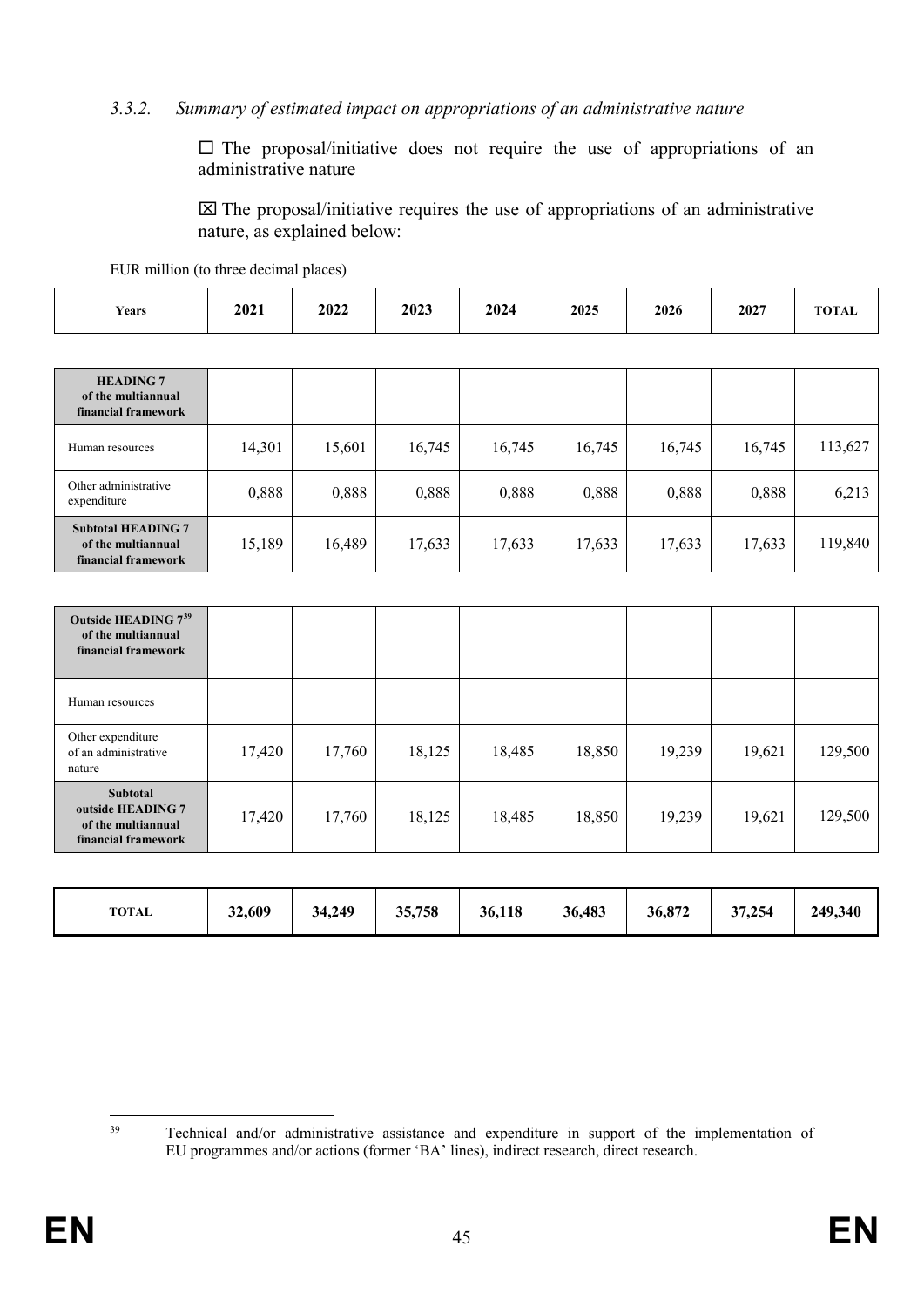*3.3.2. Summary of estimated impact on appropriations of an administrative nature*

☐ The proposal/initiative does not require the use of appropriations of an administrative nature

☒ The proposal/initiative requires the use of appropriations of an administrative nature, as explained below:

EUR million (to three decimal places)

| **Years** | **2021** | **2022** | **2023** | **2024** | **2025** | **2026** | **2027** | **TOTAL** |
|---|---|---|---|---|---|---|---|---|
| **HEADING 7 of the multiannual financial framework** | | | | | | | | |
| Human resources | 14,301 | 15,601 | 16,745 | 16,745 | 16,745 | 16,745 | 16,745 | 113,627 |
| Other administrative expenditure | 0,888 | 0,888 | 0,888 | 0,888 | 0,888 | 0,888 | 0,888 | 6,213 |
| **Subtotal HEADING 7 of the multiannual financial framework** | 15,189 | 16,489 | 17,633 | 17,633 | 17,633 | 17,633 | 17,633 | 119,840 |
| **Outside HEADING 7[39] of the multiannual financial framework** | | | | | | | | |
| Human resources | | | | | | | | |
| Other expenditure of an administrative nature | 17,420 | 17,760 | 18,125 | 18,485 | 18,850 | 19,239 | 19,621 | 129,500 |
| **Subtotal outside HEADING 7 of the multiannual financial framework** | 17,420 | 17,760 | 18,125 | 18,485 | 18,850 | 19,239 | 19,621 | 129,500 |
| **TOTAL** | **32,609** | **34,249** | **35,758** | **36,118** | **36,483** | **36,872** | **37,254** | **249,340** |

[39] Technical and/or administrative assistance and expenditure in support of the implementation of EU programmes and/or actions (former 'BA' lines), indirect research, direct research.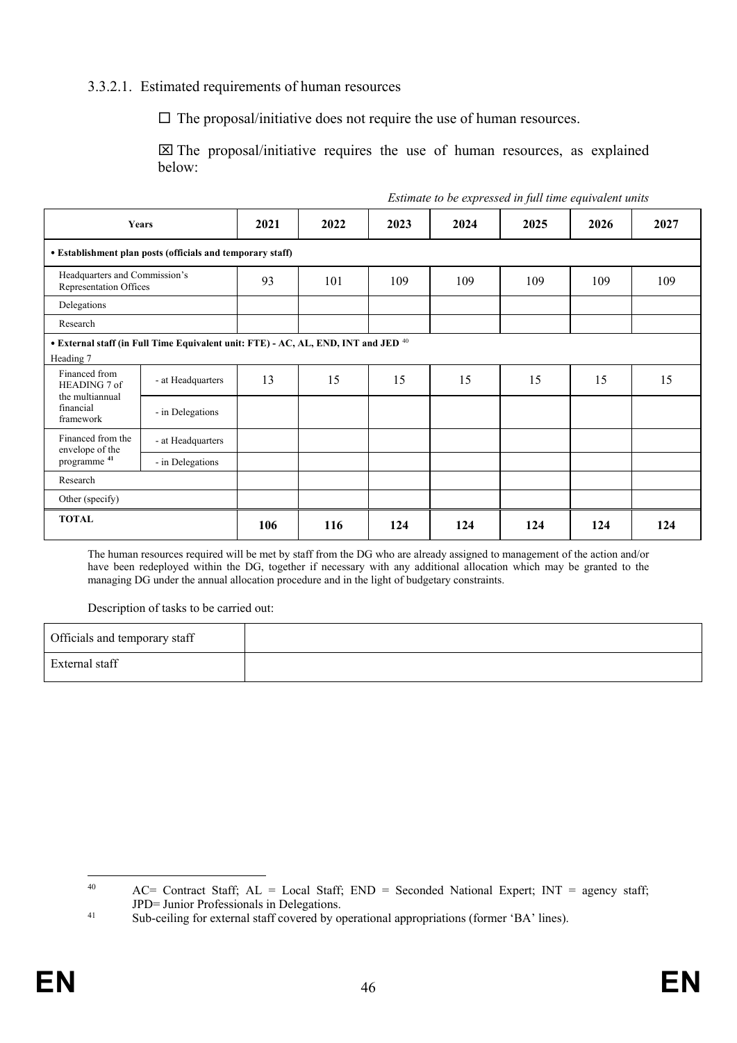#### 3.3.2.1. Estimated requirements of human resources

☐ The proposal/initiative does not require the use of human resources.

☒ The proposal/initiative requires the use of human resources, as explained below:

*Estimate to be expressed in full time equivalent units*

| Years | | 2021 | 2022 | 2023 | 2024 | 2025 | 2026 | 2027 |
|---|---|---|---|---|---|---|---|---|
| **• Establishment plan posts (officials and temporary staff)** | | | | | | | | |
| Headquarters and Commission's Representation Offices | | 93 | 101 | 109 | 109 | 109 | 109 | 109 |
| Delegations | | | | | | | | |
| Research | | | | | | | | |
| **• External staff (in Full Time Equivalent unit: FTE) - AC, AL, END, INT and JED** [40] Heading 7 | | | | | | | | |
| Financed from HEADING 7 of the multiannual financial framework | - at Headquarters | 13 | 15 | 15 | 15 | 15 | 15 | 15 |
| | - in Delegations | | | | | | | |
| Financed from the envelope of the programme [41] | - at Headquarters | | | | | | | |
| | - in Delegations | | | | | | | |
| Research | | | | | | | | |
| Other (specify) | | | | | | | | |
| **TOTAL** | | **106** | **116** | **124** | **124** | **124** | **124** | **124** |

The human resources required will be met by staff from the DG who are already assigned to management of the action and/or have been redeployed within the DG, together if necessary with any additional allocation which may be granted to the managing DG under the annual allocation procedure and in the light of budgetary constraints.

Description of tasks to be carried out:

| Officials and temporary staff | |
|---|---|
| External staff | |

[40] AC= Contract Staff; AL = Local Staff; END = Seconded National Expert; INT = agency staff; JPD= Junior Professionals in Delegations.

[41] Sub-ceiling for external staff covered by operational appropriations (former 'BA' lines).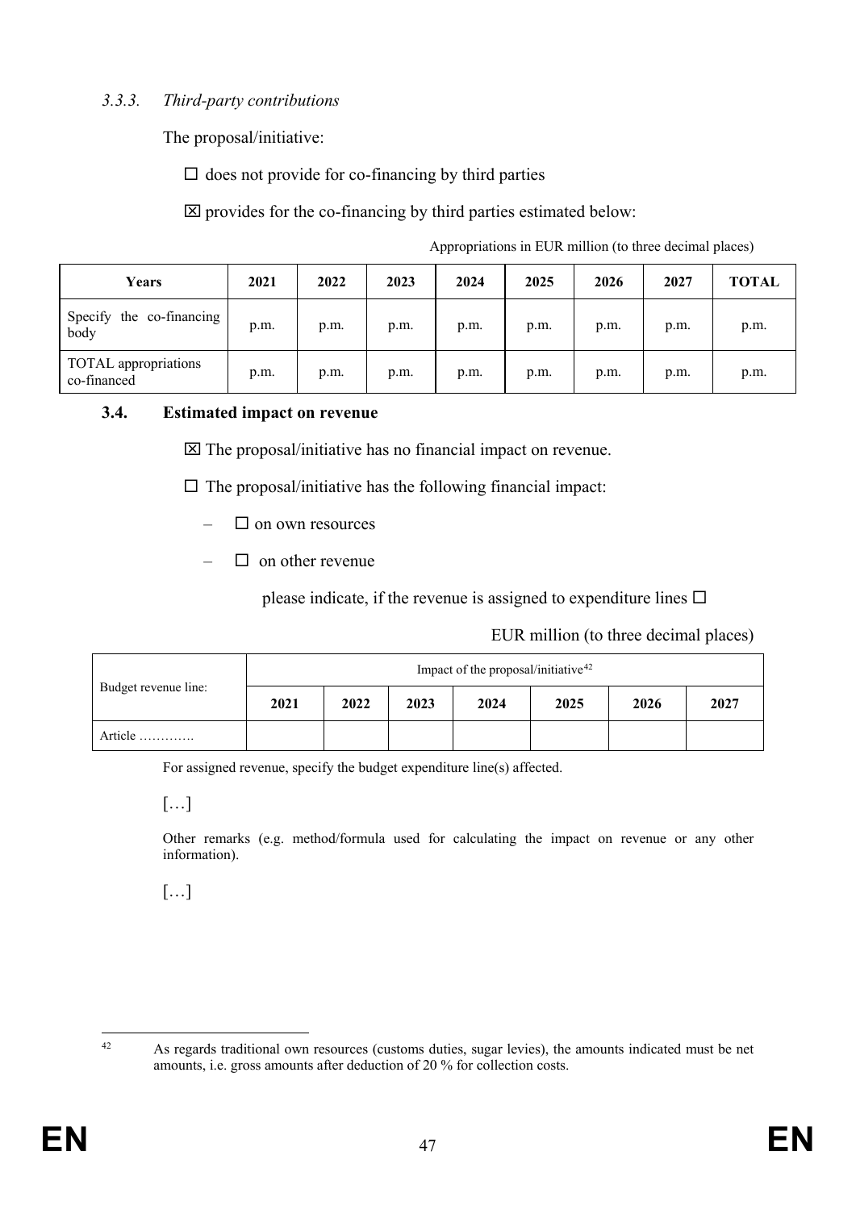#### *3.3.3. Third-party contributions*

The proposal/initiative:

☐ does not provide for co-financing by third parties

☒ provides for the co-financing by third parties estimated below:

Appropriations in EUR million (to three decimal places)

| Years | 2021 | 2022 | 2023 | 2024 | 2025 | 2026 | 2027 | TOTAL |
|---|---|---|---|---|---|---|---|---|
| Specify the co-financing body | p.m. | p.m. | p.m. | p.m. | p.m. | p.m. | p.m. | p.m. |
| TOTAL appropriations co-financed | p.m. | p.m. | p.m. | p.m. | p.m. | p.m. | p.m. | p.m. |

### 3.4. Estimated impact on revenue

☒ The proposal/initiative has no financial impact on revenue.

☐ The proposal/initiative has the following financial impact:

- ☐ on own resources
- ☐ on other revenue

please indicate, if the revenue is assigned to expenditure lines ☐

EUR million (to three decimal places)

| Budget revenue line: | Impact of the proposal/initiative[42] | | | | | | |
|---|---|---|---|---|---|---|---|
| | 2021 | 2022 | 2023 | 2024 | 2025 | 2026 | 2027 |
| Article …………. | | | | | | | |

For assigned revenue, specify the budget expenditure line(s) affected.

[…]

Other remarks (e.g. method/formula used for calculating the impact on revenue or any other information).

[…]

[42] As regards traditional own resources (customs duties, sugar levies), the amounts indicated must be net amounts, i.e. gross amounts after deduction of 20 % for collection costs.